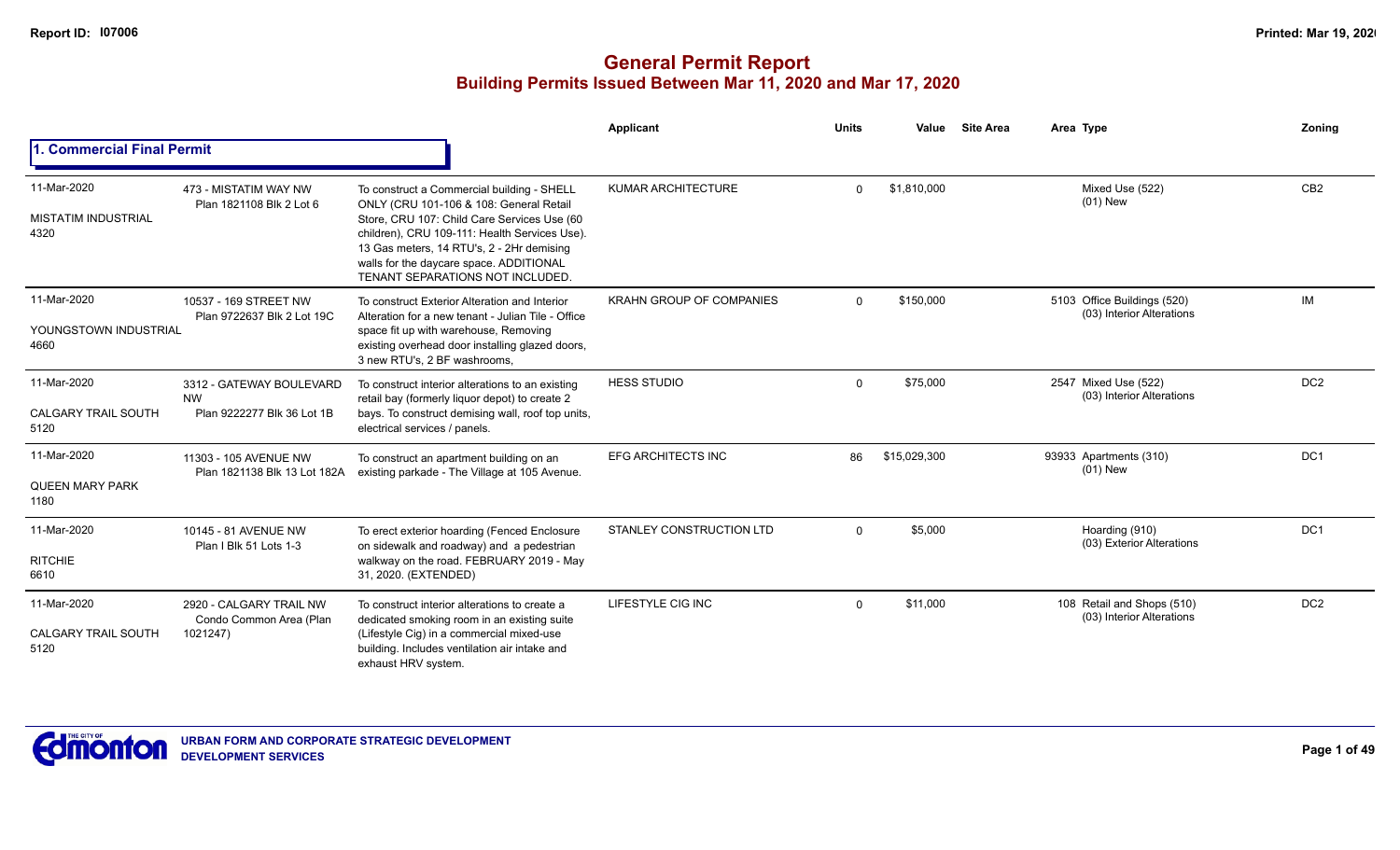# General Permit Report

## Building Permits Issued Between Mar 11, 2020 and Mar 17, 2020

### 1. Commercial Final Permit

| Date / Neighbourhood | Address / Legal | Description | Applicant | Units | Value | Site Area | Area | Type | Zoning |
|---|---|---|---|---|---|---|---|---|---|
| 11-Mar-2020<br>MISTATIM INDUSTRIAL<br>4320 | 473 - MISTATIM WAY NW<br>Plan 1821108 Blk 2 Lot 6 | To construct a Commercial building - SHELL ONLY (CRU 101-106 & 108: General Retail Store, CRU 107: Child Care Services Use (60 children), CRU 109-111: Health Services Use). 13 Gas meters, 14 RTU's, 2 - 2Hr demising walls for the daycare space. ADDITIONAL TENANT SEPARATIONS NOT INCLUDED. | KUMAR ARCHITECTURE | 0 | $1,810,000 | | | Mixed Use (522)<br>(01) New | CB2 |
| 11-Mar-2020<br>YOUNGSTOWN INDUSTRIAL<br>4660 | 10537 - 169 STREET NW<br>Plan 9722637 Blk 2 Lot 19C | To construct Exterior Alteration and Interior Alteration for a new tenant - Julian Tile - Office space fit up with warehouse, Removing existing overhead door installing glazed doors, 3 new RTU's, 2 BF washrooms, | KRAHN GROUP OF COMPANIES | 0 | $150,000 | | 5103 | Office Buildings (520)<br>(03) Interior Alterations | IM |
| 11-Mar-2020<br>CALGARY TRAIL SOUTH<br>5120 | 3312 - GATEWAY BOULEVARD NW<br>Plan 9222277 Blk 36 Lot 1B | To construct interior alterations to an existing retail bay (formerly liquor depot) to create 2 bays. To construct demising wall, roof top units, electrical services / panels. | HESS STUDIO | 0 | $75,000 | | 2547 | Mixed Use (522)<br>(03) Interior Alterations | DC2 |
| 11-Mar-2020<br>QUEEN MARY PARK<br>1180 | 11303 - 105 AVENUE NW<br>Plan 1821138 Blk 13 Lot 182A | To construct an apartment building on an existing parkade - The Village at 105 Avenue. | EFG ARCHITECTS INC | 86 | $15,029,300 | | 93933 | Apartments (310)<br>(01) New | DC1 |
| 11-Mar-2020<br>RITCHIE<br>6610 | 10145 - 81 AVENUE NW<br>Plan I Blk 51 Lots 1-3 | To erect exterior hoarding (Fenced Enclosure on sidewalk and roadway) and a pedestrian walkway on the road. FEBRUARY 2019 - May 31, 2020. (EXTENDED) | STANLEY CONSTRUCTION LTD | 0 | $5,000 | | | Hoarding (910)<br>(03) Exterior Alterations | DC1 |
| 11-Mar-2020<br>CALGARY TRAIL SOUTH<br>5120 | 2920 - CALGARY TRAIL NW<br>Condo Common Area (Plan 1021247) | To construct interior alterations to create a dedicated smoking room in an existing suite (Lifestyle Cig) in a commercial mixed-use building. Includes ventilation air intake and exhaust HRV system. | LIFESTYLE CIG INC | 0 | $11,000 | | 108 | Retail and Shops (510)<br>(03) Interior Alterations | DC2 |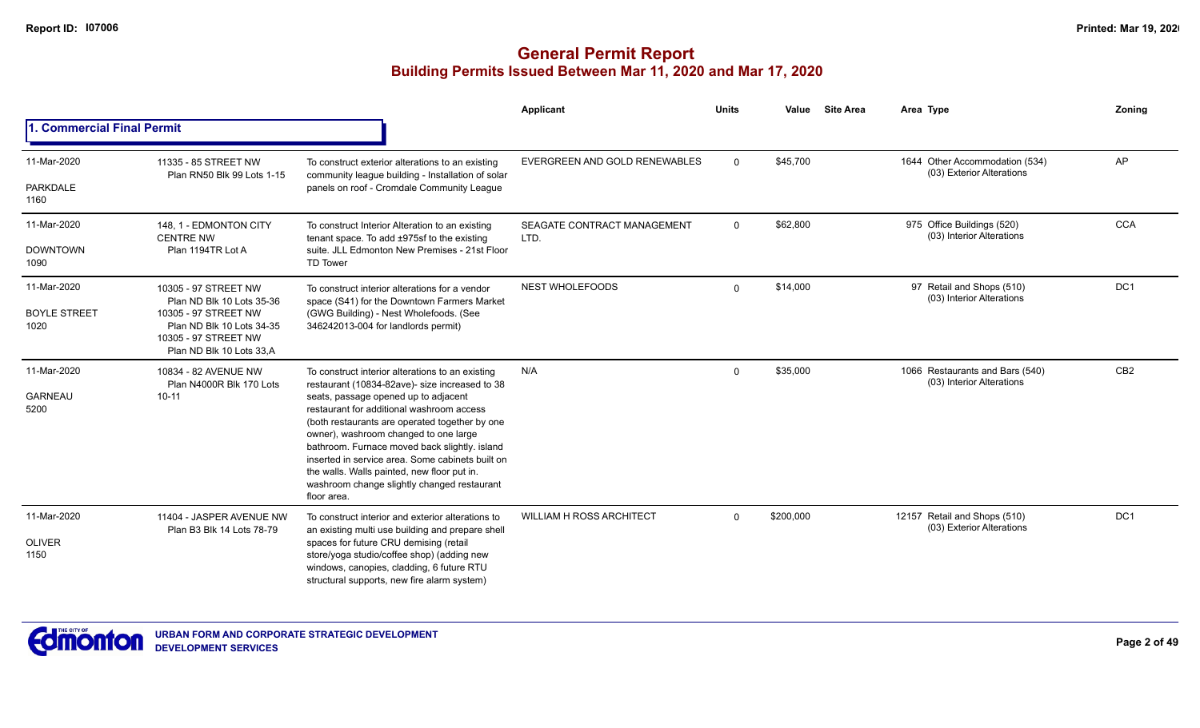# General Permit Report

## Building Permits Issued Between Mar 11, 2020 and Mar 17, 2020

### 1. Commercial Final Permit

| Date / Neighbourhood | Address / Legal | Description | Applicant | Units | Value | Site Area | Area | Type | Zoning |
|---|---|---|---|---|---|---|---|---|---|
| 11-Mar-2020<br>PARKDALE<br>1160 | 11335 - 85 STREET NW<br>Plan RN50 Blk 99 Lots 1-15 | To construct exterior alterations to an existing community league building - Installation of solar panels on roof - Cromdale Community League | EVERGREEN AND GOLD RENEWABLES | 0 | $45,700 | | 1644 | Other Accommodation (534)<br>(03) Exterior Alterations | AP |
| 11-Mar-2020<br>DOWNTOWN<br>1090 | 148, 1 - EDMONTON CITY CENTRE NW<br>Plan 1194TR Lot A | To construct Interior Alteration to an existing tenant space. To add ±975sf to the existing suite. JLL Edmonton New Premises - 21st Floor TD Tower | SEAGATE CONTRACT MANAGEMENT LTD. | 0 | $62,800 | | 975 | Office Buildings (520)<br>(03) Interior Alterations | CCA |
| 11-Mar-2020<br>BOYLE STREET<br>1020 | 10305 - 97 STREET NW<br>Plan ND Blk 10 Lots 35-36<br>10305 - 97 STREET NW<br>Plan ND Blk 10 Lots 34-35<br>10305 - 97 STREET NW<br>Plan ND Blk 10 Lots 33,A | To construct interior alterations for a vendor space (S41) for the Downtown Farmers Market (GWG Building) - Nest Wholefoods. (See 346242013-004 for landlords permit) | NEST WHOLEFOODS | 0 | $14,000 | | 97 | Retail and Shops (510)<br>(03) Interior Alterations | DC1 |
| 11-Mar-2020<br>GARNEAU<br>5200 | 10834 - 82 AVENUE NW<br>Plan N4000R Blk 170 Lots 10-11 | To construct interior alterations to an existing restaurant (10834-82ave)- size increased to 38 seats, passage opened up to adjacent restaurant for additional washroom access (both restaurants are operated together by one owner), washroom changed to one large bathroom. Furnace moved back slightly. island inserted in service area. Some cabinets built on the walls. Walls painted, new floor put in. washroom change slightly changed restaurant floor area. | N/A | 0 | $35,000 | | 1066 | Restaurants and Bars (540)<br>(03) Interior Alterations | CB2 |
| 11-Mar-2020<br>OLIVER<br>1150 | 11404 - JASPER AVENUE NW<br>Plan B3 Blk 14 Lots 78-79 | To construct interior and exterior alterations to an existing multi use building and prepare shell spaces for future CRU demising (retail store/yoga studio/coffee shop) (adding new windows, canopies, cladding, 6 future RTU structural supports, new fire alarm system) | WILLIAM H ROSS ARCHITECT | 0 | $200,000 | | 12157 | Retail and Shops (510)<br>(03) Exterior Alterations | DC1 |

**URBAN FORM AND CORPORATE STRATEGIC DEVELOPMENT**
**DEVELOPMENT SERVICES**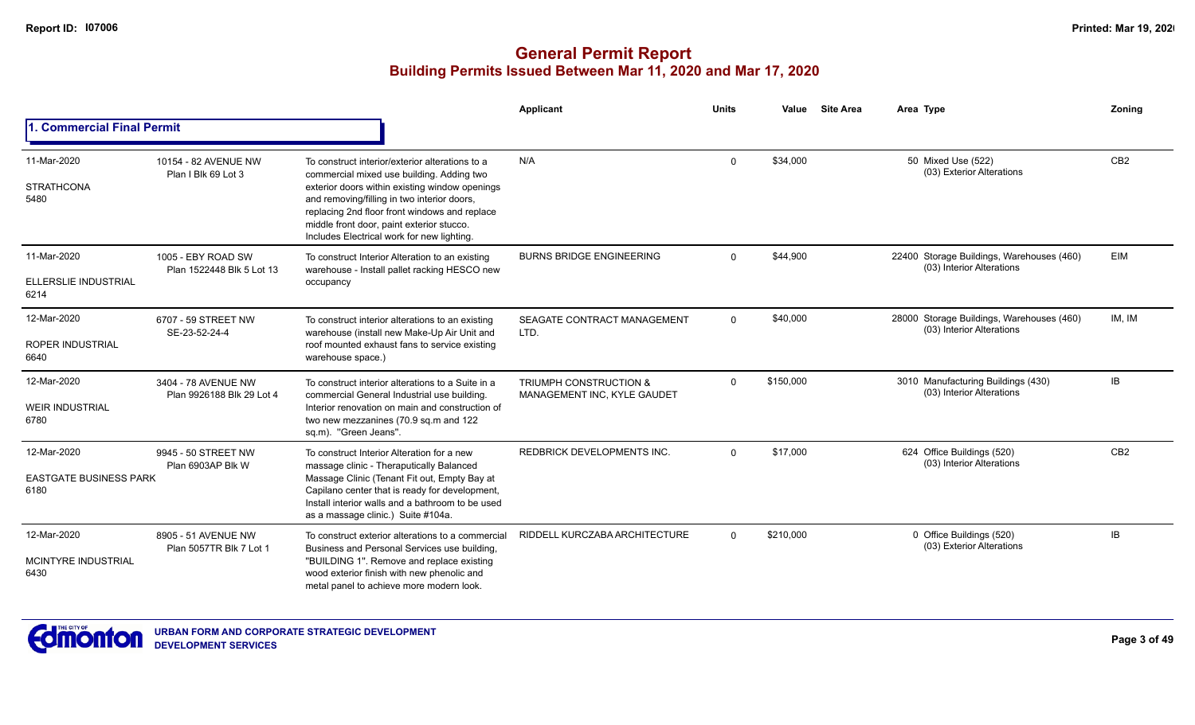# General Permit Report

## Building Permits Issued Between Mar 11, 2020 and Mar 17, 2020

### 1. Commercial Final Permit

| Date / Neighbourhood | Address / Legal | Description | Applicant | Units | Value | Site Area | Area Type | Zoning |
|---|---|---|---|---|---|---|---|---|
| 11-Mar-2020<br>STRATHCONA<br>5480 | 10154 - 82 AVENUE NW<br>Plan I Blk 69 Lot 3 | To construct interior/exterior alterations to a commercial mixed use building. Adding two exterior doors within existing window openings and removing/filling in two interior doors, replacing 2nd floor front windows and replace middle front door, paint exterior stucco. Includes Electrical work for new lighting. | N/A | 0 | $34,000 | | 50 Mixed Use (522)<br>(03) Exterior Alterations | CB2 |
| 11-Mar-2020<br>ELLERSLIE INDUSTRIAL<br>6214 | 1005 - EBY ROAD SW<br>Plan 1522448 Blk 5 Lot 13 | To construct Interior Alteration to an existing warehouse - Install pallet racking HESCO new occupancy | BURNS BRIDGE ENGINEERING | 0 | $44,900 | | 22400 Storage Buildings, Warehouses (460)<br>(03) Interior Alterations | EIM |
| 12-Mar-2020<br>ROPER INDUSTRIAL<br>6640 | 6707 - 59 STREET NW<br>SE-23-52-24-4 | To construct interior alterations to an existing warehouse (install new Make-Up Air Unit and roof mounted exhaust fans to service existing warehouse space.) | SEAGATE CONTRACT MANAGEMENT LTD. | 0 | $40,000 | | 28000 Storage Buildings, Warehouses (460)<br>(03) Interior Alterations | IM, IM |
| 12-Mar-2020<br>WEIR INDUSTRIAL<br>6780 | 3404 - 78 AVENUE NW<br>Plan 9926188 Blk 29 Lot 4 | To construct interior alterations to a Suite in a commercial General Industrial use building. Interior renovation on main and construction of two new mezzanines (70.9 sq.m and 122 sq.m). "Green Jeans". | TRIUMPH CONSTRUCTION & MANAGEMENT INC, KYLE GAUDET | 0 | $150,000 | | 3010 Manufacturing Buildings (430)<br>(03) Interior Alterations | IB |
| 12-Mar-2020<br>EASTGATE BUSINESS PARK<br>6180 | 9945 - 50 STREET NW<br>Plan 6903AP Blk W | To construct Interior Alteration for a new massage clinic - Theraputically Balanced Massage Clinic (Tenant Fit out, Empty Bay at Capilano center that is ready for development, Install interior walls and a bathroom to be used as a massage clinic.) Suite #104a. | REDBRICK DEVELOPMENTS INC. | 0 | $17,000 | | 624 Office Buildings (520)<br>(03) Interior Alterations | CB2 |
| 12-Mar-2020<br>MCINTYRE INDUSTRIAL<br>6430 | 8905 - 51 AVENUE NW<br>Plan 5057TR Blk 7 Lot 1 | To construct exterior alterations to a commercial Business and Personal Services use building, "BUILDING 1". Remove and replace existing wood exterior finish with new phenolic and metal panel to achieve more modern look. | RIDDELL KURCZABA ARCHITECTURE | 0 | $210,000 | | 0 Office Buildings (520)<br>(03) Exterior Alterations | IB |

URBAN FORM AND CORPORATE STRATEGIC DEVELOPMENT
DEVELOPMENT SERVICES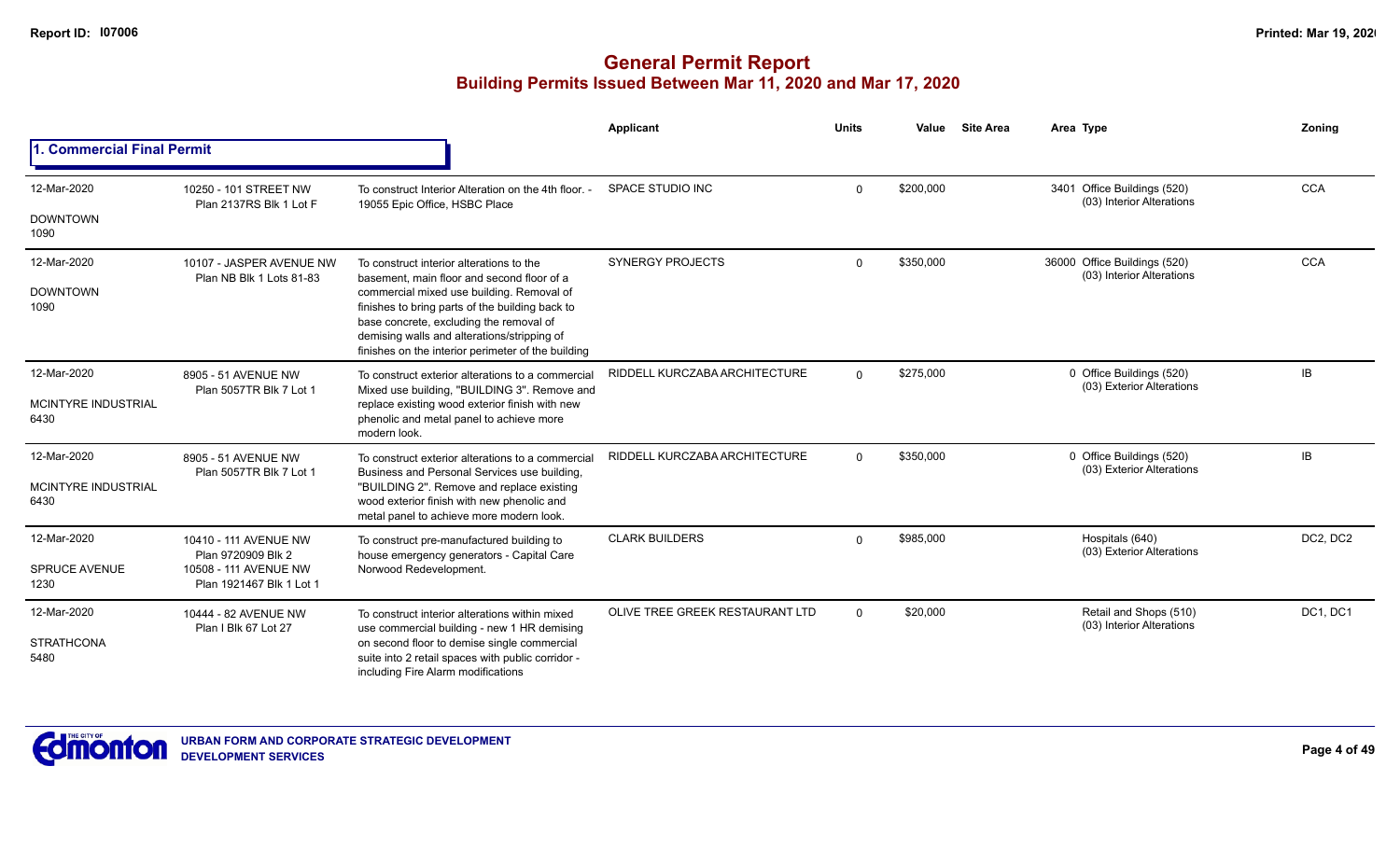# General Permit Report

## Building Permits Issued Between Mar 11, 2020 and Mar 17, 2020

### 1. Commercial Final Permit

| Date / Neighbourhood | Address / Legal | Description | Applicant | Units | Value | Site Area | Area | Type | Zoning |
|---|---|---|---|---|---|---|---|---|---|
| 12-Mar-2020<br>DOWNTOWN<br>1090 | 10250 - 101 STREET NW<br>Plan 2137RS Blk 1 Lot F | To construct Interior Alteration on the 4th floor. - 19055 Epic Office, HSBC Place | SPACE STUDIO INC | 0 | $200,000 | | 3401 | Office Buildings (520)<br>(03) Interior Alterations | CCA |
| 12-Mar-2020<br>DOWNTOWN<br>1090 | 10107 - JASPER AVENUE NW<br>Plan NB Blk 1 Lots 81-83 | To construct interior alterations to the basement, main floor and second floor of a commercial mixed use building. Removal of finishes to bring parts of the building back to base concrete, excluding the removal of demising walls and alterations/stripping of finishes on the interior perimeter of the building | SYNERGY PROJECTS | 0 | $350,000 | | 36000 | Office Buildings (520)<br>(03) Interior Alterations | CCA |
| 12-Mar-2020<br>MCINTYRE INDUSTRIAL<br>6430 | 8905 - 51 AVENUE NW<br>Plan 5057TR Blk 7 Lot 1 | To construct exterior alterations to a commercial Mixed use building, "BUILDING 3". Remove and replace existing wood exterior finish with new phenolic and metal panel to achieve more modern look. | RIDDELL KURCZABA ARCHITECTURE | 0 | $275,000 | | 0 | Office Buildings (520)<br>(03) Exterior Alterations | IB |
| 12-Mar-2020<br>MCINTYRE INDUSTRIAL<br>6430 | 8905 - 51 AVENUE NW<br>Plan 5057TR Blk 7 Lot 1 | To construct exterior alterations to a commercial Business and Personal Services use building, "BUILDING 2". Remove and replace existing wood exterior finish with new phenolic and metal panel to achieve more modern look. | RIDDELL KURCZABA ARCHITECTURE | 0 | $350,000 | | 0 | Office Buildings (520)<br>(03) Exterior Alterations | IB |
| 12-Mar-2020<br>SPRUCE AVENUE<br>1230 | 10410 - 111 AVENUE NW<br>Plan 9720909 Blk 2<br>10508 - 111 AVENUE NW<br>Plan 1921467 Blk 1 Lot 1 | To construct pre-manufactured building to house emergency generators - Capital Care Norwood Redevelopment. | CLARK BUILDERS | 0 | $985,000 | | | Hospitals (640)<br>(03) Exterior Alterations | DC2, DC2 |
| 12-Mar-2020<br>STRATHCONA<br>5480 | 10444 - 82 AVENUE NW<br>Plan I Blk 67 Lot 27 | To construct interior alterations within mixed use commercial building - new 1 HR demising on second floor to demise single commercial suite into 2 retail spaces with public corridor - including Fire Alarm modifications | OLIVE TREE GREEK RESTAURANT LTD | 0 | $20,000 | | | Retail and Shops (510)<br>(03) Interior Alterations | DC1, DC1 |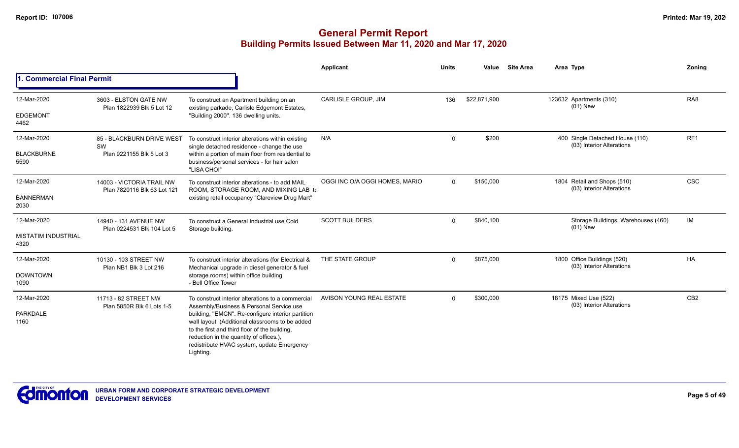# General Permit Report

## Building Permits Issued Between Mar 11, 2020 and Mar 17, 2020

### 1. Commercial Final Permit

| Date / Neighbourhood | Address / Legal | Description | Applicant | Units | Value | Site Area | Area | Type | Zoning |
|---|---|---|---|---|---|---|---|---|---|
| 12-Mar-2020<br>EDGEMONT<br>4462 | 3603 - ELSTON GATE NW<br>Plan 1822939 Blk 5 Lot 12 | To construct an Apartment building on an existing parkade, Carlisle Edgemont Estates, "Building 2000". 136 dwelling units. | CARLISLE GROUP, JIM | 136 | $22,871,900 | | 123632 | Apartments (310)<br>(01) New | RA8 |
| 12-Mar-2020<br>BLACKBURNE<br>5590 | 85 - BLACKBURN DRIVE WEST SW<br>Plan 9221155 Blk 5 Lot 3 | To construct interior alterations within existing single detached residence - change the use within a portion of main floor from residential to business/personal services - for hair salon "LISA CHOI" | N/A | 0 | $200 | | 400 | Single Detached House (110)<br>(03) Interior Alterations | RF1 |
| 12-Mar-2020<br>BANNERMAN<br>2030 | 14003 - VICTORIA TRAIL NW<br>Plan 7820116 Blk 63 Lot 121 | To construct interior alterations - to add MAIL ROOM, STORAGE ROOM, AND MIXING LAB to existing retail occupancy "Clareview Drug Mart" | OGGI INC O/A OGGI HOMES, MARIO | 0 | $150,000 | | 1804 | Retail and Shops (510)<br>(03) Interior Alterations | CSC |
| 12-Mar-2020<br>MISTATIM INDUSTRIAL<br>4320 | 14940 - 131 AVENUE NW<br>Plan 0224531 Blk 104 Lot 5 | To construct a General Industrial use Cold Storage building. | SCOTT BUILDERS | 0 | $840,100 | | | Storage Buildings, Warehouses (460)<br>(01) New | IM |
| 12-Mar-2020<br>DOWNTOWN<br>1090 | 10130 - 103 STREET NW<br>Plan NB1 Blk 3 Lot 216 | To construct interior alterations (for Electrical & Mechanical upgrade in diesel generator & fuel storage rooms) within office building<br>- Bell Office Tower | THE STATE GROUP | 0 | $875,000 | | 1800 | Office Buildings (520)<br>(03) Interior Alterations | HA |
| 12-Mar-2020<br>PARKDALE<br>1160 | 11713 - 82 STREET NW<br>Plan 5850R Blk 6 Lots 1-5 | To construct interior alterations to a commercial Assembly/Business & Personal Service use building, "EMCN". Re-configure interior partition wall layout (Additional classrooms to be added to the first and third floor of the building, reduction in the quantity of offices.), redistribute HVAC system, update Emergency Lighting. | AVISON YOUNG REAL ESTATE | 0 | $300,000 | | 18175 | Mixed Use (522)<br>(03) Interior Alterations | CB2 |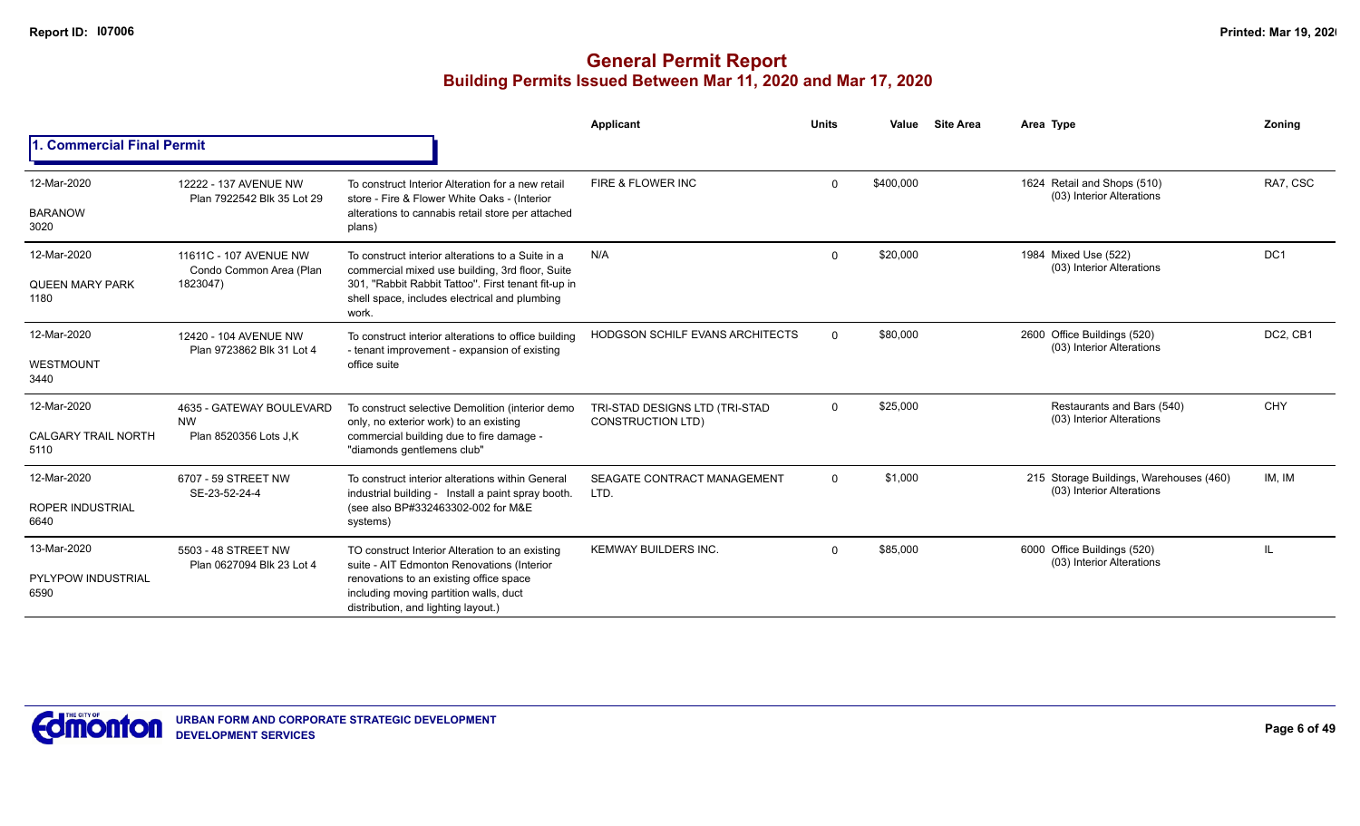# General Permit Report

## Building Permits Issued Between Mar 11, 2020 and Mar 17, 2020

### 1. Commercial Final Permit

| Date / Neighbourhood | Address | Description | Applicant | Units | Value | Site Area | Area | Type | Zoning |
|---|---|---|---|---|---|---|---|---|---|
| 12-Mar-2020<br>BARANOW<br>3020 | 12222 - 137 AVENUE NW<br>Plan 7922542 Blk 35 Lot 29 | To construct Interior Alteration for a new retail store - Fire & Flower White Oaks - (Interior alterations to cannabis retail store per attached plans) | FIRE & FLOWER INC | 0 | $400,000 | | 1624 | Retail and Shops (510)<br>(03) Interior Alterations | RA7, CSC |
| 12-Mar-2020<br>QUEEN MARY PARK<br>1180 | 11611C - 107 AVENUE NW<br>Condo Common Area (Plan 1823047) | To construct interior alterations to a Suite in a commercial mixed use building, 3rd floor, Suite 301, "Rabbit Rabbit Tattoo". First tenant fit-up in shell space, includes electrical and plumbing work. | N/A | 0 | $20,000 | | 1984 | Mixed Use (522)<br>(03) Interior Alterations | DC1 |
| 12-Mar-2020<br>WESTMOUNT<br>3440 | 12420 - 104 AVENUE NW<br>Plan 9723862 Blk 31 Lot 4 | To construct interior alterations to office building - tenant improvement - expansion of existing office suite | HODGSON SCHILF EVANS ARCHITECTS | 0 | $80,000 | | 2600 | Office Buildings (520)<br>(03) Interior Alterations | DC2, CB1 |
| 12-Mar-2020<br>CALGARY TRAIL NORTH<br>5110 | 4635 - GATEWAY BOULEVARD NW<br>Plan 8520356 Lots J,K | To construct selective Demolition (interior demo only, no exterior work) to an existing commercial building due to fire damage - "diamonds gentlemens club" | TRI-STAD DESIGNS LTD (TRI-STAD CONSTRUCTION LTD) | 0 | $25,000 | | | Restaurants and Bars (540)<br>(03) Interior Alterations | CHY |
| 12-Mar-2020<br>ROPER INDUSTRIAL<br>6640 | 6707 - 59 STREET NW<br>SE-23-52-24-4 | To construct interior alterations within General industrial building - Install a paint spray booth. (see also BP#332463302-002 for M&E systems) | SEAGATE CONTRACT MANAGEMENT LTD. | 0 | $1,000 | | 215 | Storage Buildings, Warehouses (460)<br>(03) Interior Alterations | IM, IM |
| 13-Mar-2020<br>PYLYPOW INDUSTRIAL<br>6590 | 5503 - 48 STREET NW<br>Plan 0627094 Blk 23 Lot 4 | TO construct Interior Alteration to an existing suite - AIT Edmonton Renovations (Interior renovations to an existing office space including moving partition walls, duct distribution, and lighting layout.) | KEMWAY BUILDERS INC. | 0 | $85,000 | | 6000 | Office Buildings (520)<br>(03) Interior Alterations | IL |

URBAN FORM AND CORPORATE STRATEGIC DEVELOPMENT
DEVELOPMENT SERVICES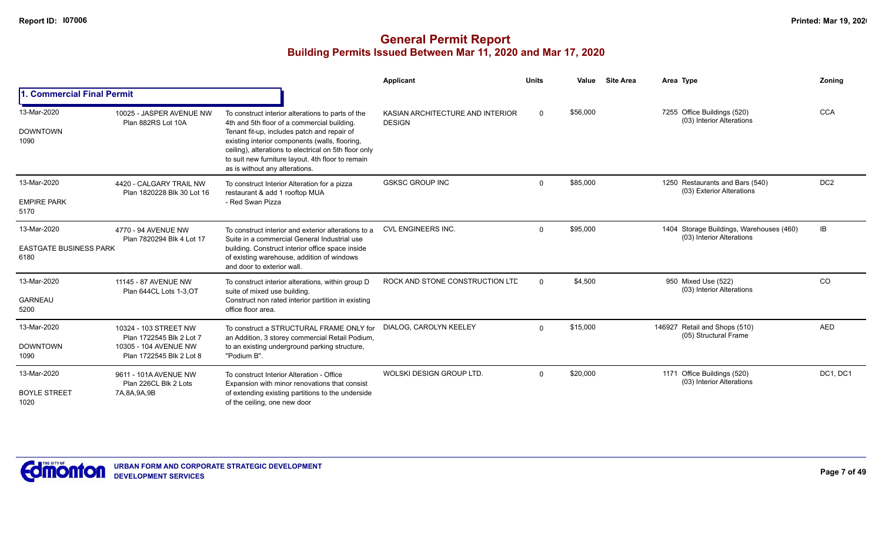# General Permit Report

## Building Permits Issued Between Mar 11, 2020 and Mar 17, 2020

### 1. Commercial Final Permit

| Date / Neighbourhood | Address / Legal | Description | Applicant | Units | Value | Site Area | Area Type | Zoning |
|---|---|---|---|---|---|---|---|---|
| 13-Mar-2020 DOWNTOWN 1090 | 10025 - JASPER AVENUE NW Plan 882RS Lot 10A | To construct interior alterations to parts of the 4th and 5th floor of a commercial building. Tenant fit-up, includes patch and repair of existing interior components (walls, flooring, ceiling), alterations to electrical on 5th floor only to suit new furniture layout. 4th floor to remain as is without any alterations. | KASIAN ARCHITECTURE AND INTERIOR DESIGN | 0 | $56,000 | | 7255 Office Buildings (520) (03) Interior Alterations | CCA |
| 13-Mar-2020 EMPIRE PARK 5170 | 4420 - CALGARY TRAIL NW Plan 1820228 Blk 30 Lot 16 | To construct Interior Alteration for a pizza restaurant & add 1 rooftop MUA - Red Swan Pizza | GSKSC GROUP INC | 0 | $85,000 | | 1250 Restaurants and Bars (540) (03) Exterior Alterations | DC2 |
| 13-Mar-2020 EASTGATE BUSINESS PARK 6180 | 4770 - 94 AVENUE NW Plan 7820294 Blk 4 Lot 17 | To construct interior and exterior alterations to a Suite in a commercial General Industrial use building. Construct interior office space inside of existing warehouse, addition of windows and door to exterior wall. | CVL ENGINEERS INC. | 0 | $95,000 | | 1404 Storage Buildings, Warehouses (460) (03) Interior Alterations | IB |
| 13-Mar-2020 GARNEAU 5200 | 11145 - 87 AVENUE NW Plan 644CL Lots 1-3,OT | To construct interior alterations, within group D suite of mixed use building. Construct non rated interior partition in existing office floor area. | ROCK AND STONE CONSTRUCTION LTD | 0 | $4,500 | | 950 Mixed Use (522) (03) Interior Alterations | CO |
| 13-Mar-2020 DOWNTOWN 1090 | 10324 - 103 STREET NW Plan 1722545 Blk 2 Lot 7 10305 - 104 AVENUE NW Plan 1722545 Blk 2 Lot 8 | To construct a STRUCTURAL FRAME ONLY for an Addition, 3 storey commercial Retail Podium, to an existing underground parking structure, "Podium B". | DIALOG, CAROLYN KEELEY | 0 | $15,000 | | 146927 Retail and Shops (510) (05) Structural Frame | AED |
| 13-Mar-2020 BOYLE STREET 1020 | 9611 - 101A AVENUE NW Plan 226CL Blk 2 Lots 7A,8A,9A,9B | To construct Interior Alteration - Office Expansion with minor renovations that consist of extending existing partitions to the underside of the ceiling, one new door | WOLSKI DESIGN GROUP LTD. | 0 | $20,000 | | 1171 Office Buildings (520) (03) Interior Alterations | DC1, DC1 |

URBAN FORM AND CORPORATE STRATEGIC DEVELOPMENT
DEVELOPMENT SERVICES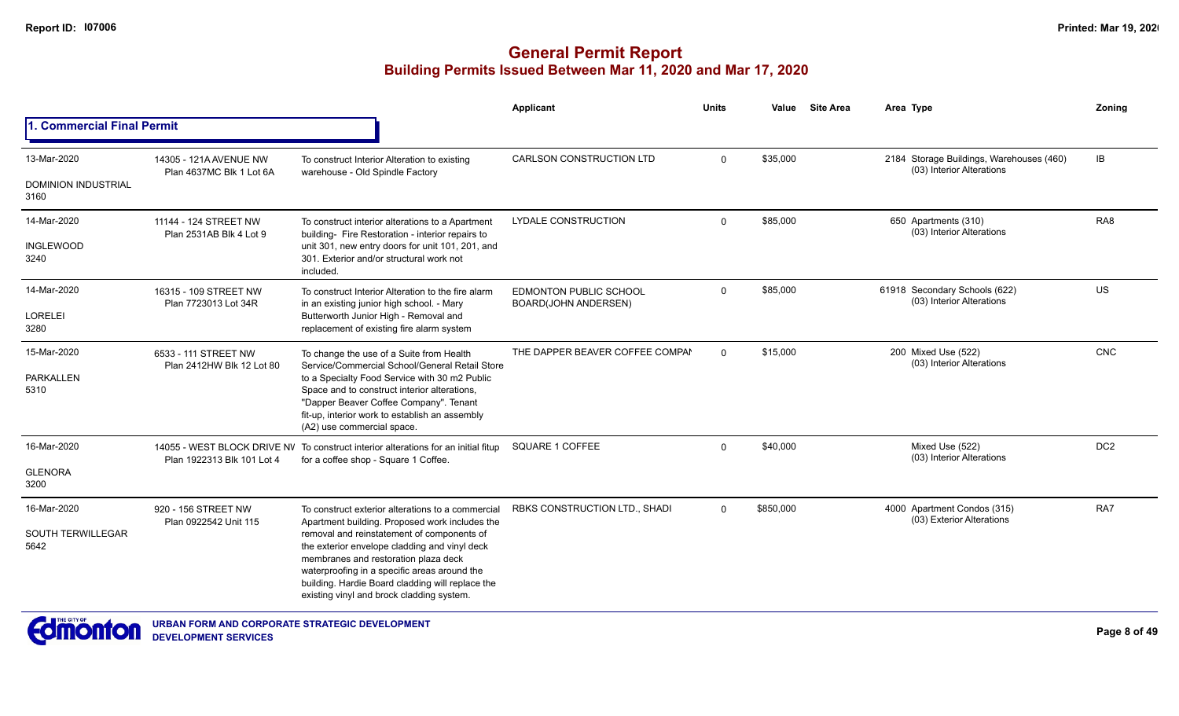# General Permit Report

## Building Permits Issued Between Mar 11, 2020 and Mar 17, 2020

### 1. Commercial Final Permit

| Date / Neighbourhood | Address / Legal | Description | Applicant | Units | Value | Site Area | Area Type | Zoning |
|---|---|---|---|---|---|---|---|---|
| 13-Mar-2020<br>DOMINION INDUSTRIAL<br>3160 | 14305 - 121A AVENUE NW<br>Plan 4637MC Blk 1 Lot 6A | To construct Interior Alteration to existing warehouse - Old Spindle Factory | CARLSON CONSTRUCTION LTD | 0 | $35,000 | | 2184 Storage Buildings, Warehouses (460)<br>(03) Interior Alterations | IB |
| 14-Mar-2020<br>INGLEWOOD<br>3240 | 11144 - 124 STREET NW<br>Plan 2531AB Blk 4 Lot 9 | To construct interior alterations to a Apartment building- Fire Restoration - interior repairs to unit 301, new entry doors for unit 101, 201, and 301. Exterior and/or structural work not included. | LYDALE CONSTRUCTION | 0 | $85,000 | | 650 Apartments (310)<br>(03) Interior Alterations | RA8 |
| 14-Mar-2020<br>LORELEI<br>3280 | 16315 - 109 STREET NW<br>Plan 7723013 Lot 34R | To construct Interior Alteration to the fire alarm in an existing junior high school. - Mary Butterworth Junior High - Removal and replacement of existing fire alarm system | EDMONTON PUBLIC SCHOOL BOARD(JOHN ANDERSEN) | 0 | $85,000 | | 61918 Secondary Schools (622)<br>(03) Interior Alterations | US |
| 15-Mar-2020<br>PARKALLEN<br>5310 | 6533 - 111 STREET NW<br>Plan 2412HW Blk 12 Lot 80 | To change the use of a Suite from Health Service/Commercial School/General Retail Store to a Specialty Food Service with 30 m2 Public Space and to construct interior alterations, "Dapper Beaver Coffee Company". Tenant fit-up, interior work to establish an assembly (A2) use commercial space. | THE DAPPER BEAVER COFFEE COMPAN | 0 | $15,000 | | 200 Mixed Use (522)<br>(03) Interior Alterations | CNC |
| 16-Mar-2020<br>GLENORA<br>3200 | 14055 - WEST BLOCK DRIVE NV<br>Plan 1922313 Blk 101 Lot 4 | To construct interior alterations for an initial fitup for a coffee shop - Square 1 Coffee. | SQUARE 1 COFFEE | 0 | $40,000 | | Mixed Use (522)<br>(03) Interior Alterations | DC2 |
| 16-Mar-2020<br>SOUTH TERWILLEGAR<br>5642 | 920 - 156 STREET NW<br>Plan 0922542 Unit 115 | To construct exterior alterations to a commercial Apartment building. Proposed work includes the removal and reinstatement of components of the exterior envelope cladding and vinyl deck membranes and restoration plaza deck waterproofing in a specific areas around the building. Hardie Board cladding will replace the existing vinyl and brock cladding system. | RBKS CONSTRUCTION LTD., SHADI | 0 | $850,000 | | 4000 Apartment Condos (315)<br>(03) Exterior Alterations | RA7 |

URBAN FORM AND CORPORATE STRATEGIC DEVELOPMENT
DEVELOPMENT SERVICES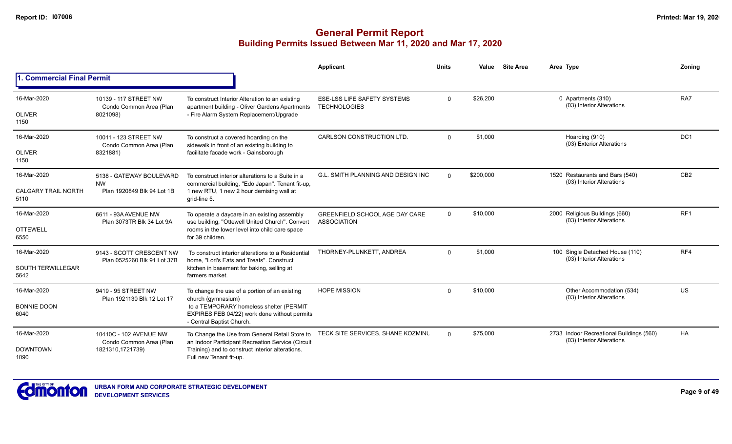# General Permit Report

## Building Permits Issued Between Mar 11, 2020 and Mar 17, 2020

### 1. Commercial Final Permit

| Date / Neighbourhood | Address / Legal | Description | Applicant | Units | Value | Site Area | Area Type | Zoning |
|---|---|---|---|---|---|---|---|---|
| 16-Mar-2020<br>OLIVER<br>1150 | 10139 - 117 STREET NW<br>Condo Common Area (Plan 8021098) | To construct Interior Alteration to an existing apartment building - Oliver Gardens Apartments - Fire Alarm System Replacement/Upgrade | ESE-LSS LIFE SAFETY SYSTEMS TECHNOLOGIES | 0 | $26,200 | | 0 Apartments (310)<br>(03) Interior Alterations | RA7 |
| 16-Mar-2020<br>OLIVER<br>1150 | 10011 - 123 STREET NW<br>Condo Common Area (Plan 8321881) | To construct a covered hoarding on the sidewalk in front of an existing building to facilitate facade work - Gainsborough | CARLSON CONSTRUCTION LTD. | 0 | $1,000 | | Hoarding (910)<br>(03) Exterior Alterations | DC1 |
| 16-Mar-2020<br>CALGARY TRAIL NORTH<br>5110 | 5138 - GATEWAY BOULEVARD NW<br>Plan 1920849 Blk 94 Lot 1B | To construct interior alterations to a Suite in a commercial building, "Edo Japan". Tenant fit-up, 1 new RTU, 1 new 2 hour demising wall at grid-line 5. | G.L. SMITH PLANNING AND DESIGN INC | 0 | $200,000 | | 1520 Restaurants and Bars (540)<br>(03) Interior Alterations | CB2 |
| 16-Mar-2020<br>OTTEWELL<br>6550 | 6611 - 93A AVENUE NW<br>Plan 3073TR Blk 34 Lot 9A | To operate a daycare in an existing assembly use building, "Ottewell United Church". Convert rooms in the lower level into child care space for 39 children. | GREENFIELD SCHOOL AGE DAY CARE ASSOCIATION | 0 | $10,000 | | 2000 Religious Buildings (660)<br>(03) Interior Alterations | RF1 |
| 16-Mar-2020<br>SOUTH TERWILLEGAR<br>5642 | 9143 - SCOTT CRESCENT NW<br>Plan 0525260 Blk 91 Lot 37B | To construct interior alterations to a Residential home, "Lori's Eats and Treats". Construct kitchen in basement for baking, selling at farmers market. | THORNEY-PLUNKETT, ANDREA | 0 | $1,000 | | 100 Single Detached House (110)<br>(03) Interior Alterations | RF4 |
| 16-Mar-2020<br>BONNIE DOON<br>6040 | 9419 - 95 STREET NW<br>Plan 1921130 Blk 12 Lot 17 | To change the use of a portion of an existing church (gymnasium) to a TEMPORARY homeless shelter (PERMIT EXPIRES FEB 04/22) work done without permits - Central Baptist Church. | HOPE MISSION | 0 | $10,000 | | Other Accommodation (534)<br>(03) Interior Alterations | US |
| 16-Mar-2020<br>DOWNTOWN<br>1090 | 10410C - 102 AVENUE NW<br>Condo Common Area (Plan 1821310,1721739) | To Change the Use from General Retail Store to an Indoor Participant Recreation Service (Circuit Training) and to construct interior alterations. Full new Tenant fit-up. | TECK SITE SERVICES, SHANE KOZMINU | 0 | $75,000 | | 2733 Indoor Recreational Buildings (560)<br>(03) Interior Alterations | HA |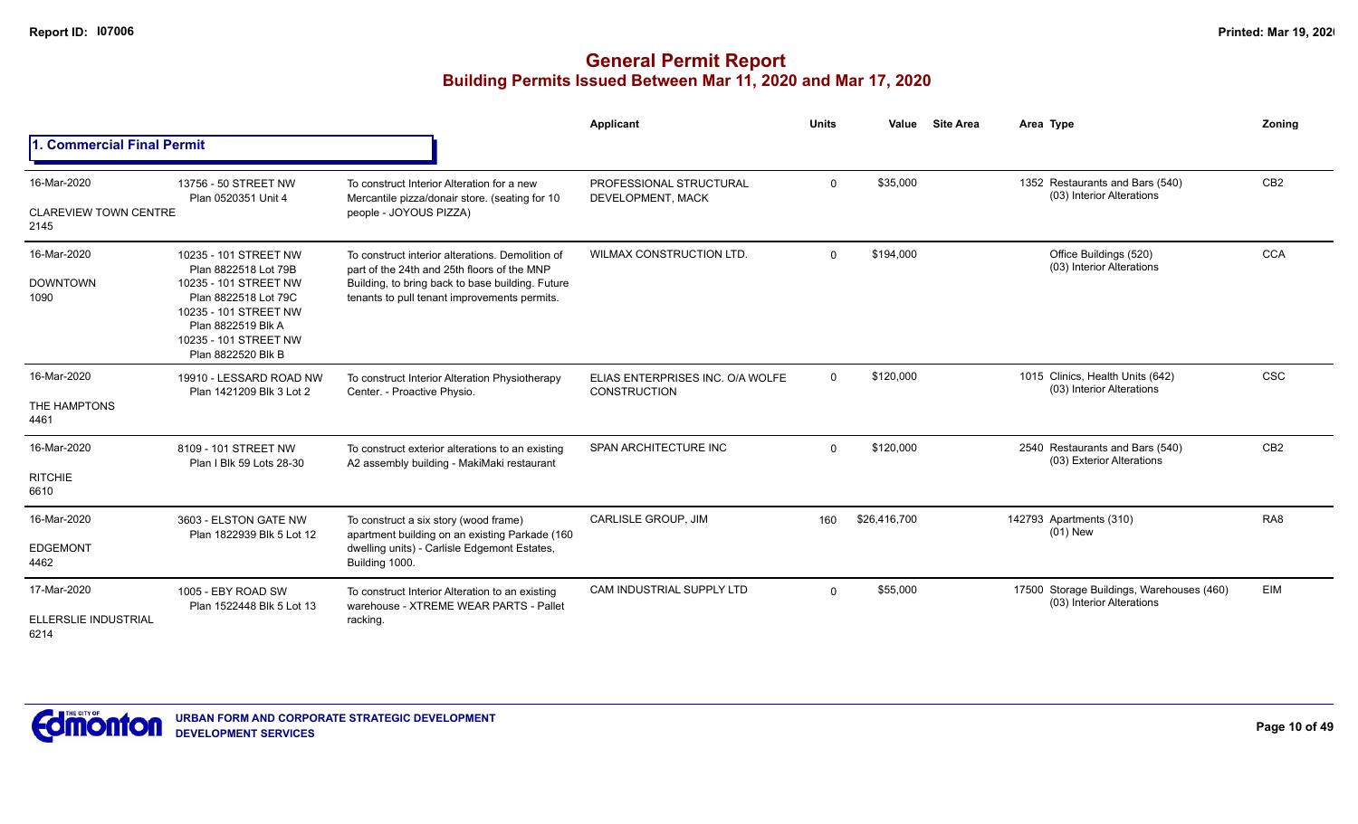# General Permit Report

## Building Permits Issued Between Mar 11, 2020 and Mar 17, 2020

### 1. Commercial Final Permit

| Date / Neighbourhood | Address / Legal | Description | Applicant | Units | Value | Site Area | Area | Type | Zoning |
|---|---|---|---|---|---|---|---|---|---|
| 16-Mar-2020<br>CLAREVIEW TOWN CENTRE<br>2145 | 13756 - 50 STREET NW<br>Plan 0520351 Unit 4 | To construct Interior Alteration for a new Mercantile pizza/donair store. (seating for 10 people - JOYOUS PIZZA) | PROFESSIONAL STRUCTURAL DEVELOPMENT, MACK | 0 | $35,000 | | 1352 | Restaurants and Bars (540)<br>(03) Interior Alterations | CB2 |
| 16-Mar-2020<br>DOWNTOWN<br>1090 | 10235 - 101 STREET NW<br>Plan 8822518 Lot 79B<br>10235 - 101 STREET NW<br>Plan 8822518 Lot 79C<br>10235 - 101 STREET NW<br>Plan 8822519 Blk A<br>10235 - 101 STREET NW<br>Plan 8822520 Blk B | To construct interior alterations. Demolition of part of the 24th and 25th floors of the MNP Building, to bring back to base building. Future tenants to pull tenant improvements permits. | WILMAX CONSTRUCTION LTD. | 0 | $194,000 | | | Office Buildings (520)<br>(03) Interior Alterations | CCA |
| 16-Mar-2020<br>THE HAMPTONS<br>4461 | 19910 - LESSARD ROAD NW<br>Plan 1421209 Blk 3 Lot 2 | To construct Interior Alteration Physiotherapy Center. - Proactive Physio. | ELIAS ENTERPRISES INC. O/A WOLFE CONSTRUCTION | 0 | $120,000 | | 1015 | Clinics, Health Units (642)<br>(03) Interior Alterations | CSC |
| 16-Mar-2020<br>RITCHIE<br>6610 | 8109 - 101 STREET NW<br>Plan I Blk 59 Lots 28-30 | To construct exterior alterations to an existing A2 assembly building - MakiMaki restaurant | SPAN ARCHITECTURE INC | 0 | $120,000 | | 2540 | Restaurants and Bars (540)<br>(03) Exterior Alterations | CB2 |
| 16-Mar-2020<br>EDGEMONT<br>4462 | 3603 - ELSTON GATE NW<br>Plan 1822939 Blk 5 Lot 12 | To construct a six story (wood frame) apartment building on an existing Parkade (160 dwelling units) - Carlisle Edgemont Estates, Building 1000. | CARLISLE GROUP, JIM | 160 | $26,416,700 | | 142793 | Apartments (310)<br>(01) New | RA8 |
| 17-Mar-2020<br>ELLERSLIE INDUSTRIAL<br>6214 | 1005 - EBY ROAD SW<br>Plan 1522448 Blk 5 Lot 13 | To construct Interior Alteration to an existing warehouse - XTREME WEAR PARTS - Pallet racking. | CAM INDUSTRIAL SUPPLY LTD | 0 | $55,000 | | 17500 | Storage Buildings, Warehouses (460)<br>(03) Interior Alterations | EIM |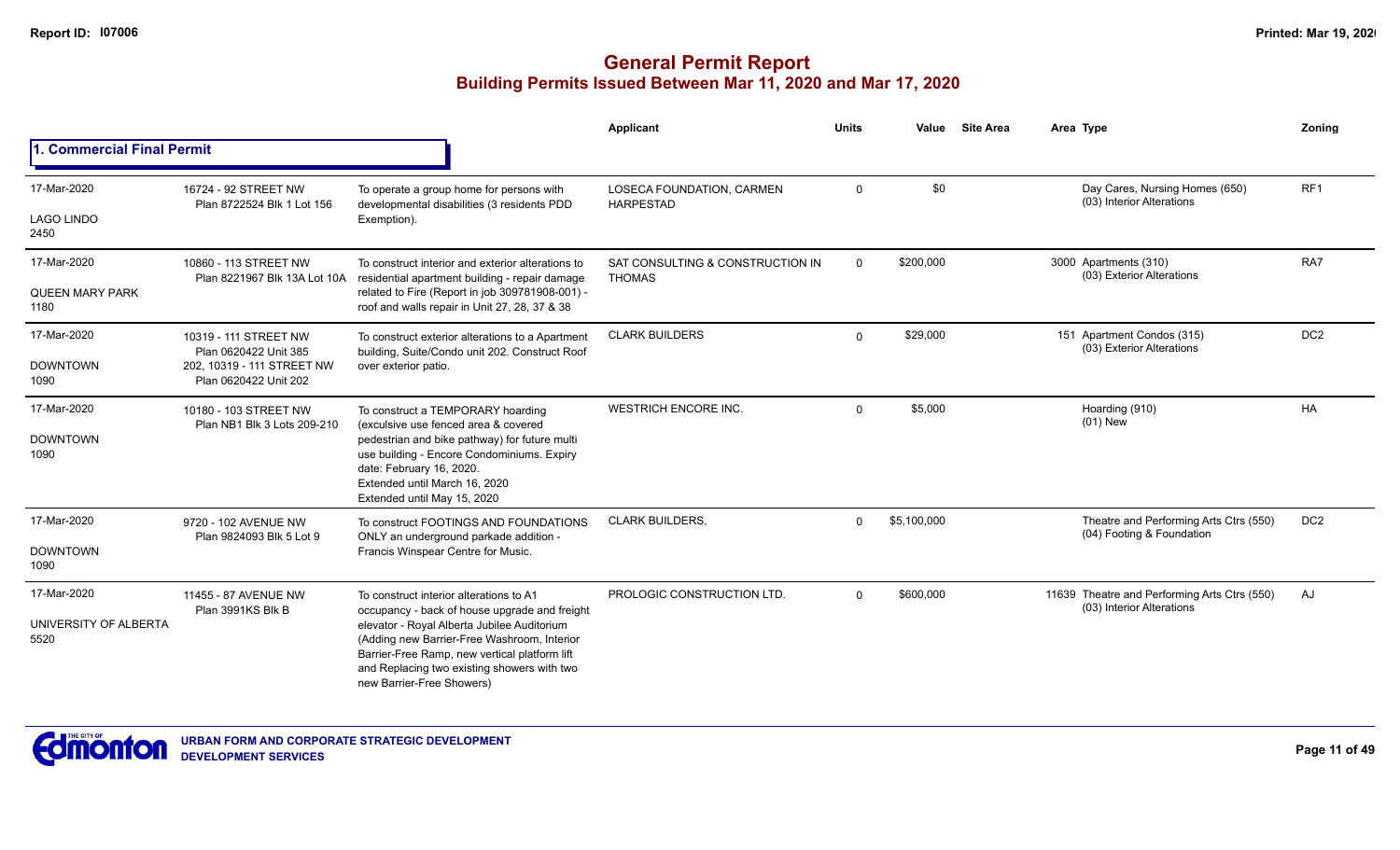# General Permit Report
## Building Permits Issued Between Mar 11, 2020 and Mar 17, 2020

### 1. Commercial Final Permit

| Date / Neighbourhood | Address / Legal | Description | Applicant | Units | Value | Site Area | Area | Type | Zoning |
|---|---|---|---|---|---|---|---|---|---|
| 17-Mar-2020<br>LAGO LINDO<br>2450 | 16724 - 92 STREET NW<br>Plan 8722524 Blk 1 Lot 156 | To operate a group home for persons with developmental disabilities (3 residents PDD Exemption). | LOSECA FOUNDATION, CARMEN HARPESTAD | 0 | $0 | | | Day Cares, Nursing Homes (650)<br>(03) Interior Alterations | RF1 |
| 17-Mar-2020<br>QUEEN MARY PARK<br>1180 | 10860 - 113 STREET NW<br>Plan 8221967 Blk 13A Lot 10A | To construct interior and exterior alterations to residential apartment building - repair damage related to Fire (Report in job 309781908-001) - roof and walls repair in Unit 27, 28, 37 & 38 | SAT CONSULTING & CONSTRUCTION IN THOMAS | 0 | $200,000 | | 3000 | Apartments (310)<br>(03) Exterior Alterations | RA7 |
| 17-Mar-2020<br>DOWNTOWN<br>1090 | 10319 - 111 STREET NW<br>Plan 0620422 Unit 385<br>202, 10319 - 111 STREET NW<br>Plan 0620422 Unit 202 | To construct exterior alterations to a Apartment building, Suite/Condo unit 202. Construct Roof over exterior patio. | CLARK BUILDERS | 0 | $29,000 | | 151 | Apartment Condos (315)<br>(03) Exterior Alterations | DC2 |
| 17-Mar-2020<br>DOWNTOWN<br>1090 | 10180 - 103 STREET NW<br>Plan NB1 Blk 3 Lots 209-210 | To construct a TEMPORARY hoarding (exculsive use fenced area & covered pedestrian and bike pathway) for future multi use building - Encore Condominiums. Expiry date: February 16, 2020.<br>Extended until March 16, 2020<br>Extended until May 15, 2020 | WESTRICH ENCORE INC. | 0 | $5,000 | | | Hoarding (910)<br>(01) New | HA |
| 17-Mar-2020<br>DOWNTOWN<br>1090 | 9720 - 102 AVENUE NW<br>Plan 9824093 Blk 5 Lot 9 | To construct FOOTINGS AND FOUNDATIONS ONLY an underground parkade addition - Francis Winspear Centre for Music. | CLARK BUILDERS, | 0 | $5,100,000 | | | Theatre and Performing Arts Ctrs (550)<br>(04) Footing & Foundation | DC2 |
| 17-Mar-2020<br>UNIVERSITY OF ALBERTA<br>5520 | 11455 - 87 AVENUE NW<br>Plan 3991KS Blk B | To construct interior alterations to A1 occupancy - back of house upgrade and freight elevator - Royal Alberta Jubilee Auditorium (Adding new Barrier-Free Washroom, Interior Barrier-Free Ramp, new vertical platform lift and Replacing two existing showers with two new Barrier-Free Showers) | PROLOGIC CONSTRUCTION LTD. | 0 | $600,000 | | 11639 | Theatre and Performing Arts Ctrs (550)<br>(03) Interior Alterations | AJ |

URBAN FORM AND CORPORATE STRATEGIC DEVELOPMENT
DEVELOPMENT SERVICES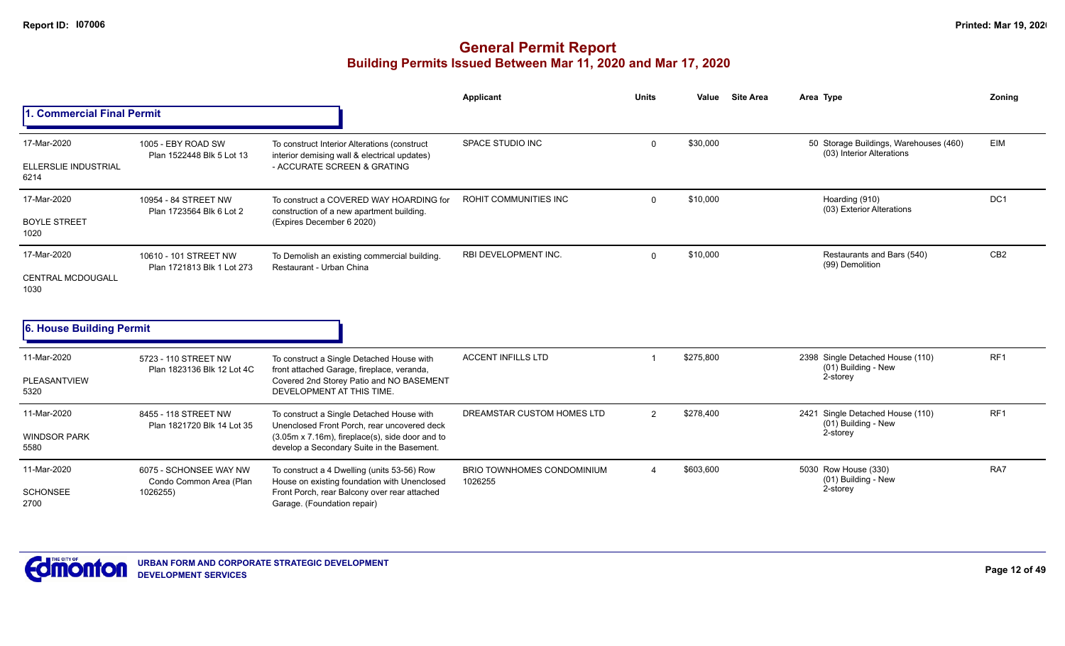# General Permit Report

## Building Permits Issued Between Mar 11, 2020 and Mar 17, 2020

### 1. Commercial Final Permit

| Date / Neighbourhood | Address / Legal | Description | Applicant | Units | Value | Site Area | Area | Type | Zoning |
|---|---|---|---|---|---|---|---|---|---|
| 17-Mar-2020<br>ELLERSLIE INDUSTRIAL<br>6214 | 1005 - EBY ROAD SW<br>Plan 1522448 Blk 5 Lot 13 | To construct Interior Alterations (construct interior demising wall & electrical updates) - ACCURATE SCREEN & GRATING | SPACE STUDIO INC | 0 | $30,000 | | 50 | Storage Buildings, Warehouses (460)<br>(03) Interior Alterations | EIM |
| 17-Mar-2020<br>BOYLE STREET<br>1020 | 10954 - 84 STREET NW<br>Plan 1723564 Blk 6 Lot 2 | To construct a COVERED WAY HOARDING for construction of a new apartment building. (Expires December 6 2020) | ROHIT COMMUNITIES INC | 0 | $10,000 | | | Hoarding (910)<br>(03) Exterior Alterations | DC1 |
| 17-Mar-2020<br>CENTRAL MCDOUGALL<br>1030 | 10610 - 101 STREET NW<br>Plan 1721813 Blk 1 Lot 273 | To Demolish an existing commercial building. Restaurant - Urban China | RBI DEVELOPMENT INC. | 0 | $10,000 | | | Restaurants and Bars (540)<br>(99) Demolition | CB2 |

### 6. House Building Permit

| Date / Neighbourhood | Address / Legal | Description | Applicant | Units | Value | Site Area | Area | Type | Zoning |
|---|---|---|---|---|---|---|---|---|---|
| 11-Mar-2020<br>PLEASANTVIEW<br>5320 | 5723 - 110 STREET NW<br>Plan 1823136 Blk 12 Lot 4C | To construct a Single Detached House with front attached Garage, fireplace, veranda, Covered 2nd Storey Patio and NO BASEMENT DEVELOPMENT AT THIS TIME. | ACCENT INFILLS LTD | 1 | $275,800 | | 2398 | Single Detached House (110)<br>(01) Building - New<br>2-storey | RF1 |
| 11-Mar-2020<br>WINDSOR PARK<br>5580 | 8455 - 118 STREET NW<br>Plan 1821720 Blk 14 Lot 35 | To construct a Single Detached House with Unenclosed Front Porch, rear uncovered deck (3.05m x 7.16m), fireplace(s), side door and to develop a Secondary Suite in the Basement. | DREAMSTAR CUSTOM HOMES LTD | 2 | $278,400 | | 2421 | Single Detached House (110)<br>(01) Building - New<br>2-storey | RF1 |
| 11-Mar-2020<br>SCHONSEE<br>2700 | 6075 - SCHONSEE WAY NW<br>Condo Common Area (Plan 1026255) | To construct a 4 Dwelling (units 53-56) Row House on existing foundation with Unenclosed Front Porch, rear Balcony over rear attached Garage. (Foundation repair) | BRIO TOWNHOMES CONDOMINIUM 1026255 | 4 | $603,600 | | 5030 | Row House (330)<br>(01) Building - New<br>2-storey | RA7 |

URBAN FORM AND CORPORATE STRATEGIC DEVELOPMENT
DEVELOPMENT SERVICES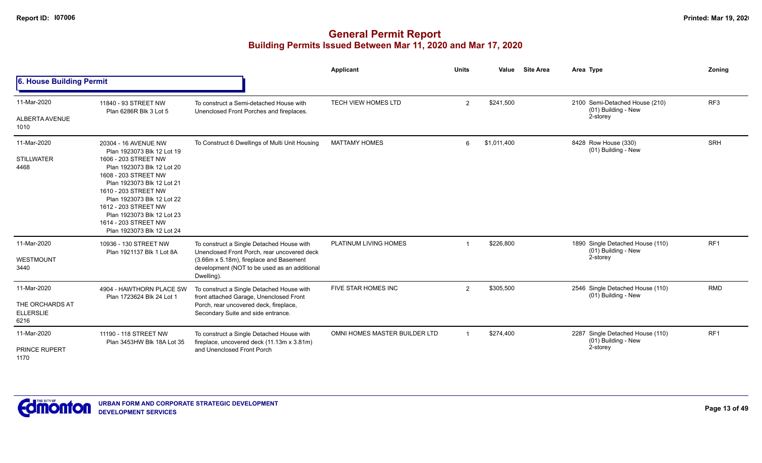# General Permit Report
## Building Permits Issued Between Mar 11, 2020 and Mar 17, 2020

### 6. House Building Permit

| Date / Neighbourhood | Address / Legal | Description | Applicant | Units | Value | Site Area | Area Type | Zoning |
|---|---|---|---|---|---|---|---|---|
| 11-Mar-2020<br>ALBERTA AVENUE<br>1010 | 11840 - 93 STREET NW<br>Plan 6286R Blk 3 Lot 5 | To construct a Semi-detached House with Unenclosed Front Porches and fireplaces. | TECH VIEW HOMES LTD | 2 | $241,500 | | 2100 Semi-Detached House (210)<br>(01) Building - New<br>2-storey | RF3 |
| 11-Mar-2020<br>STILLWATER<br>4468 | 20304 - 16 AVENUE NW<br>Plan 1923073 Blk 12 Lot 19<br>1606 - 203 STREET NW<br>Plan 1923073 Blk 12 Lot 20<br>1608 - 203 STREET NW<br>Plan 1923073 Blk 12 Lot 21<br>1610 - 203 STREET NW<br>Plan 1923073 Blk 12 Lot 22<br>1612 - 203 STREET NW<br>Plan 1923073 Blk 12 Lot 23<br>1614 - 203 STREET NW<br>Plan 1923073 Blk 12 Lot 24 | To Construct 6 Dwellings of Multi Unit Housing | MATTAMY HOMES | 6 | $1,011,400 | | 8428 Row House (330)<br>(01) Building - New | SRH |
| 11-Mar-2020<br>WESTMOUNT<br>3440 | 10936 - 130 STREET NW<br>Plan 1921137 Blk 1 Lot 8A | To construct a Single Detached House with Unenclosed Front Porch, rear uncovered deck (3.66m x 5.18m), fireplace and Basement development (NOT to be used as an additional Dwelling). | PLATINUM LIVING HOMES | 1 | $226,800 | | 1890 Single Detached House (110)<br>(01) Building - New<br>2-storey | RF1 |
| 11-Mar-2020<br>THE ORCHARDS AT ELLERSLIE<br>6216 | 4904 - HAWTHORN PLACE SW<br>Plan 1723624 Blk 24 Lot 1 | To construct a Single Detached House with front attached Garage, Unenclosed Front Porch, rear uncovered deck, fireplace, Secondary Suite and side entrance. | FIVE STAR HOMES INC | 2 | $305,500 | | 2546 Single Detached House (110)<br>(01) Building - New | RMD |
| 11-Mar-2020<br>PRINCE RUPERT<br>1170 | 11190 - 118 STREET NW<br>Plan 3453HW Blk 18A Lot 35 | To construct a Single Detached House with fireplace, uncovered deck (11.13m x 3.81m) and Unenclosed Front Porch | OMNI HOMES MASTER BUILDER LTD | 1 | $274,400 | | 2287 Single Detached House (110)<br>(01) Building - New<br>2-storey | RF1 |

URBAN FORM AND CORPORATE STRATEGIC DEVELOPMENT
DEVELOPMENT SERVICES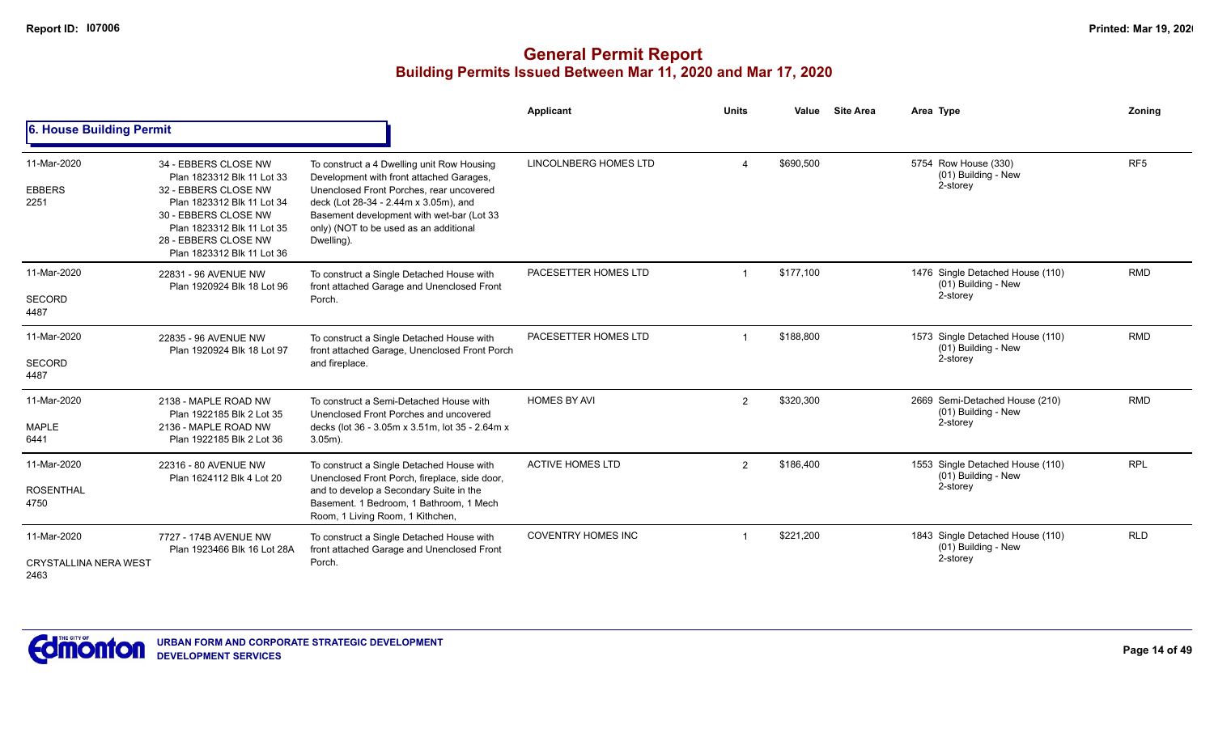# General Permit Report

## Building Permits Issued Between Mar 11, 2020 and Mar 17, 2020

### 6. House Building Permit

| Date / Neighbourhood | Address / Legal | Description | Applicant | Units | Value | Site Area | Area Type | Zoning |
|---|---|---|---|---|---|---|---|---|
| 11-Mar-2020<br>EBBERS<br>2251 | 34 - EBBERS CLOSE NW<br>Plan 1823312 Blk 11 Lot 33<br>32 - EBBERS CLOSE NW<br>Plan 1823312 Blk 11 Lot 34<br>30 - EBBERS CLOSE NW<br>Plan 1823312 Blk 11 Lot 35<br>28 - EBBERS CLOSE NW<br>Plan 1823312 Blk 11 Lot 36 | To construct a 4 Dwelling unit Row Housing Development with front attached Garages, Unenclosed Front Porches, rear uncovered deck (Lot 28-34 - 2.44m x 3.05m), and Basement development with wet-bar (Lot 33 only) (NOT to be used as an additional Dwelling). | LINCOLNBERG HOMES LTD | 4 | $690,500 | | 5754 Row House (330)<br>(01) Building - New<br>2-storey | RF5 |
| 11-Mar-2020<br>SECORD<br>4487 | 22831 - 96 AVENUE NW<br>Plan 1920924 Blk 18 Lot 96 | To construct a Single Detached House with front attached Garage and Unenclosed Front Porch. | PACESETTER HOMES LTD | 1 | $177,100 | | 1476 Single Detached House (110)<br>(01) Building - New<br>2-storey | RMD |
| 11-Mar-2020<br>SECORD<br>4487 | 22835 - 96 AVENUE NW<br>Plan 1920924 Blk 18 Lot 97 | To construct a Single Detached House with front attached Garage, Unenclosed Front Porch and fireplace. | PACESETTER HOMES LTD | 1 | $188,800 | | 1573 Single Detached House (110)<br>(01) Building - New<br>2-storey | RMD |
| 11-Mar-2020<br>MAPLE<br>6441 | 2138 - MAPLE ROAD NW<br>Plan 1922185 Blk 2 Lot 35<br>2136 - MAPLE ROAD NW<br>Plan 1922185 Blk 2 Lot 36 | To construct a Semi-Detached House with Unenclosed Front Porches and uncovered decks (lot 36 - 3.05m x 3.51m, lot 35 - 2.64m x 3.05m). | HOMES BY AVI | 2 | $320,300 | | 2669 Semi-Detached House (210)<br>(01) Building - New<br>2-storey | RMD |
| 11-Mar-2020<br>ROSENTHAL<br>4750 | 22316 - 80 AVENUE NW<br>Plan 1624112 Blk 4 Lot 20 | To construct a Single Detached House with Unenclosed Front Porch, fireplace, side door, and to develop a Secondary Suite in the Basement. 1 Bedroom, 1 Bathroom, 1 Mech Room, 1 Living Room, 1 Kithchen, | ACTIVE HOMES LTD | 2 | $186,400 | | 1553 Single Detached House (110)<br>(01) Building - New<br>2-storey | RPL |
| 11-Mar-2020<br>CRYSTALLINA NERA WEST<br>2463 | 7727 - 174B AVENUE NW<br>Plan 1923466 Blk 16 Lot 28A | To construct a Single Detached House with front attached Garage and Unenclosed Front Porch. | COVENTRY HOMES INC | 1 | $221,200 | | 1843 Single Detached House (110)<br>(01) Building - New<br>2-storey | RLD |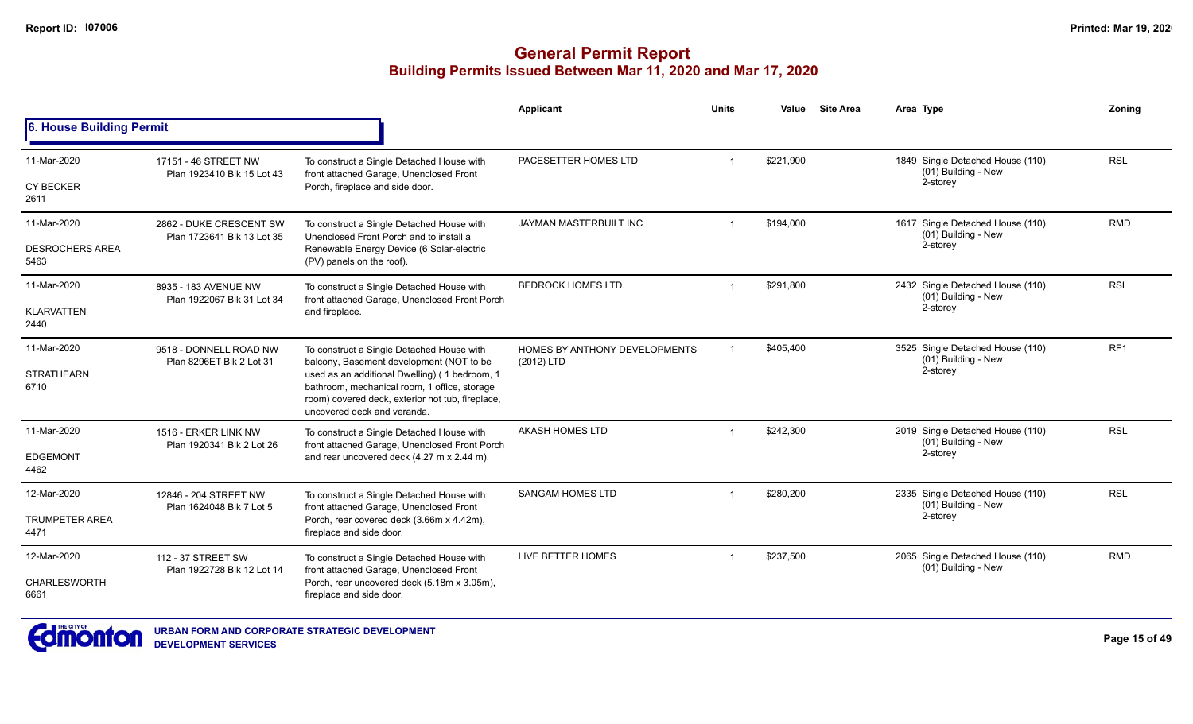# General Permit Report

## Building Permits Issued Between Mar 11, 2020 and Mar 17, 2020

### 6. House Building Permit

| Date / Neighbourhood | Address / Legal | Description | Applicant | Units | Value | Site Area | Area Type | Zoning |
|---|---|---|---|---|---|---|---|---|
| 11-Mar-2020<br>CY BECKER<br>2611 | 17151 - 46 STREET NW<br>Plan 1923410 Blk 15 Lot 43 | To construct a Single Detached House with front attached Garage, Unenclosed Front Porch, fireplace and side door. | PACESETTER HOMES LTD | 1 | $221,900 | | 1849 Single Detached House (110)<br>(01) Building - New<br>2-storey | RSL |
| 11-Mar-2020<br>DESROCHERS AREA<br>5463 | 2862 - DUKE CRESCENT SW<br>Plan 1723641 Blk 13 Lot 35 | To construct a Single Detached House with Unenclosed Front Porch and to install a Renewable Energy Device (6 Solar-electric (PV) panels on the roof). | JAYMAN MASTERBUILT INC | 1 | $194,000 | | 1617 Single Detached House (110)<br>(01) Building - New<br>2-storey | RMD |
| 11-Mar-2020<br>KLARVATTEN<br>2440 | 8935 - 183 AVENUE NW<br>Plan 1922067 Blk 31 Lot 34 | To construct a Single Detached House with front attached Garage, Unenclosed Front Porch and fireplace. | BEDROCK HOMES LTD. | 1 | $291,800 | | 2432 Single Detached House (110)<br>(01) Building - New<br>2-storey | RSL |
| 11-Mar-2020<br>STRATHEARN<br>6710 | 9518 - DONNELL ROAD NW<br>Plan 8296ET Blk 2 Lot 31 | To construct a Single Detached House with balcony, Basement development (NOT to be used as an additional Dwelling) ( 1 bedroom, 1 bathroom, mechanical room, 1 office, storage room) covered deck, exterior hot tub, fireplace, uncovered deck and veranda. | HOMES BY ANTHONY DEVELOPMENTS (2012) LTD | 1 | $405,400 | | 3525 Single Detached House (110)<br>(01) Building - New<br>2-storey | RF1 |
| 11-Mar-2020<br>EDGEMONT<br>4462 | 1516 - ERKER LINK NW<br>Plan 1920341 Blk 2 Lot 26 | To construct a Single Detached House with front attached Garage, Unenclosed Front Porch and rear uncovered deck (4.27 m x 2.44 m). | AKASH HOMES LTD | 1 | $242,300 | | 2019 Single Detached House (110)<br>(01) Building - New<br>2-storey | RSL |
| 12-Mar-2020<br>TRUMPETER AREA<br>4471 | 12846 - 204 STREET NW<br>Plan 1624048 Blk 7 Lot 5 | To construct a Single Detached House with front attached Garage, Unenclosed Front Porch, rear covered deck (3.66m x 4.42m), fireplace and side door. | SANGAM HOMES LTD | 1 | $280,200 | | 2335 Single Detached House (110)<br>(01) Building - New<br>2-storey | RSL |
| 12-Mar-2020<br>CHARLESWORTH<br>6661 | 112 - 37 STREET SW<br>Plan 1922728 Blk 12 Lot 14 | To construct a Single Detached House with front attached Garage, Unenclosed Front Porch, rear uncovered deck (5.18m x 3.05m), fireplace and side door. | LIVE BETTER HOMES | 1 | $237,500 | | 2065 Single Detached House (110)<br>(01) Building - New | RMD |

URBAN FORM AND CORPORATE STRATEGIC DEVELOPMENT
DEVELOPMENT SERVICES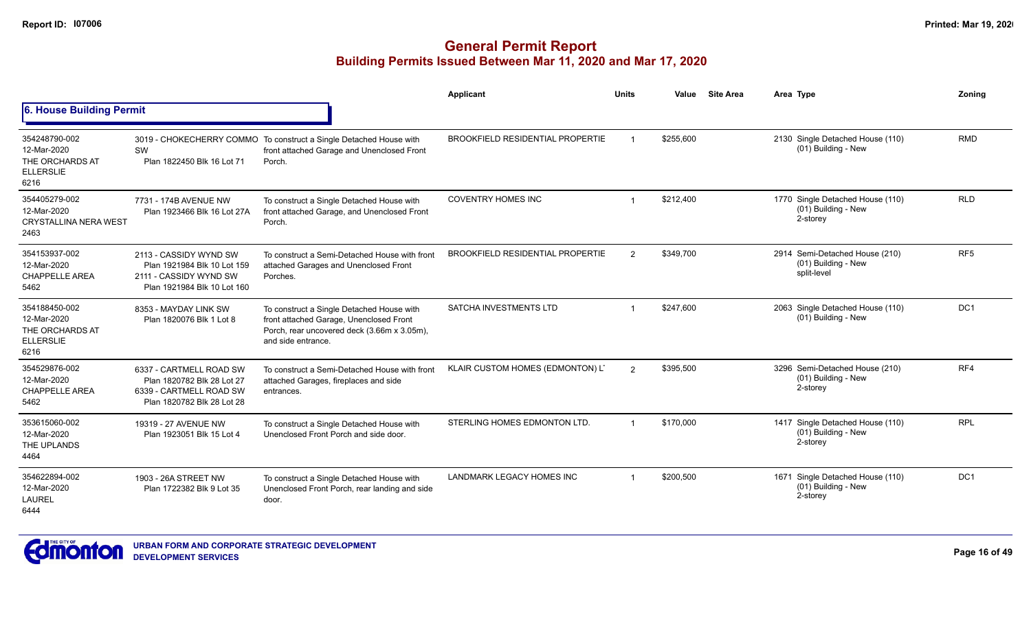# General Permit Report

## Building Permits Issued Between Mar 11, 2020 and Mar 17, 2020

### 6. House Building Permit

| | | | Applicant | Units | Value | Site Area | Area Type | Zoning |
|---|---|---|---|---|---|---|---|---|
| 354248790-002<br>12-Mar-2020<br>THE ORCHARDS AT ELLERSLIE<br>6216 | 3019 - CHOKECHERRY COMMO SW<br>Plan 1822450 Blk 16 Lot 71 | To construct a Single Detached House with front attached Garage and Unenclosed Front Porch. | BROOKFIELD RESIDENTIAL PROPERTIE | 1 | $255,600 | | 2130 Single Detached House (110)<br>(01) Building - New | RMD |
| 354405279-002<br>12-Mar-2020<br>CRYSTALLINA NERA WEST<br>2463 | 7731 - 174B AVENUE NW<br>Plan 1923466 Blk 16 Lot 27A | To construct a Single Detached House with front attached Garage, and Unenclosed Front Porch. | COVENTRY HOMES INC | 1 | $212,400 | | 1770 Single Detached House (110)<br>(01) Building - New<br>2-storey | RLD |
| 354153937-002<br>12-Mar-2020<br>CHAPPELLE AREA<br>5462 | 2113 - CASSIDY WYND SW<br>Plan 1921984 Blk 10 Lot 159<br>2111 - CASSIDY WYND SW<br>Plan 1921984 Blk 10 Lot 160 | To construct a Semi-Detached House with front attached Garages and Unenclosed Front Porches. | BROOKFIELD RESIDENTIAL PROPERTIE | 2 | $349,700 | | 2914 Semi-Detached House (210)<br>(01) Building - New<br>split-level | RF5 |
| 354188450-002<br>12-Mar-2020<br>THE ORCHARDS AT ELLERSLIE<br>6216 | 8353 - MAYDAY LINK SW<br>Plan 1820076 Blk 1 Lot 8 | To construct a Single Detached House with front attached Garage, Unenclosed Front Porch, rear uncovered deck (3.66m x 3.05m), and side entrance. | SATCHA INVESTMENTS LTD | 1 | $247,600 | | 2063 Single Detached House (110)<br>(01) Building - New | DC1 |
| 354529876-002<br>12-Mar-2020<br>CHAPPELLE AREA<br>5462 | 6337 - CARTMELL ROAD SW<br>Plan 1820782 Blk 28 Lot 27<br>6339 - CARTMELL ROAD SW<br>Plan 1820782 Blk 28 Lot 28 | To construct a Semi-Detached House with front attached Garages, fireplaces and side entrances. | KLAIR CUSTOM HOMES (EDMONTON) L | 2 | $395,500 | | 3296 Semi-Detached House (210)<br>(01) Building - New<br>2-storey | RF4 |
| 353615060-002<br>12-Mar-2020<br>THE UPLANDS<br>4464 | 19319 - 27 AVENUE NW<br>Plan 1923051 Blk 15 Lot 4 | To construct a Single Detached House with Unenclosed Front Porch and side door. | STERLING HOMES EDMONTON LTD. | 1 | $170,000 | | 1417 Single Detached House (110)<br>(01) Building - New<br>2-storey | RPL |
| 354622894-002<br>12-Mar-2020<br>LAUREL<br>6444 | 1903 - 26A STREET NW<br>Plan 1722382 Blk 9 Lot 35 | To construct a Single Detached House with Unenclosed Front Porch, rear landing and side door. | LANDMARK LEGACY HOMES INC | 1 | $200,500 | | 1671 Single Detached House (110)<br>(01) Building - New<br>2-storey | DC1 |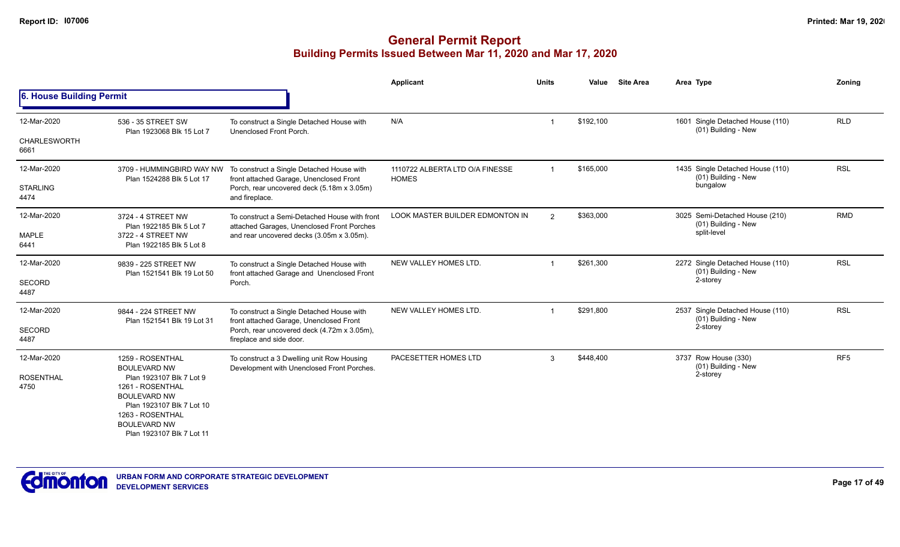# General Permit Report
## Building Permits Issued Between Mar 11, 2020 and Mar 17, 2020

Report ID: I07006

### 6. House Building Permit

| Date / Neighbourhood | Address / Legal | Description | Applicant | Units | Value | Site Area | Area Type | Zoning |
|---|---|---|---|---|---|---|---|---|
| 12-Mar-2020<br>CHARLESWORTH<br>6661 | 536 - 35 STREET SW<br>Plan 1923068 Blk 15 Lot 7 | To construct a Single Detached House with Unenclosed Front Porch. | N/A | 1 | $192,100 | | 1601 Single Detached House (110)<br>(01) Building - New | RLD |
| 12-Mar-2020<br>STARLING<br>4474 | 3709 - HUMMINGBIRD WAY NW<br>Plan 1524288 Blk 5 Lot 17 | To construct a Single Detached House with front attached Garage, Unenclosed Front Porch, rear uncovered deck (5.18m x 3.05m) and fireplace. | 1110722 ALBERTA LTD O/A FINESSE HOMES | 1 | $165,000 | | 1435 Single Detached House (110)<br>(01) Building - New<br>bungalow | RSL |
| 12-Mar-2020<br>MAPLE<br>6441 | 3724 - 4 STREET NW<br>Plan 1922185 Blk 5 Lot 7<br>3722 - 4 STREET NW<br>Plan 1922185 Blk 5 Lot 8 | To construct a Semi-Detached House with front attached Garages, Unenclosed Front Porches and rear uncovered decks (3.05m x 3.05m). | LOOK MASTER BUILDER EDMONTON IN | 2 | $363,000 | | 3025 Semi-Detached House (210)<br>(01) Building - New<br>split-level | RMD |
| 12-Mar-2020<br>SECORD<br>4487 | 9839 - 225 STREET NW<br>Plan 1521541 Blk 19 Lot 50 | To construct a Single Detached House with front attached Garage and Unenclosed Front Porch. | NEW VALLEY HOMES LTD. | 1 | $261,300 | | 2272 Single Detached House (110)<br>(01) Building - New<br>2-storey | RSL |
| 12-Mar-2020<br>SECORD<br>4487 | 9844 - 224 STREET NW<br>Plan 1521541 Blk 19 Lot 31 | To construct a Single Detached House with front attached Garage, Unenclosed Front Porch, rear uncovered deck (4.72m x 3.05m), fireplace and side door. | NEW VALLEY HOMES LTD. | 1 | $291,800 | | 2537 Single Detached House (110)<br>(01) Building - New<br>2-storey | RSL |
| 12-Mar-2020<br>ROSENTHAL<br>4750 | 1259 - ROSENTHAL BOULEVARD NW<br>Plan 1923107 Blk 7 Lot 9<br>1261 - ROSENTHAL BOULEVARD NW<br>Plan 1923107 Blk 7 Lot 10<br>1263 - ROSENTHAL BOULEVARD NW<br>Plan 1923107 Blk 7 Lot 11 | To construct a 3 Dwelling unit Row Housing Development with Unenclosed Front Porches. | PACESETTER HOMES LTD | 3 | $448,400 | | 3737 Row House (330)<br>(01) Building - New<br>2-storey | RF5 |

URBAN FORM AND CORPORATE STRATEGIC DEVELOPMENT
DEVELOPMENT SERVICES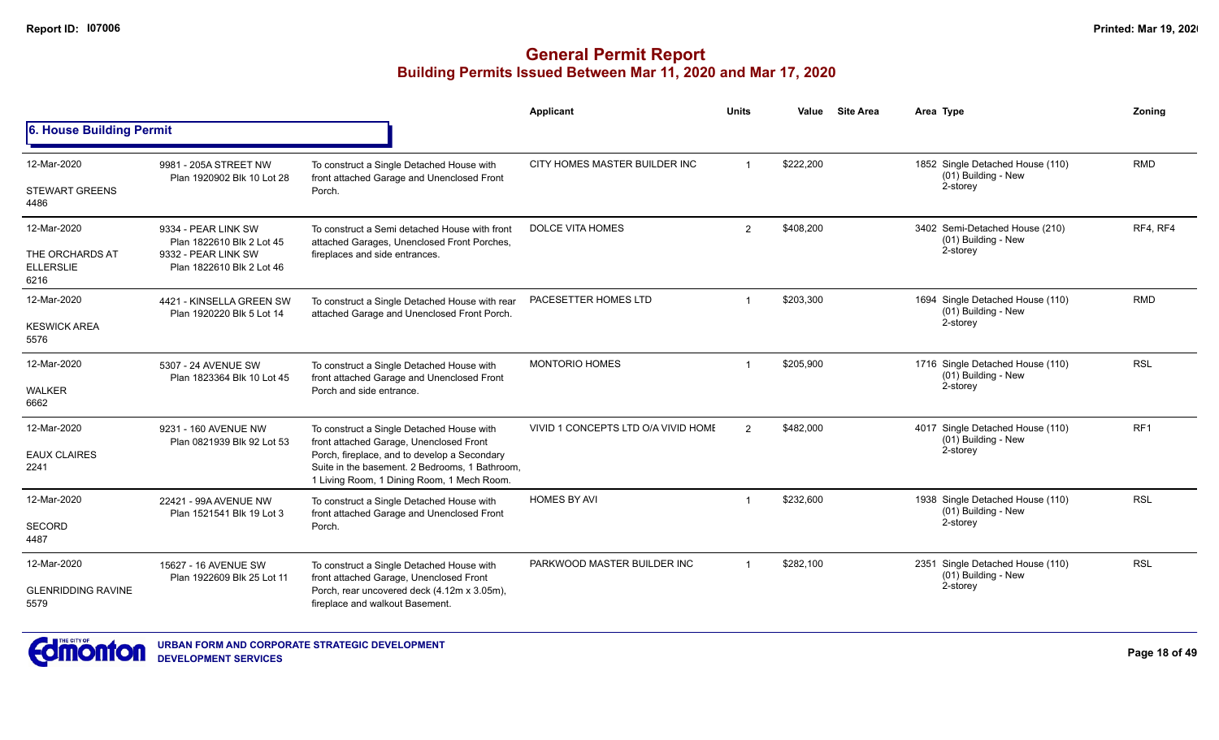# General Permit Report
## Building Permits Issued Between Mar 11, 2020 and Mar 17, 2020

### 6. House Building Permit

| Date / Neighbourhood | Address / Legal | Description | Applicant | Units | Value | Site Area | Area | Type | Zoning |
|---|---|---|---|---|---|---|---|---|---|
| 12-Mar-2020<br>STEWART GREENS<br>4486 | 9981 - 205A STREET NW<br>Plan 1920902 Blk 10 Lot 28 | To construct a Single Detached House with front attached Garage and Unenclosed Front Porch. | CITY HOMES MASTER BUILDER INC | 1 | $222,200 | | 1852 | Single Detached House (110)<br>(01) Building - New<br>2-storey | RMD |
| 12-Mar-2020<br>THE ORCHARDS AT ELLERSLIE<br>6216 | 9334 - PEAR LINK SW<br>Plan 1822610 Blk 2 Lot 45<br>9332 - PEAR LINK SW<br>Plan 1822610 Blk 2 Lot 46 | To construct a Semi detached House with front attached Garages, Unenclosed Front Porches, fireplaces and side entrances. | DOLCE VITA HOMES | 2 | $408,200 | | 3402 | Semi-Detached House (210)<br>(01) Building - New<br>2-storey | RF4, RF4 |
| 12-Mar-2020<br>KESWICK AREA<br>5576 | 4421 - KINSELLA GREEN SW<br>Plan 1920220 Blk 5 Lot 14 | To construct a Single Detached House with rear attached Garage and Unenclosed Front Porch. | PACESETTER HOMES LTD | 1 | $203,300 | | 1694 | Single Detached House (110)<br>(01) Building - New<br>2-storey | RMD |
| 12-Mar-2020<br>WALKER<br>6662 | 5307 - 24 AVENUE SW<br>Plan 1823364 Blk 10 Lot 45 | To construct a Single Detached House with front attached Garage and Unenclosed Front Porch and side entrance. | MONTORIO HOMES | 1 | $205,900 | | 1716 | Single Detached House (110)<br>(01) Building - New<br>2-storey | RSL |
| 12-Mar-2020<br>EAUX CLAIRES<br>2241 | 9231 - 160 AVENUE NW<br>Plan 0821939 Blk 92 Lot 53 | To construct a Single Detached House with front attached Garage, Unenclosed Front Porch, fireplace, and to develop a Secondary Suite in the basement. 2 Bedrooms, 1 Bathroom, 1 Living Room, 1 Dining Room, 1 Mech Room. | VIVID 1 CONCEPTS LTD O/A VIVID HOME | 2 | $482,000 | | 4017 | Single Detached House (110)<br>(01) Building - New<br>2-storey | RF1 |
| 12-Mar-2020<br>SECORD<br>4487 | 22421 - 99A AVENUE NW<br>Plan 1521541 Blk 19 Lot 3 | To construct a Single Detached House with front attached Garage and Unenclosed Front Porch. | HOMES BY AVI | 1 | $232,600 | | 1938 | Single Detached House (110)<br>(01) Building - New<br>2-storey | RSL |
| 12-Mar-2020<br>GLENRIDDING RAVINE<br>5579 | 15627 - 16 AVENUE SW<br>Plan 1922609 Blk 25 Lot 11 | To construct a Single Detached House with front attached Garage, Unenclosed Front Porch, rear uncovered deck (4.12m x 3.05m), fireplace and walkout Basement. | PARKWOOD MASTER BUILDER INC | 1 | $282,100 | | 2351 | Single Detached House (110)<br>(01) Building - New<br>2-storey | RSL |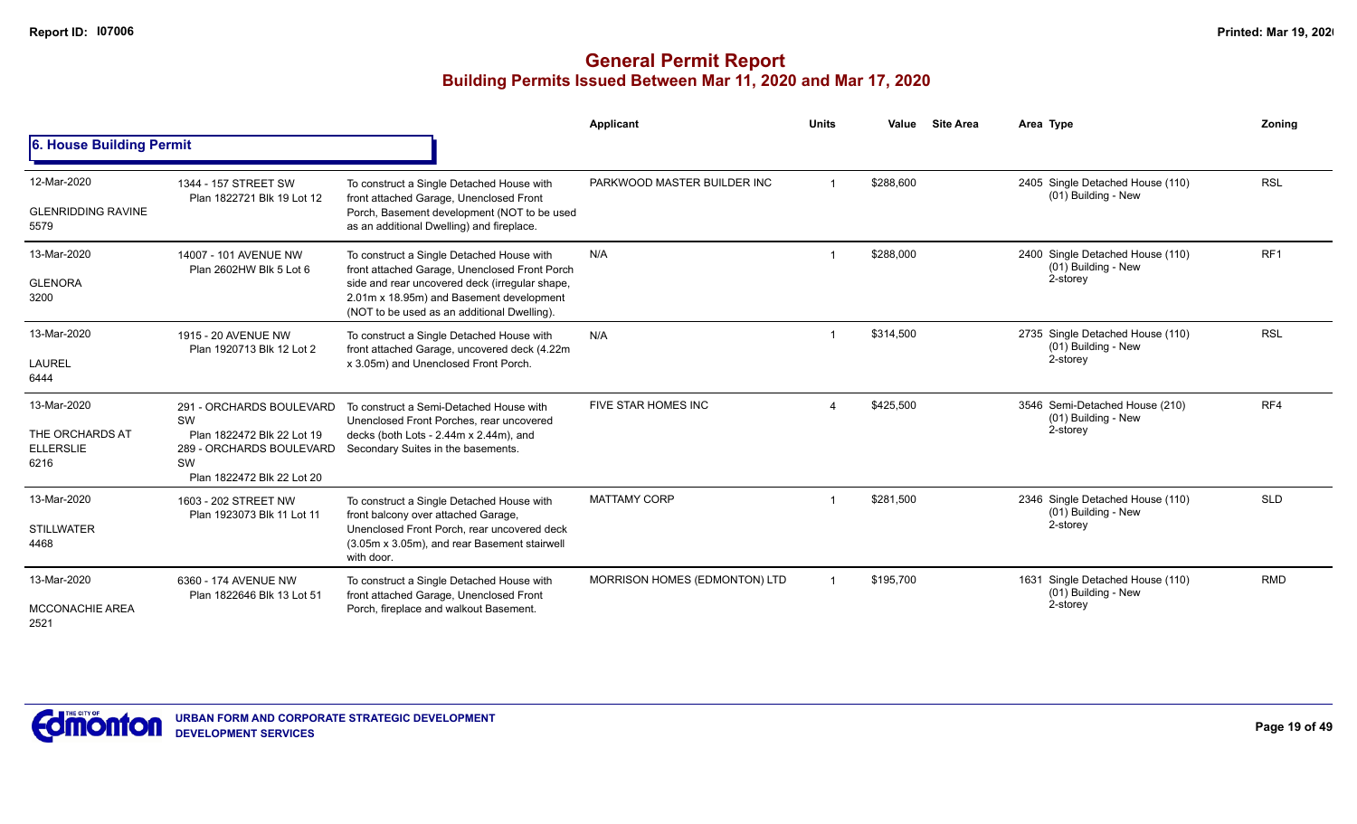# General Permit Report
## Building Permits Issued Between Mar 11, 2020 and Mar 17, 2020

### 6. House Building Permit

| Date / Neighbourhood | Address / Legal | Description | Applicant | Units | Value | Site Area | Area | Type | Zoning |
|---|---|---|---|---|---|---|---|---|---|
| 12-Mar-2020<br>GLENRIDDING RAVINE<br>5579 | 1344 - 157 STREET SW<br>Plan 1822721 Blk 19 Lot 12 | To construct a Single Detached House with front attached Garage, Unenclosed Front Porch, Basement development (NOT to be used as an additional Dwelling) and fireplace. | PARKWOOD MASTER BUILDER INC | 1 | $288,600 | | 2405 | Single Detached House (110)<br>(01) Building - New | RSL |
| 13-Mar-2020<br>GLENORA<br>3200 | 14007 - 101 AVENUE NW<br>Plan 2602HW Blk 5 Lot 6 | To construct a Single Detached House with front attached Garage, Unenclosed Front Porch side and rear uncovered deck (irregular shape, 2.01m x 18.95m) and Basement development (NOT to be used as an additional Dwelling). | N/A | 1 | $288,000 | | 2400 | Single Detached House (110)<br>(01) Building - New<br>2-storey | RF1 |
| 13-Mar-2020<br>LAUREL<br>6444 | 1915 - 20 AVENUE NW<br>Plan 1920713 Blk 12 Lot 2 | To construct a Single Detached House with front attached Garage, uncovered deck (4.22m x 3.05m) and Unenclosed Front Porch. | N/A | 1 | $314,500 | | 2735 | Single Detached House (110)<br>(01) Building - New<br>2-storey | RSL |
| 13-Mar-2020<br>THE ORCHARDS AT ELLERSLIE<br>6216 | 291 - ORCHARDS BOULEVARD SW<br>Plan 1822472 Blk 22 Lot 19<br>289 - ORCHARDS BOULEVARD SW<br>Plan 1822472 Blk 22 Lot 20 | To construct a Semi-Detached House with Unenclosed Front Porches, rear uncovered decks (both Lots - 2.44m x 2.44m), and Secondary Suites in the basements. | FIVE STAR HOMES INC | 4 | $425,500 | | 3546 | Semi-Detached House (210)<br>(01) Building - New<br>2-storey | RF4 |
| 13-Mar-2020<br>STILLWATER<br>4468 | 1603 - 202 STREET NW<br>Plan 1923073 Blk 11 Lot 11 | To construct a Single Detached House with front balcony over attached Garage, Unenclosed Front Porch, rear uncovered deck (3.05m x 3.05m), and rear Basement stairwell with door. | MATTAMY CORP | 1 | $281,500 | | 2346 | Single Detached House (110)<br>(01) Building - New<br>2-storey | SLD |
| 13-Mar-2020<br>MCCONACHIE AREA<br>2521 | 6360 - 174 AVENUE NW<br>Plan 1822646 Blk 13 Lot 51 | To construct a Single Detached House with front attached Garage, Unenclosed Front Porch, fireplace and walkout Basement. | MORRISON HOMES (EDMONTON) LTD | 1 | $195,700 | | 1631 | Single Detached House (110)<br>(01) Building - New<br>2-storey | RMD |

URBAN FORM AND CORPORATE STRATEGIC DEVELOPMENT
DEVELOPMENT SERVICES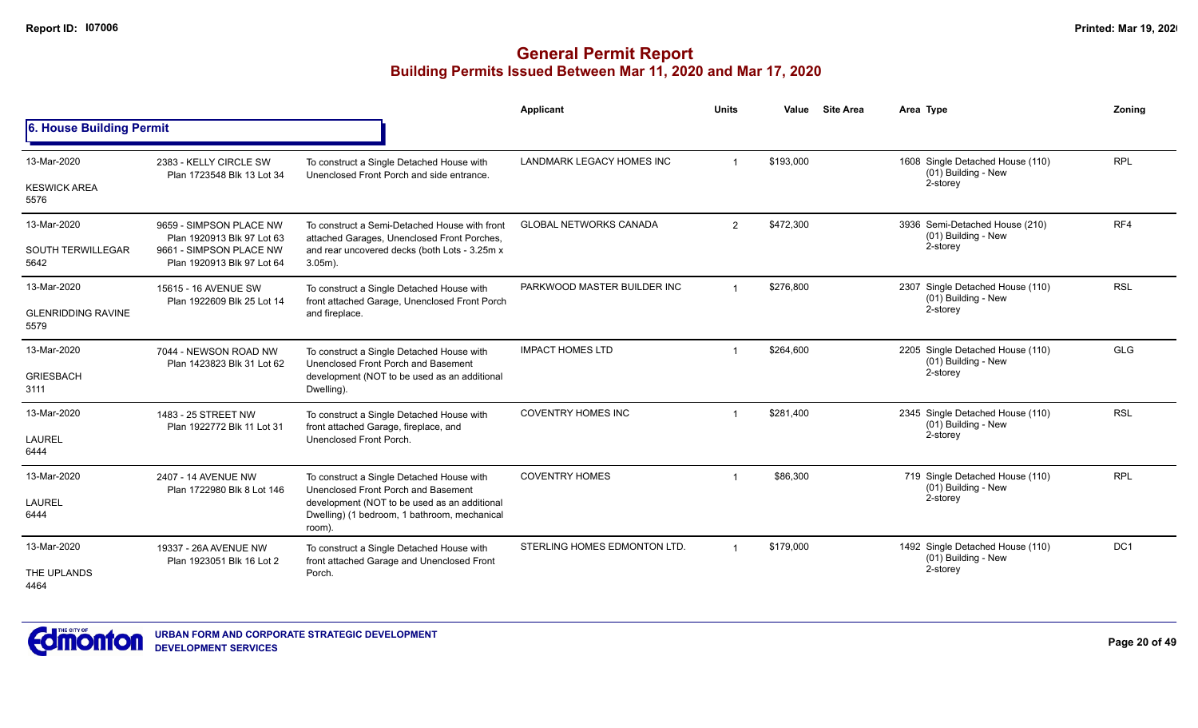# General Permit Report

## Building Permits Issued Between Mar 11, 2020 and Mar 17, 2020

### 6. House Building Permit

| | | | Applicant | Units | Value | Site Area | Area Type | Zoning |
|---|---|---|---|---|---|---|---|---|
| 13-Mar-2020<br>KESWICK AREA<br>5576 | 2383 - KELLY CIRCLE SW<br>Plan 1723548 Blk 13 Lot 34 | To construct a Single Detached House with Unenclosed Front Porch and side entrance. | LANDMARK LEGACY HOMES INC | 1 | $193,000 | | 1608 Single Detached House (110)<br>(01) Building - New<br>2-storey | RPL |
| 13-Mar-2020<br>SOUTH TERWILLEGAR<br>5642 | 9659 - SIMPSON PLACE NW<br>Plan 1920913 Blk 97 Lot 63<br>9661 - SIMPSON PLACE NW<br>Plan 1920913 Blk 97 Lot 64 | To construct a Semi-Detached House with front attached Garages, Unenclosed Front Porches, and rear uncovered decks (both Lots - 3.25m x 3.05m). | GLOBAL NETWORKS CANADA | 2 | $472,300 | | 3936 Semi-Detached House (210)<br>(01) Building - New<br>2-storey | RF4 |
| 13-Mar-2020<br>GLENRIDDING RAVINE<br>5579 | 15615 - 16 AVENUE SW<br>Plan 1922609 Blk 25 Lot 14 | To construct a Single Detached House with front attached Garage, Unenclosed Front Porch and fireplace. | PARKWOOD MASTER BUILDER INC | 1 | $276,800 | | 2307 Single Detached House (110)<br>(01) Building - New<br>2-storey | RSL |
| 13-Mar-2020<br>GRIESBACH<br>3111 | 7044 - NEWSON ROAD NW<br>Plan 1423823 Blk 31 Lot 62 | To construct a Single Detached House with Unenclosed Front Porch and Basement development (NOT to be used as an additional Dwelling). | IMPACT HOMES LTD | 1 | $264,600 | | 2205 Single Detached House (110)<br>(01) Building - New<br>2-storey | GLG |
| 13-Mar-2020<br>LAUREL<br>6444 | 1483 - 25 STREET NW<br>Plan 1922772 Blk 11 Lot 31 | To construct a Single Detached House with front attached Garage, fireplace, and Unenclosed Front Porch. | COVENTRY HOMES INC | 1 | $281,400 | | 2345 Single Detached House (110)<br>(01) Building - New<br>2-storey | RSL |
| 13-Mar-2020<br>LAUREL<br>6444 | 2407 - 14 AVENUE NW<br>Plan 1722980 Blk 8 Lot 146 | To construct a Single Detached House with Unenclosed Front Porch and Basement development (NOT to be used as an additional Dwelling) (1 bedroom, 1 bathroom, mechanical room). | COVENTRY HOMES | 1 | $86,300 | | 719 Single Detached House (110)<br>(01) Building - New<br>2-storey | RPL |
| 13-Mar-2020<br>THE UPLANDS<br>4464 | 19337 - 26A AVENUE NW<br>Plan 1923051 Blk 16 Lot 2 | To construct a Single Detached House with front attached Garage and Unenclosed Front Porch. | STERLING HOMES EDMONTON LTD. | 1 | $179,000 | | 1492 Single Detached House (110)<br>(01) Building - New<br>2-storey | DC1 |

URBAN FORM AND CORPORATE STRATEGIC DEVELOPMENT
DEVELOPMENT SERVICES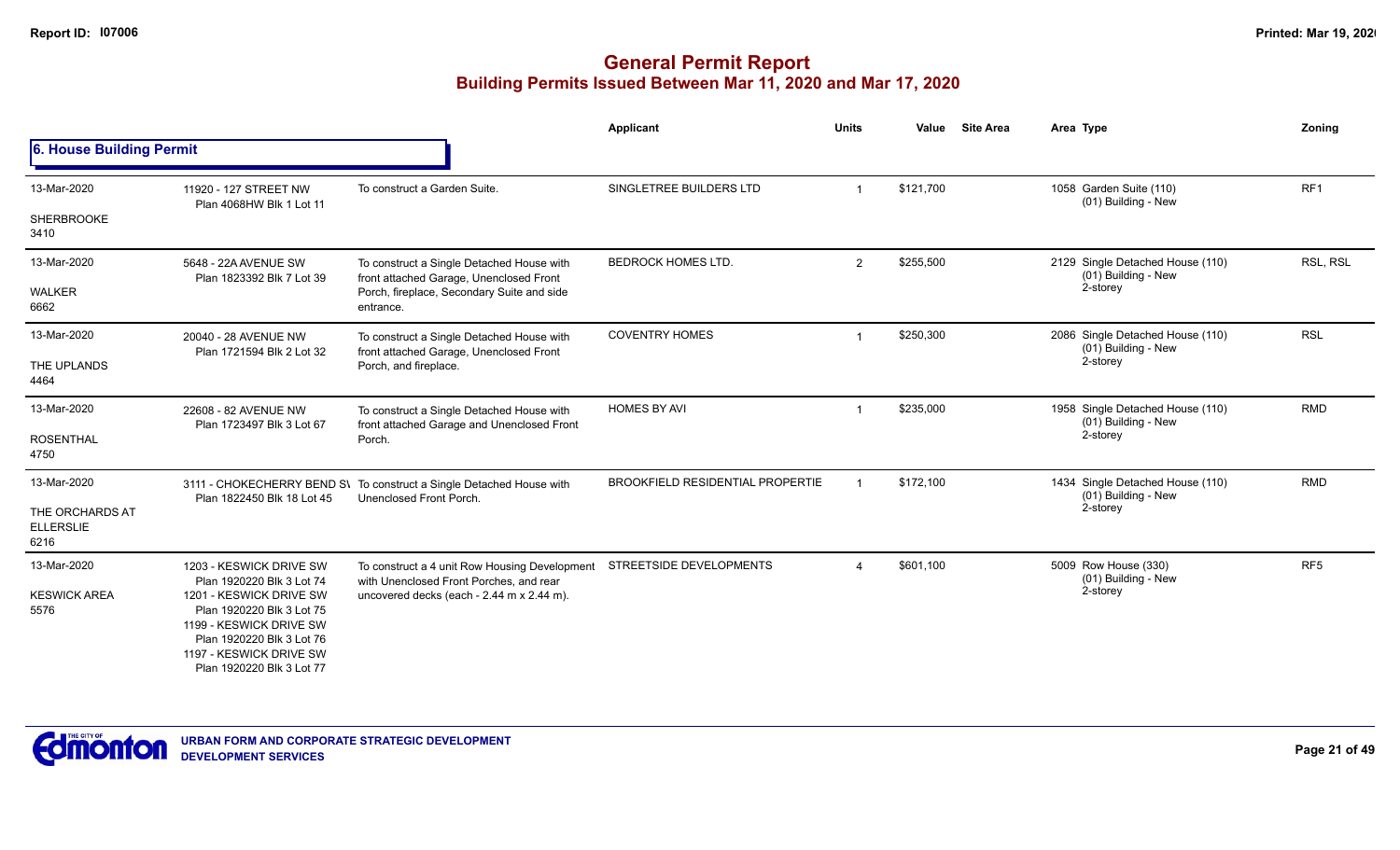# General Permit Report

## Building Permits Issued Between Mar 11, 2020 and Mar 17, 2020

### 6. House Building Permit

| Date / Neighbourhood | Address / Legal | Description | Applicant | Units | Value | Site Area | Area Type | Zoning |
|---|---|---|---|---|---|---|---|---|
| 13-Mar-2020 SHERBROOKE 3410 | 11920 - 127 STREET NW Plan 4068HW Blk 1 Lot 11 | To construct a Garden Suite. | SINGLETREE BUILDERS LTD | 1 | $121,700 | | 1058 Garden Suite (110) (01) Building - New | RF1 |
| 13-Mar-2020 WALKER 6662 | 5648 - 22A AVENUE SW Plan 1823392 Blk 7 Lot 39 | To construct a Single Detached House with front attached Garage, Unenclosed Front Porch, fireplace, Secondary Suite and side entrance. | BEDROCK HOMES LTD. | 2 | $255,500 | | 2129 Single Detached House (110) (01) Building - New 2-storey | RSL, RSL |
| 13-Mar-2020 THE UPLANDS 4464 | 20040 - 28 AVENUE NW Plan 1721594 Blk 2 Lot 32 | To construct a Single Detached House with front attached Garage, Unenclosed Front Porch, and fireplace. | COVENTRY HOMES | 1 | $250,300 | | 2086 Single Detached House (110) (01) Building - New 2-storey | RSL |
| 13-Mar-2020 ROSENTHAL 4750 | 22608 - 82 AVENUE NW Plan 1723497 Blk 3 Lot 67 | To construct a Single Detached House with front attached Garage and Unenclosed Front Porch. | HOMES BY AVI | 1 | $235,000 | | 1958 Single Detached House (110) (01) Building - New 2-storey | RMD |
| 13-Mar-2020 THE ORCHARDS AT ELLERSLIE 6216 | 3111 - CHOKECHERRY BEND SW Plan 1822450 Blk 18 Lot 45 | To construct a Single Detached House with Unenclosed Front Porch. | BROOKFIELD RESIDENTIAL PROPERTIE | 1 | $172,100 | | 1434 Single Detached House (110) (01) Building - New 2-storey | RMD |
| 13-Mar-2020 KESWICK AREA 5576 | 1203 - KESWICK DRIVE SW Plan 1920220 Blk 3 Lot 74 1201 - KESWICK DRIVE SW Plan 1920220 Blk 3 Lot 75 1199 - KESWICK DRIVE SW Plan 1920220 Blk 3 Lot 76 1197 - KESWICK DRIVE SW Plan 1920220 Blk 3 Lot 77 | To construct a 4 unit Row Housing Development with Unenclosed Front Porches, and rear uncovered decks (each - 2.44 m x 2.44 m). | STREETSIDE DEVELOPMENTS | 4 | $601,100 | | 5009 Row House (330) (01) Building - New 2-storey | RF5 |

**URBAN FORM AND CORPORATE STRATEGIC DEVELOPMENT**
**DEVELOPMENT SERVICES**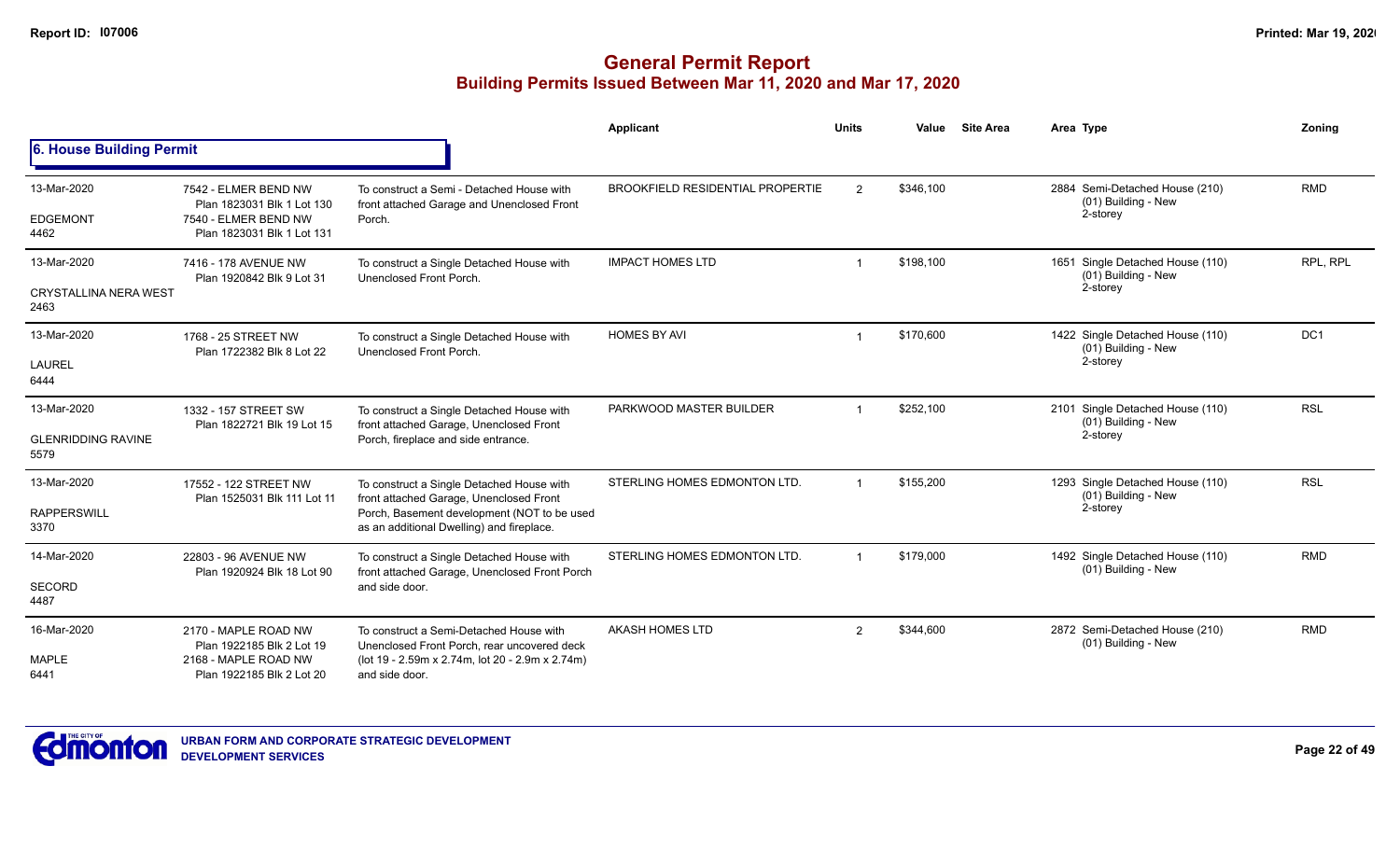# General Permit Report
## Building Permits Issued Between Mar 11, 2020 and Mar 17, 2020

### 6. House Building Permit

| Date / Neighbourhood | Address / Legal | Description | Applicant | Units | Value | Site Area | Area Type | Zoning |
|---|---|---|---|---|---|---|---|---|
| 13-Mar-2020<br>EDGEMONT<br>4462 | 7542 - ELMER BEND NW<br>Plan 1823031 Blk 1 Lot 130<br>7540 - ELMER BEND NW<br>Plan 1823031 Blk 1 Lot 131 | To construct a Semi - Detached House with front attached Garage and Unenclosed Front Porch. | BROOKFIELD RESIDENTIAL PROPERTIE | 2 | $346,100 | | 2884 Semi-Detached House (210)<br>(01) Building - New<br>2-storey | RMD |
| 13-Mar-2020<br>CRYSTALLINA NERA WEST<br>2463 | 7416 - 178 AVENUE NW<br>Plan 1920842 Blk 9 Lot 31 | To construct a Single Detached House with Unenclosed Front Porch. | IMPACT HOMES LTD | 1 | $198,100 | | 1651 Single Detached House (110)<br>(01) Building - New<br>2-storey | RPL, RPL |
| 13-Mar-2020<br>LAUREL<br>6444 | 1768 - 25 STREET NW<br>Plan 1722382 Blk 8 Lot 22 | To construct a Single Detached House with Unenclosed Front Porch. | HOMES BY AVI | 1 | $170,600 | | 1422 Single Detached House (110)<br>(01) Building - New<br>2-storey | DC1 |
| 13-Mar-2020<br>GLENRIDDING RAVINE<br>5579 | 1332 - 157 STREET SW<br>Plan 1822721 Blk 19 Lot 15 | To construct a Single Detached House with front attached Garage, Unenclosed Front Porch, fireplace and side entrance. | PARKWOOD MASTER BUILDER | 1 | $252,100 | | 2101 Single Detached House (110)<br>(01) Building - New<br>2-storey | RSL |
| 13-Mar-2020<br>RAPPERSWILL<br>3370 | 17552 - 122 STREET NW<br>Plan 1525031 Blk 111 Lot 11 | To construct a Single Detached House with front attached Garage, Unenclosed Front Porch, Basement development (NOT to be used as an additional Dwelling) and fireplace. | STERLING HOMES EDMONTON LTD. | 1 | $155,200 | | 1293 Single Detached House (110)<br>(01) Building - New<br>2-storey | RSL |
| 14-Mar-2020<br>SECORD<br>4487 | 22803 - 96 AVENUE NW<br>Plan 1920924 Blk 18 Lot 90 | To construct a Single Detached House with front attached Garage, Unenclosed Front Porch and side door. | STERLING HOMES EDMONTON LTD. | 1 | $179,000 | | 1492 Single Detached House (110)<br>(01) Building - New | RMD |
| 16-Mar-2020<br>MAPLE<br>6441 | 2170 - MAPLE ROAD NW<br>Plan 1922185 Blk 2 Lot 19<br>2168 - MAPLE ROAD NW<br>Plan 1922185 Blk 2 Lot 20 | To construct a Semi-Detached House with Unenclosed Front Porch, rear uncovered deck (lot 19 - 2.59m x 2.74m, lot 20 - 2.9m x 2.74m) and side door. | AKASH HOMES LTD | 2 | $344,600 | | 2872 Semi-Detached House (210)<br>(01) Building - New | RMD |

URBAN FORM AND CORPORATE STRATEGIC DEVELOPMENT
DEVELOPMENT SERVICES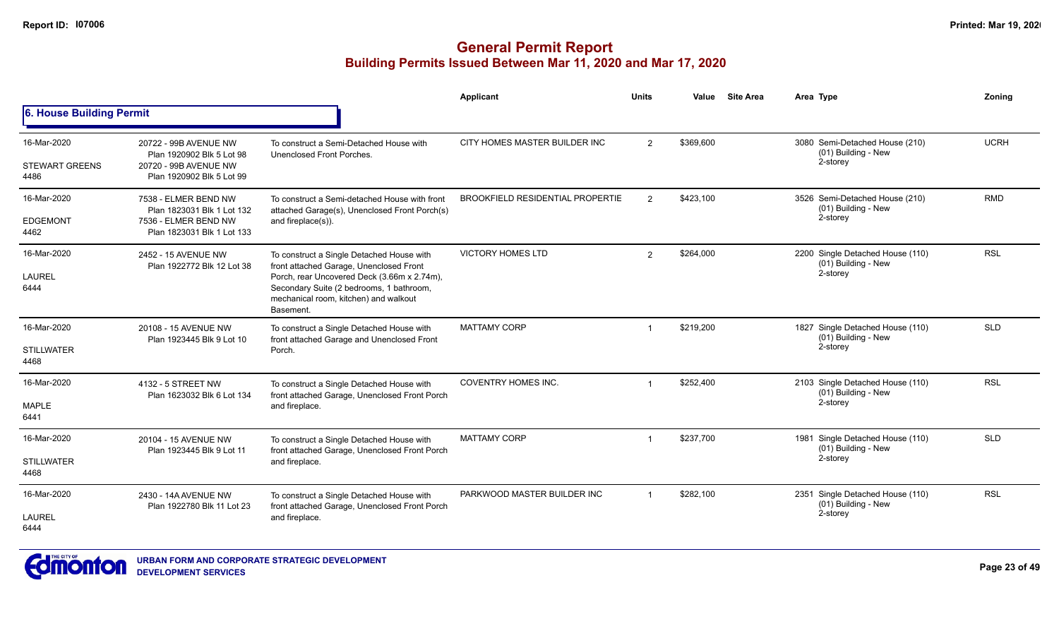# General Permit Report

## Building Permits Issued Between Mar 11, 2020 and Mar 17, 2020

### 6. House Building Permit

| Date / Neighbourhood | Address / Legal | Description | Applicant | Units | Value | Site Area | Area Type | Zoning |
|---|---|---|---|---|---|---|---|---|
| 16-Mar-2020<br>STEWART GREENS<br>4486 | 20722 - 99B AVENUE NW<br>Plan 1920902 Blk 5 Lot 98<br>20720 - 99B AVENUE NW<br>Plan 1920902 Blk 5 Lot 99 | To construct a Semi-Detached House with Unenclosed Front Porches. | CITY HOMES MASTER BUILDER INC | 2 | $369,600 | | 3080 Semi-Detached House (210)<br>(01) Building - New<br>2-storey | UCRH |
| 16-Mar-2020<br>EDGEMONT<br>4462 | 7538 - ELMER BEND NW<br>Plan 1823031 Blk 1 Lot 132<br>7536 - ELMER BEND NW<br>Plan 1823031 Blk 1 Lot 133 | To construct a Semi-detached House with front attached Garage(s), Unenclosed Front Porch(s) and fireplace(s)). | BROOKFIELD RESIDENTIAL PROPERTIE | 2 | $423,100 | | 3526 Semi-Detached House (210)<br>(01) Building - New<br>2-storey | RMD |
| 16-Mar-2020<br>LAUREL<br>6444 | 2452 - 15 AVENUE NW<br>Plan 1922772 Blk 12 Lot 38 | To construct a Single Detached House with front attached Garage, Unenclosed Front Porch, rear Uncovered Deck (3.66m x 2.74m), Secondary Suite (2 bedrooms, 1 bathroom, mechanical room, kitchen) and walkout Basement. | VICTORY HOMES LTD | 2 | $264,000 | | 2200 Single Detached House (110)<br>(01) Building - New<br>2-storey | RSL |
| 16-Mar-2020<br>STILLWATER<br>4468 | 20108 - 15 AVENUE NW<br>Plan 1923445 Blk 9 Lot 10 | To construct a Single Detached House with front attached Garage and Unenclosed Front Porch. | MATTAMY CORP | 1 | $219,200 | | 1827 Single Detached House (110)<br>(01) Building - New<br>2-storey | SLD |
| 16-Mar-2020<br>MAPLE<br>6441 | 4132 - 5 STREET NW<br>Plan 1623032 Blk 6 Lot 134 | To construct a Single Detached House with front attached Garage, Unenclosed Front Porch and fireplace. | COVENTRY HOMES INC. | 1 | $252,400 | | 2103 Single Detached House (110)<br>(01) Building - New<br>2-storey | RSL |
| 16-Mar-2020<br>STILLWATER<br>4468 | 20104 - 15 AVENUE NW<br>Plan 1923445 Blk 9 Lot 11 | To construct a Single Detached House with front attached Garage, Unenclosed Front Porch and fireplace. | MATTAMY CORP | 1 | $237,700 | | 1981 Single Detached House (110)<br>(01) Building - New<br>2-storey | SLD |
| 16-Mar-2020<br>LAUREL<br>6444 | 2430 - 14A AVENUE NW<br>Plan 1922780 Blk 11 Lot 23 | To construct a Single Detached House with front attached Garage, Unenclosed Front Porch and fireplace. | PARKWOOD MASTER BUILDER INC | 1 | $282,100 | | 2351 Single Detached House (110)<br>(01) Building - New<br>2-storey | RSL |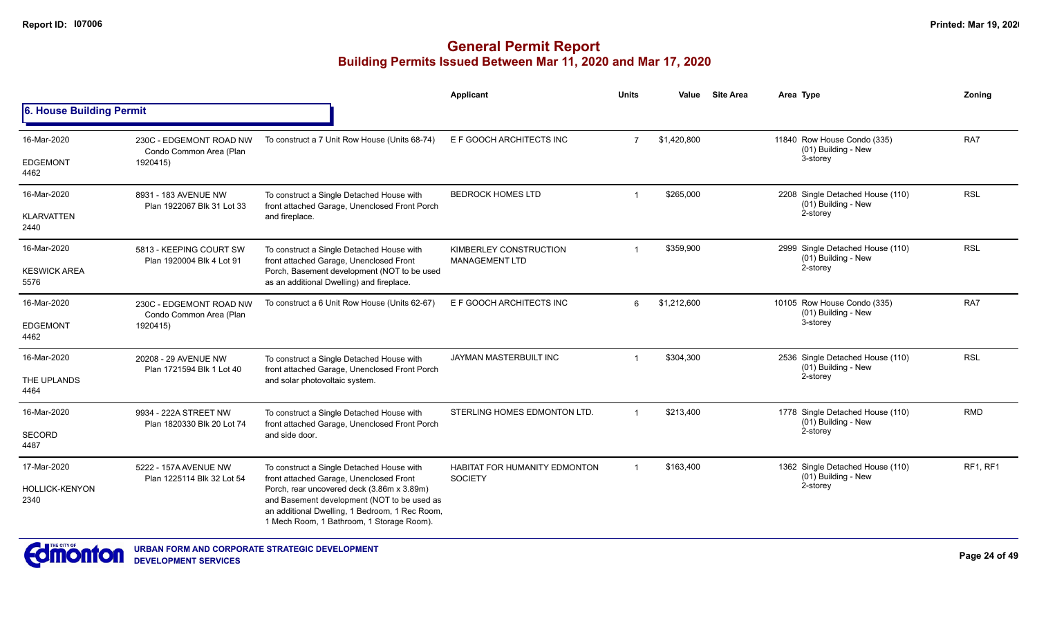## General Permit Report

### Building Permits Issued Between Mar 11, 2020 and Mar 17, 2020

#### 6. House Building Permit

| Date / Neighbourhood | Address | Description | Applicant | Units | Value | Site Area | Area | Type | Zoning |
|---|---|---|---|---|---|---|---|---|---|
| 16-Mar-2020 EDGEMONT 4462 | 230C - EDGEMONT ROAD NW Condo Common Area (Plan 1920415) | To construct a 7 Unit Row House (Units 68-74) | E F GOOCH ARCHITECTS INC | 7 | $1,420,800 | | 11840 | Row House Condo (335) (01) Building - New 3-storey | RA7 |
| 16-Mar-2020 KLARVATTEN 2440 | 8931 - 183 AVENUE NW Plan 1922067 Blk 31 Lot 33 | To construct a Single Detached House with front attached Garage, Unenclosed Front Porch and fireplace. | BEDROCK HOMES LTD | 1 | $265,000 | | 2208 | Single Detached House (110) (01) Building - New 2-storey | RSL |
| 16-Mar-2020 KESWICK AREA 5576 | 5813 - KEEPING COURT SW Plan 1920004 Blk 4 Lot 91 | To construct a Single Detached House with front attached Garage, Unenclosed Front Porch, Basement development (NOT to be used as an additional Dwelling) and fireplace. | KIMBERLEY CONSTRUCTION MANAGEMENT LTD | 1 | $359,900 | | 2999 | Single Detached House (110) (01) Building - New 2-storey | RSL |
| 16-Mar-2020 EDGEMONT 4462 | 230C - EDGEMONT ROAD NW Condo Common Area (Plan 1920415) | To construct a 6 Unit Row House (Units 62-67) | E F GOOCH ARCHITECTS INC | 6 | $1,212,600 | | 10105 | Row House Condo (335) (01) Building - New 3-storey | RA7 |
| 16-Mar-2020 THE UPLANDS 4464 | 20208 - 29 AVENUE NW Plan 1721594 Blk 1 Lot 40 | To construct a Single Detached House with front attached Garage, Unenclosed Front Porch and solar photovoltaic system. | JAYMAN MASTERBUILT INC | 1 | $304,300 | | 2536 | Single Detached House (110) (01) Building - New 2-storey | RSL |
| 16-Mar-2020 SECORD 4487 | 9934 - 222A STREET NW Plan 1820330 Blk 20 Lot 74 | To construct a Single Detached House with front attached Garage, Unenclosed Front Porch and side door. | STERLING HOMES EDMONTON LTD. | 1 | $213,400 | | 1778 | Single Detached House (110) (01) Building - New 2-storey | RMD |
| 17-Mar-2020 HOLLICK-KENYON 2340 | 5222 - 157A AVENUE NW Plan 1225114 Blk 32 Lot 54 | To construct a Single Detached House with front attached Garage, Unenclosed Front Porch, rear uncovered deck (3.86m x 3.89m) and Basement development (NOT to be used as an additional Dwelling, 1 Bedroom, 1 Rec Room, 1 Mech Room, 1 Bathroom, 1 Storage Room). | HABITAT FOR HUMANITY EDMONTON SOCIETY | 1 | $163,400 | | 1362 | Single Detached House (110) (01) Building - New 2-storey | RF1, RF1 |

URBAN FORM AND CORPORATE STRATEGIC DEVELOPMENT
DEVELOPMENT SERVICES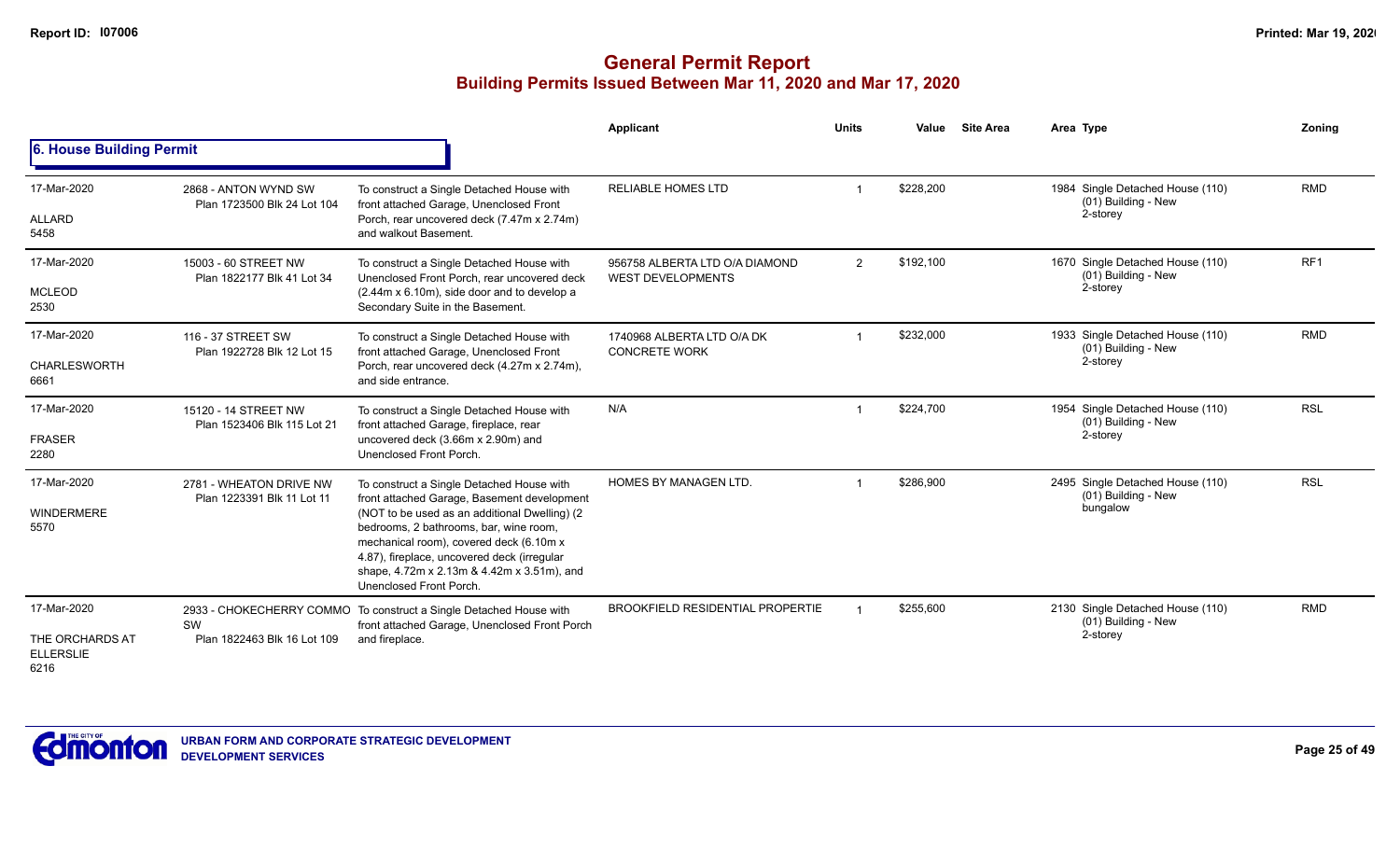# General Permit Report

## Building Permits Issued Between Mar 11, 2020 and Mar 17, 2020

### 6. House Building Permit

| Date / Neighbourhood | Address / Legal | Description | Applicant | Units | Value | Site Area | Area Type | Zoning |
|---|---|---|---|---|---|---|---|---|
| 17-Mar-2020 ALLARD 5458 | 2868 - ANTON WYND SW Plan 1723500 Blk 24 Lot 104 | To construct a Single Detached House with front attached Garage, Unenclosed Front Porch, rear uncovered deck (7.47m x 2.74m) and walkout Basement. | RELIABLE HOMES LTD | 1 | $228,200 | | 1984 Single Detached House (110) (01) Building - New 2-storey | RMD |
| 17-Mar-2020 MCLEOD 2530 | 15003 - 60 STREET NW Plan 1822177 Blk 41 Lot 34 | To construct a Single Detached House with Unenclosed Front Porch, rear uncovered deck (2.44m x 6.10m), side door and to develop a Secondary Suite in the Basement. | 956758 ALBERTA LTD O/A DIAMOND WEST DEVELOPMENTS | 2 | $192,100 | | 1670 Single Detached House (110) (01) Building - New 2-storey | RF1 |
| 17-Mar-2020 CHARLESWORTH 6661 | 116 - 37 STREET SW Plan 1922728 Blk 12 Lot 15 | To construct a Single Detached House with front attached Garage, Unenclosed Front Porch, rear uncovered deck (4.27m x 2.74m), and side entrance. | 1740968 ALBERTA LTD O/A DK CONCRETE WORK | 1 | $232,000 | | 1933 Single Detached House (110) (01) Building - New 2-storey | RMD |
| 17-Mar-2020 FRASER 2280 | 15120 - 14 STREET NW Plan 1523406 Blk 115 Lot 21 | To construct a Single Detached House with front attached Garage, fireplace, rear uncovered deck (3.66m x 2.90m) and Unenclosed Front Porch. | N/A | 1 | $224,700 | | 1954 Single Detached House (110) (01) Building - New 2-storey | RSL |
| 17-Mar-2020 WINDERMERE 5570 | 2781 - WHEATON DRIVE NW Plan 1223391 Blk 11 Lot 11 | To construct a Single Detached House with front attached Garage, Basement development (NOT to be used as an additional Dwelling) (2 bedrooms, 2 bathrooms, bar, wine room, mechanical room), covered deck (6.10m x 4.87), fireplace, uncovered deck (irregular shape, 4.72m x 2.13m & 4.42m x 3.51m), and Unenclosed Front Porch. | HOMES BY MANAGEN LTD. | 1 | $286,900 | | 2495 Single Detached House (110) (01) Building - New bungalow | RSL |
| 17-Mar-2020 THE ORCHARDS AT ELLERSLIE 6216 | 2933 - CHOKECHERRY COMMO SW Plan 1822463 Blk 16 Lot 109 | To construct a Single Detached House with front attached Garage, Unenclosed Front Porch and fireplace. | BROOKFIELD RESIDENTIAL PROPERTIE | 1 | $255,600 | | 2130 Single Detached House (110) (01) Building - New 2-storey | RMD |

URBAN FORM AND CORPORATE STRATEGIC DEVELOPMENT
DEVELOPMENT SERVICES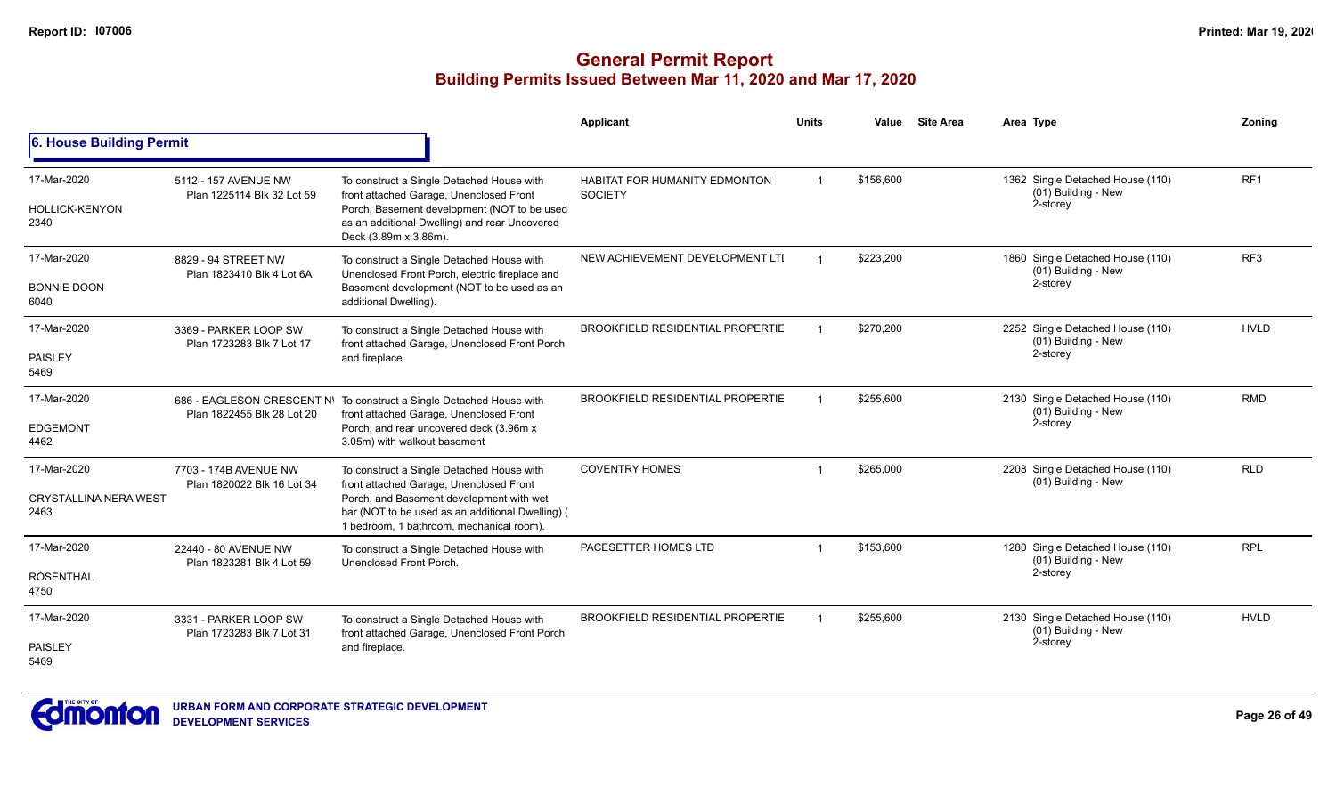# General Permit Report
## Building Permits Issued Between Mar 11, 2020 and Mar 17, 2020

### 6. House Building Permit

| | | | Applicant | Units | Value | Site Area | Area Type | Zoning |
|---|---|---|---|---|---|---|---|---|
| 17-Mar-2020<br>HOLLICK-KENYON<br>2340 | 5112 - 157 AVENUE NW<br>Plan 1225114 Blk 32 Lot 59 | To construct a Single Detached House with front attached Garage, Unenclosed Front Porch, Basement development (NOT to be used as an additional Dwelling) and rear Uncovered Deck (3.89m x 3.86m). | HABITAT FOR HUMANITY EDMONTON SOCIETY | 1 | $156,600 | | 1362 Single Detached House (110) (01) Building - New 2-storey | RF1 |
| 17-Mar-2020<br>BONNIE DOON<br>6040 | 8829 - 94 STREET NW<br>Plan 1823410 Blk 4 Lot 6A | To construct a Single Detached House with Unenclosed Front Porch, electric fireplace and Basement development (NOT to be used as an additional Dwelling). | NEW ACHIEVEMENT DEVELOPMENT LTI | 1 | $223,200 | | 1860 Single Detached House (110) (01) Building - New 2-storey | RF3 |
| 17-Mar-2020<br>PAISLEY<br>5469 | 3369 - PARKER LOOP SW<br>Plan 1723283 Blk 7 Lot 17 | To construct a Single Detached House with front attached Garage, Unenclosed Front Porch and fireplace. | BROOKFIELD RESIDENTIAL PROPERTIE | 1 | $270,200 | | 2252 Single Detached House (110) (01) Building - New 2-storey | HVLD |
| 17-Mar-2020<br>EDGEMONT<br>4462 | 686 - EAGLESON CRESCENT NW<br>Plan 1822455 Blk 28 Lot 20 | To construct a Single Detached House with front attached Garage, Unenclosed Front Porch, and rear uncovered deck (3.96m x 3.05m) with walkout basement | BROOKFIELD RESIDENTIAL PROPERTIE | 1 | $255,600 | | 2130 Single Detached House (110) (01) Building - New 2-storey | RMD |
| 17-Mar-2020<br>CRYSTALLINA NERA WEST<br>2463 | 7703 - 174B AVENUE NW<br>Plan 1820022 Blk 16 Lot 34 | To construct a Single Detached House with front attached Garage, Unenclosed Front Porch, and Basement development with wet bar (NOT to be used as an additional Dwelling) ( 1 bedroom, 1 bathroom, mechanical room). | COVENTRY HOMES | 1 | $265,000 | | 2208 Single Detached House (110) (01) Building - New | RLD |
| 17-Mar-2020<br>ROSENTHAL<br>4750 | 22440 - 80 AVENUE NW<br>Plan 1823281 Blk 4 Lot 59 | To construct a Single Detached House with Unenclosed Front Porch. | PACESETTER HOMES LTD | 1 | $153,600 | | 1280 Single Detached House (110) (01) Building - New 2-storey | RPL |
| 17-Mar-2020<br>PAISLEY<br>5469 | 3331 - PARKER LOOP SW<br>Plan 1723283 Blk 7 Lot 31 | To construct a Single Detached House with front attached Garage, Unenclosed Front Porch and fireplace. | BROOKFIELD RESIDENTIAL PROPERTIE | 1 | $255,600 | | 2130 Single Detached House (110) (01) Building - New 2-storey | HVLD |

URBAN FORM AND CORPORATE STRATEGIC DEVELOPMENT
DEVELOPMENT SERVICES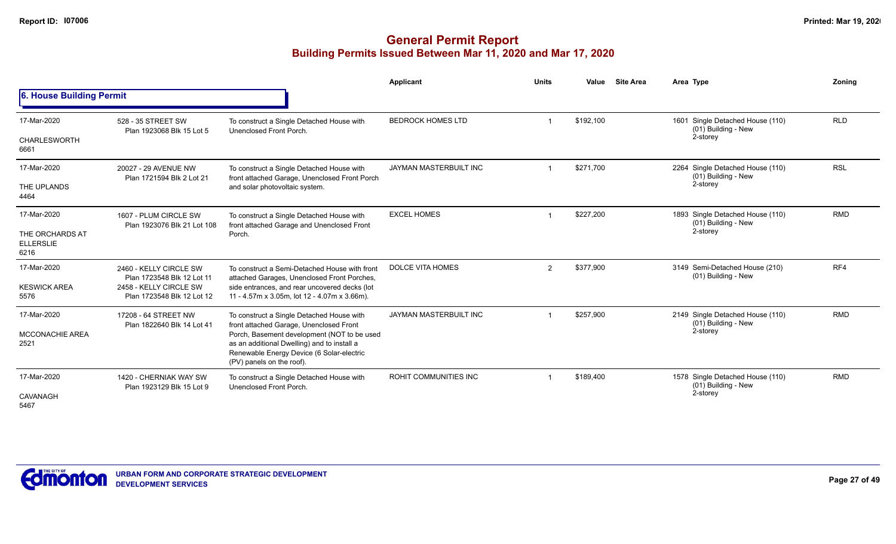# General Permit Report

## Building Permits Issued Between Mar 11, 2020 and Mar 17, 2020

### 6. House Building Permit

| Date / Neighbourhood | Address / Legal | Description | Applicant | Units | Value | Site Area | Area Type | Zoning |
|---|---|---|---|---|---|---|---|---|
| 17-Mar-2020<br>CHARLESWORTH<br>6661 | 528 - 35 STREET SW<br>Plan 1923068 Blk 15 Lot 5 | To construct a Single Detached House with Unenclosed Front Porch. | BEDROCK HOMES LTD | 1 | $192,100 | | 1601 Single Detached House (110)<br>(01) Building - New<br>2-storey | RLD |
| 17-Mar-2020<br>THE UPLANDS<br>4464 | 20027 - 29 AVENUE NW<br>Plan 1721594 Blk 2 Lot 21 | To construct a Single Detached House with front attached Garage, Unenclosed Front Porch and solar photovoltaic system. | JAYMAN MASTERBUILT INC | 1 | $271,700 | | 2264 Single Detached House (110)<br>(01) Building - New<br>2-storey | RSL |
| 17-Mar-2020<br>THE ORCHARDS AT ELLERSLIE<br>6216 | 1607 - PLUM CIRCLE SW<br>Plan 1923076 Blk 21 Lot 108 | To construct a Single Detached House with front attached Garage and Unenclosed Front Porch. | EXCEL HOMES | 1 | $227,200 | | 1893 Single Detached House (110)<br>(01) Building - New<br>2-storey | RMD |
| 17-Mar-2020<br>KESWICK AREA<br>5576 | 2460 - KELLY CIRCLE SW<br>Plan 1723548 Blk 12 Lot 11<br>2458 - KELLY CIRCLE SW<br>Plan 1723548 Blk 12 Lot 12 | To construct a Semi-Detached House with front attached Garages, Unenclosed Front Porches, side entrances, and rear uncovered decks (lot 11 - 4.57m x 3.05m, lot 12 - 4.07m x 3.66m). | DOLCE VITA HOMES | 2 | $377,900 | | 3149 Semi-Detached House (210)<br>(01) Building - New | RF4 |
| 17-Mar-2020<br>MCCONACHIE AREA<br>2521 | 17208 - 64 STREET NW<br>Plan 1822640 Blk 14 Lot 41 | To construct a Single Detached House with front attached Garage, Unenclosed Front Porch, Basement development (NOT to be used as an additional Dwelling) and to install a Renewable Energy Device (6 Solar-electric (PV) panels on the roof). | JAYMAN MASTERBUILT INC | 1 | $257,900 | | 2149 Single Detached House (110)<br>(01) Building - New<br>2-storey | RMD |
| 17-Mar-2020<br>CAVANAGH<br>5467 | 1420 - CHERNIAK WAY SW<br>Plan 1923129 Blk 15 Lot 9 | To construct a Single Detached House with Unenclosed Front Porch. | ROHIT COMMUNITIES INC | 1 | $189,400 | | 1578 Single Detached House (110)<br>(01) Building - New<br>2-storey | RMD |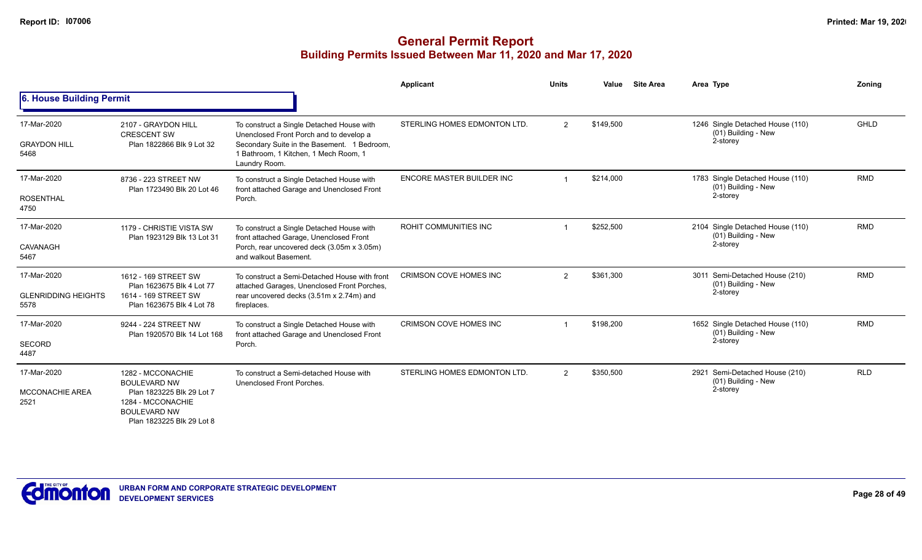# General Permit Report

## Building Permits Issued Between Mar 11, 2020 and Mar 17, 2020

### 6. House Building Permit

| Date / Neighbourhood | Address / Legal | Description | Applicant | Units | Value | Site Area | Area | Type | Zoning |
|---|---|---|---|---|---|---|---|---|---|
| 17-Mar-2020 GRAYDON HILL 5468 | 2107 - GRAYDON HILL CRESCENT SW Plan 1822866 Blk 9 Lot 32 | To construct a Single Detached House with Unenclosed Front Porch and to develop a Secondary Suite in the Basement. 1 Bedroom, 1 Bathroom, 1 Kitchen, 1 Mech Room, 1 Laundry Room. | STERLING HOMES EDMONTON LTD. | 2 | $149,500 | | 1246 | Single Detached House (110) (01) Building - New 2-storey | GHLD |
| 17-Mar-2020 ROSENTHAL 4750 | 8736 - 223 STREET NW Plan 1723490 Blk 20 Lot 46 | To construct a Single Detached House with front attached Garage and Unenclosed Front Porch. | ENCORE MASTER BUILDER INC | 1 | $214,000 | | 1783 | Single Detached House (110) (01) Building - New 2-storey | RMD |
| 17-Mar-2020 CAVANAGH 5467 | 1179 - CHRISTIE VISTA SW Plan 1923129 Blk 13 Lot 31 | To construct a Single Detached House with front attached Garage, Unenclosed Front Porch, rear uncovered deck (3.05m x 3.05m) and walkout Basement. | ROHIT COMMUNITIES INC | 1 | $252,500 | | 2104 | Single Detached House (110) (01) Building - New 2-storey | RMD |
| 17-Mar-2020 GLENRIDDING HEIGHTS 5578 | 1612 - 169 STREET SW Plan 1623675 Blk 4 Lot 77 1614 - 169 STREET SW Plan 1623675 Blk 4 Lot 78 | To construct a Semi-Detached House with front attached Garages, Unenclosed Front Porches, rear uncovered decks (3.51m x 2.74m) and fireplaces. | CRIMSON COVE HOMES INC | 2 | $361,300 | | 3011 | Semi-Detached House (210) (01) Building - New 2-storey | RMD |
| 17-Mar-2020 SECORD 4487 | 9244 - 224 STREET NW Plan 1920570 Blk 14 Lot 168 | To construct a Single Detached House with front attached Garage and Unenclosed Front Porch. | CRIMSON COVE HOMES INC | 1 | $198,200 | | 1652 | Single Detached House (110) (01) Building - New 2-storey | RMD |
| 17-Mar-2020 MCCONACHIE AREA 2521 | 1282 - MCCONACHIE BOULEVARD NW Plan 1823225 Blk 29 Lot 7 1284 - MCCONACHIE BOULEVARD NW Plan 1823225 Blk 29 Lot 8 | To construct a Semi-detached House with Unenclosed Front Porches. | STERLING HOMES EDMONTON LTD. | 2 | $350,500 | | 2921 | Semi-Detached House (210) (01) Building - New 2-storey | RLD |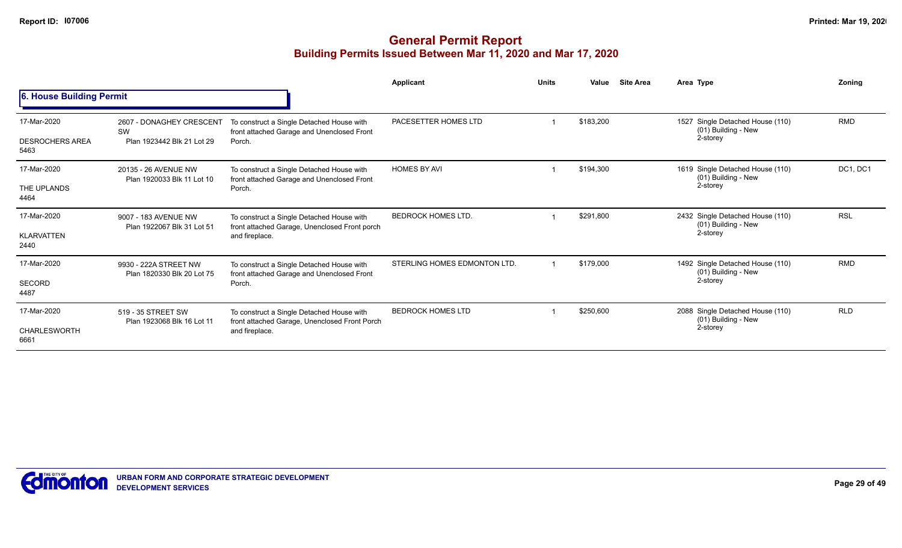# General Permit Report

## Building Permits Issued Between Mar 11, 2020 and Mar 17, 2020

### 6. House Building Permit

| Date / Neighbourhood | Address / Legal | Description | Applicant | Units | Value | Site Area | Area | Type | Zoning |
|---|---|---|---|---|---|---|---|---|---|
| 17-Mar-2020<br>DESROCHERS AREA<br>5463 | 2607 - DONAGHEY CRESCENT SW<br>Plan 1923442 Blk 21 Lot 29 | To construct a Single Detached House with front attached Garage and Unenclosed Front Porch. | PACESETTER HOMES LTD | 1 | $183,200 | | 1527 | Single Detached House (110)<br>(01) Building - New<br>2-storey | RMD |
| 17-Mar-2020<br>THE UPLANDS<br>4464 | 20135 - 26 AVENUE NW<br>Plan 1920033 Blk 11 Lot 10 | To construct a Single Detached House with front attached Garage and Unenclosed Front Porch. | HOMES BY AVI | 1 | $194,300 | | 1619 | Single Detached House (110)<br>(01) Building - New<br>2-storey | DC1, DC1 |
| 17-Mar-2020<br>KLARVATTEN<br>2440 | 9007 - 183 AVENUE NW<br>Plan 1922067 Blk 31 Lot 51 | To construct a Single Detached House with front attached Garage, Unenclosed Front porch and fireplace. | BEDROCK HOMES LTD. | 1 | $291,800 | | 2432 | Single Detached House (110)<br>(01) Building - New<br>2-storey | RSL |
| 17-Mar-2020<br>SECORD<br>4487 | 9930 - 222A STREET NW<br>Plan 1820330 Blk 20 Lot 75 | To construct a Single Detached House with front attached Garage and Unenclosed Front Porch. | STERLING HOMES EDMONTON LTD. | 1 | $179,000 | | 1492 | Single Detached House (110)<br>(01) Building - New<br>2-storey | RMD |
| 17-Mar-2020<br>CHARLESWORTH<br>6661 | 519 - 35 STREET SW<br>Plan 1923068 Blk 16 Lot 11 | To construct a Single Detached House with front attached Garage, Unenclosed Front Porch and fireplace. | BEDROCK HOMES LTD | 1 | $250,600 | | 2088 | Single Detached House (110)<br>(01) Building - New<br>2-storey | RLD |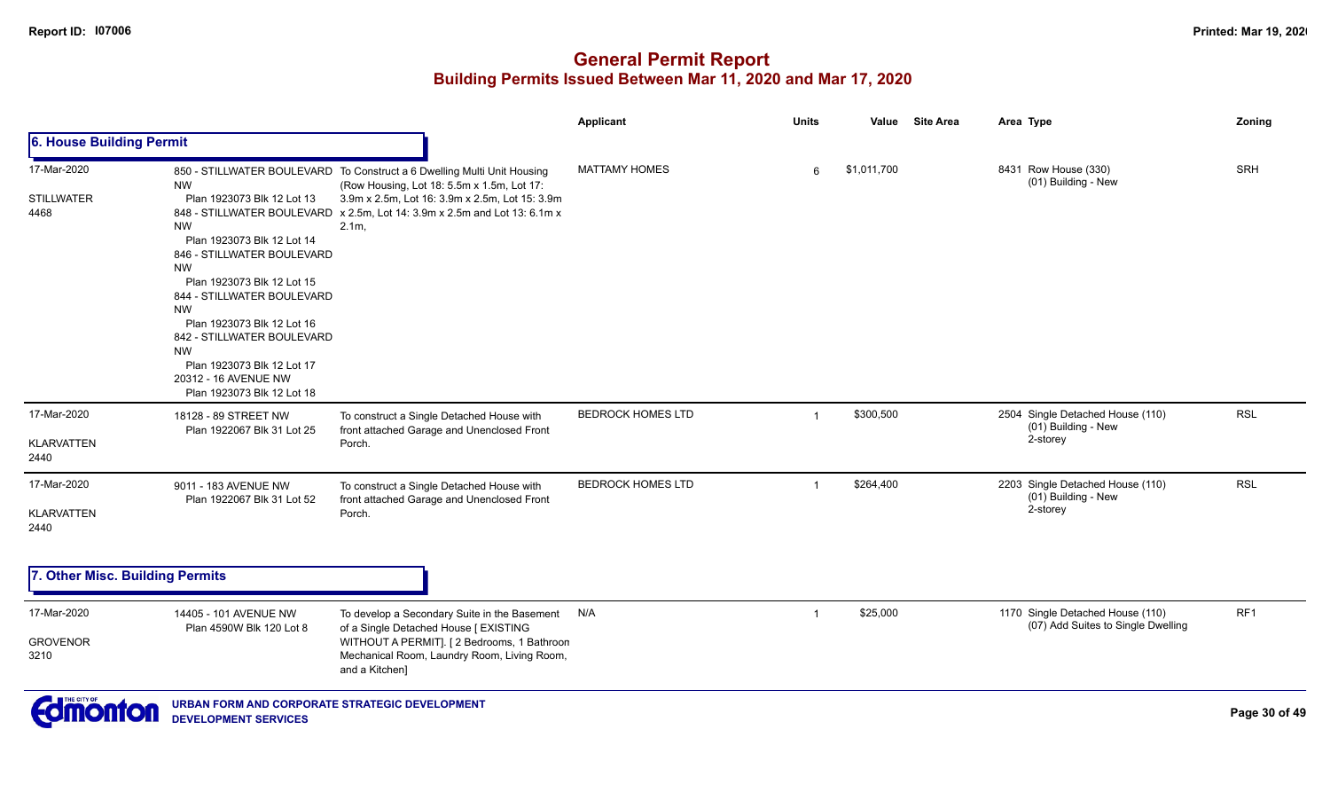# General Permit Report

## Building Permits Issued Between Mar 11, 2020 and Mar 17, 2020

### 6. House Building Permit

| Date / Neighbourhood | Address / Legal | Description | Applicant | Units | Value | Site Area | Area | Type | Zoning |
|---|---|---|---|---|---|---|---|---|---|
| 17-Mar-2020<br>STILLWATER<br>4468 | 850 - STILLWATER BOULEVARD NW<br>Plan 1923073 Blk 12 Lot 13<br>848 - STILLWATER BOULEVARD NW<br>Plan 1923073 Blk 12 Lot 14<br>846 - STILLWATER BOULEVARD NW<br>Plan 1923073 Blk 12 Lot 15<br>844 - STILLWATER BOULEVARD NW<br>Plan 1923073 Blk 12 Lot 16<br>842 - STILLWATER BOULEVARD NW<br>Plan 1923073 Blk 12 Lot 17<br>20312 - 16 AVENUE NW<br>Plan 1923073 Blk 12 Lot 18 | To Construct a 6 Dwelling Multi Unit Housing (Row Housing, Lot 18: 5.5m x 1.5m, Lot 17: 3.9m x 2.5m, Lot 16: 3.9m x 2.5m, Lot 15: 3.9m x 2.5m, Lot 14: 3.9m x 2.5m and Lot 13: 6.1m x 2.1m, | MATTAMY HOMES | 6 | $1,011,700 | | 8431 | Row House (330)<br>(01) Building - New | SRH |
| 17-Mar-2020<br>KLARVATTEN<br>2440 | 18128 - 89 STREET NW<br>Plan 1922067 Blk 31 Lot 25 | To construct a Single Detached House with front attached Garage and Unenclosed Front Porch. | BEDROCK HOMES LTD | 1 | $300,500 | | 2504 | Single Detached House (110)<br>(01) Building - New<br>2-storey | RSL |
| 17-Mar-2020<br>KLARVATTEN<br>2440 | 9011 - 183 AVENUE NW<br>Plan 1922067 Blk 31 Lot 52 | To construct a Single Detached House with front attached Garage and Unenclosed Front Porch. | BEDROCK HOMES LTD | 1 | $264,400 | | 2203 | Single Detached House (110)<br>(01) Building - New<br>2-storey | RSL |

### 7. Other Misc. Building Permits

| Date / Neighbourhood | Address / Legal | Description | Applicant | Units | Value | Site Area | Area | Type | Zoning |
|---|---|---|---|---|---|---|---|---|---|
| 17-Mar-2020<br>GROVENOR<br>3210 | 14405 - 101 AVENUE NW<br>Plan 4590W Blk 120 Lot 8 | To develop a Secondary Suite in the Basement of a Single Detached House [ EXISTING WITHOUT A PERMIT]. [ 2 Bedrooms, 1 Bathroon Mechanical Room, Laundry Room, Living Room, and a Kitchen] | N/A | 1 | $25,000 | | 1170 | Single Detached House (110)<br>(07) Add Suites to Single Dwelling | RF1 |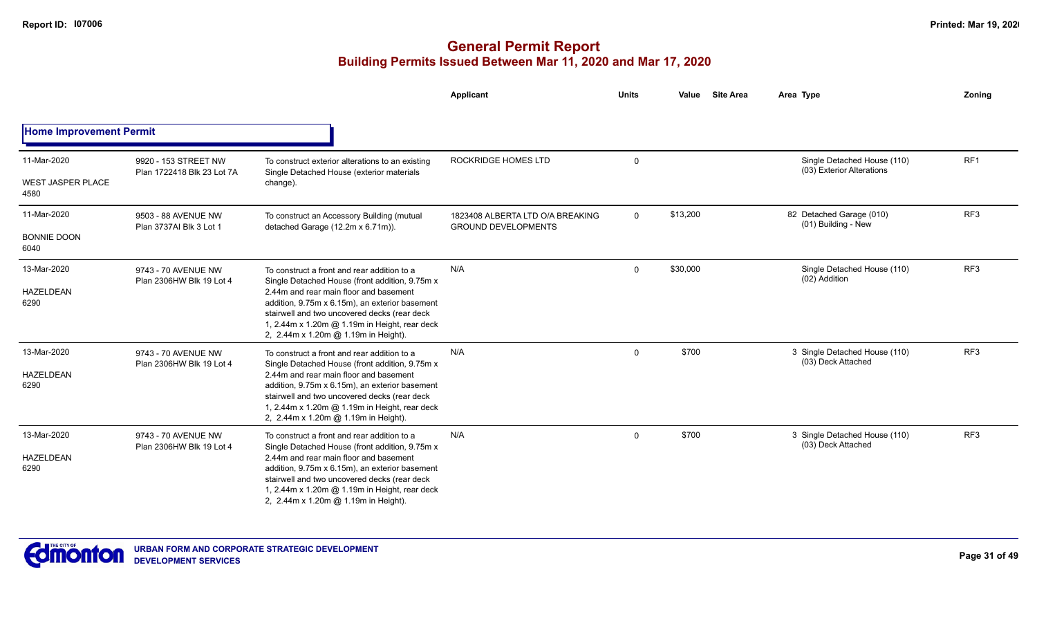# General Permit Report

## Building Permits Issued Between Mar 11, 2020 and Mar 17, 2020

### Home Improvement Permit

| Date / Neighbourhood | Address / Legal | Description | Applicant | Units | Value | Site Area | Area | Type | Zoning |
|---|---|---|---|---|---|---|---|---|---|
| 11-Mar-2020 WEST JASPER PLACE 4580 | 9920 - 153 STREET NW Plan 1722418 Blk 23 Lot 7A | To construct exterior alterations to an existing Single Detached House (exterior materials change). | ROCKRIDGE HOMES LTD | 0 | | | | Single Detached House (110) (03) Exterior Alterations | RF1 |
| 11-Mar-2020 BONNIE DOON 6040 | 9503 - 88 AVENUE NW Plan 3737AI Blk 3 Lot 1 | To construct an Accessory Building (mutual detached Garage (12.2m x 6.71m)). | 1823408 ALBERTA LTD O/A BREAKING GROUND DEVELOPMENTS | 0 | $13,200 | | 82 | Detached Garage (010) (01) Building - New | RF3 |
| 13-Mar-2020 HAZELDEAN 6290 | 9743 - 70 AVENUE NW Plan 2306HW Blk 19 Lot 4 | To construct a front and rear addition to a Single Detached House (front addition, 9.75m x 2.44m and rear main floor and basement addition, 9.75m x 6.15m), an exterior basement stairwell and two uncovered decks (rear deck 1, 2.44m x 1.20m @ 1.19m in Height, rear deck 2, 2.44m x 1.20m @ 1.19m in Height). | N/A | 0 | $30,000 | | | Single Detached House (110) (02) Addition | RF3 |
| 13-Mar-2020 HAZELDEAN 6290 | 9743 - 70 AVENUE NW Plan 2306HW Blk 19 Lot 4 | To construct a front and rear addition to a Single Detached House (front addition, 9.75m x 2.44m and rear main floor and basement addition, 9.75m x 6.15m), an exterior basement stairwell and two uncovered decks (rear deck 1, 2.44m x 1.20m @ 1.19m in Height, rear deck 2, 2.44m x 1.20m @ 1.19m in Height). | N/A | 0 | $700 | | 3 | Single Detached House (110) (03) Deck Attached | RF3 |
| 13-Mar-2020 HAZELDEAN 6290 | 9743 - 70 AVENUE NW Plan 2306HW Blk 19 Lot 4 | To construct a front and rear addition to a Single Detached House (front addition, 9.75m x 2.44m and rear main floor and basement addition, 9.75m x 6.15m), an exterior basement stairwell and two uncovered decks (rear deck 1, 2.44m x 1.20m @ 1.19m in Height, rear deck 2, 2.44m x 1.20m @ 1.19m in Height). | N/A | 0 | $700 | | 3 | Single Detached House (110) (03) Deck Attached | RF3 |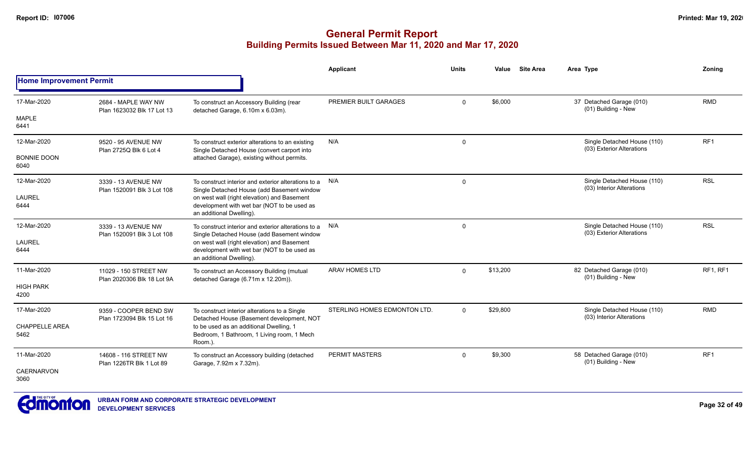# General Permit Report
## Building Permits Issued Between Mar 11, 2020 and Mar 17, 2020

| | | | Applicant | Units | Value | Site Area | Area Type | Zoning |
|---|---|---|---|---|---|---|---|---|
| **Home Improvement Permit** | | | | | | | | |
| 17-Mar-2020<br>MAPLE<br>6441 | 2684 - MAPLE WAY NW<br>Plan 1623032 Blk 17 Lot 13 | To construct an Accessory Building (rear detached Garage, 6.10m x 6.03m). | PREMIER BUILT GARAGES | 0 | $6,000 | | 37 Detached Garage (010)<br>(01) Building - New | RMD |
| 12-Mar-2020<br>BONNIE DOON<br>6040 | 9520 - 95 AVENUE NW<br>Plan 2725Q Blk 6 Lot 4 | To construct exterior alterations to an existing Single Detached House (convert carport into attached Garage), existing without permits. | N/A | 0 | | | Single Detached House (110)<br>(03) Exterior Alterations | RF1 |
| 12-Mar-2020<br>LAUREL<br>6444 | 3339 - 13 AVENUE NW<br>Plan 1520091 Blk 3 Lot 108 | To construct interior and exterior alterations to a Single Detached House (add Basement window on west wall (right elevation) and Basement development with wet bar (NOT to be used as an additional Dwelling). | N/A | 0 | | | Single Detached House (110)<br>(03) Interior Alterations | RSL |
| 12-Mar-2020<br>LAUREL<br>6444 | 3339 - 13 AVENUE NW<br>Plan 1520091 Blk 3 Lot 108 | To construct interior and exterior alterations to a Single Detached House (add Basement window on west wall (right elevation) and Basement development with wet bar (NOT to be used as an additional Dwelling). | N/A | 0 | | | Single Detached House (110)<br>(03) Exterior Alterations | RSL |
| 11-Mar-2020<br>HIGH PARK<br>4200 | 11029 - 150 STREET NW<br>Plan 2020306 Blk 18 Lot 9A | To construct an Accessory Building (mutual detached Garage (6.71m x 12.20m)). | ARAV HOMES LTD | 0 | $13,200 | | 82 Detached Garage (010)<br>(01) Building - New | RF1, RF1 |
| 17-Mar-2020<br>CHAPPELLE AREA<br>5462 | 9359 - COOPER BEND SW<br>Plan 1723094 Blk 15 Lot 16 | To construct interior alterations to a Single Detached House (Basement development, NOT to be used as an additional Dwelling, 1 Bedroom, 1 Bathroom, 1 Living room, 1 Mech Room.). | STERLING HOMES EDMONTON LTD. | 0 | $29,800 | | Single Detached House (110)<br>(03) Interior Alterations | RMD |
| 11-Mar-2020<br>CAERNARVON<br>3060 | 14608 - 116 STREET NW<br>Plan 1226TR Blk 1 Lot 89 | To construct an Accessory building (detached Garage, 7.92m x 7.32m). | PERMIT MASTERS | 0 | $9,300 | | 58 Detached Garage (010)<br>(01) Building - New | RF1 |

URBAN FORM AND CORPORATE STRATEGIC DEVELOPMENT
DEVELOPMENT SERVICES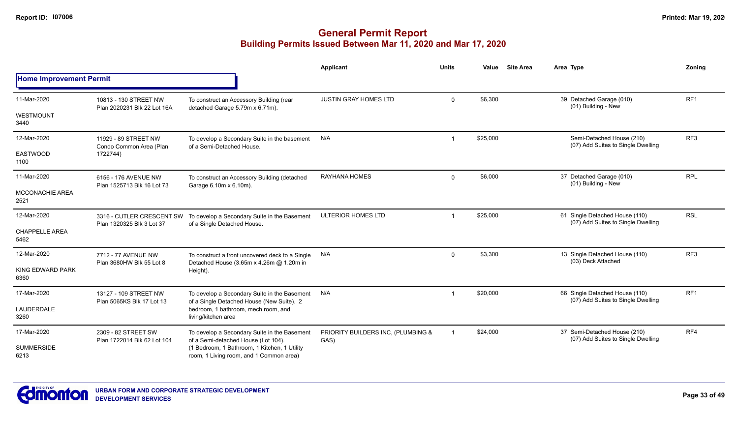# General Permit Report
## Building Permits Issued Between Mar 11, 2020 and Mar 17, 2020

| | | | Applicant | Units | Value | Site Area | Area Type | Zoning |
|---|---|---|---|---|---|---|---|---|
| **Home Improvement Permit** | | | | | | | | |
| 11-Mar-2020<br>WESTMOUNT<br>3440 | 10813 - 130 STREET NW<br>Plan 2020231 Blk 22 Lot 16A | To construct an Accessory Building (rear detached Garage 5.79m x 6.71m). | JUSTIN GRAY HOMES LTD | 0 | $6,300 | | 39 Detached Garage (010)<br>(01) Building - New | RF1 |
| 12-Mar-2020<br>EASTWOOD<br>1100 | 11929 - 89 STREET NW<br>Condo Common Area (Plan 1722744) | To develop a Secondary Suite in the basement of a Semi-Detached House. | N/A | 1 | $25,000 | | Semi-Detached House (210)<br>(07) Add Suites to Single Dwelling | RF3 |
| 11-Mar-2020<br>MCCONACHIE AREA<br>2521 | 6156 - 176 AVENUE NW<br>Plan 1525713 Blk 16 Lot 73 | To construct an Accessory Building (detached Garage 6.10m x 6.10m). | RAYHANA HOMES | 0 | $6,000 | | 37 Detached Garage (010)<br>(01) Building - New | RPL |
| 12-Mar-2020<br>CHAPPELLE AREA<br>5462 | 3316 - CUTLER CRESCENT SW<br>Plan 1320325 Blk 3 Lot 37 | To develop a Secondary Suite in the Basement of a Single Detached House. | ULTERIOR HOMES LTD | 1 | $25,000 | | 61 Single Detached House (110)<br>(07) Add Suites to Single Dwelling | RSL |
| 12-Mar-2020<br>KING EDWARD PARK<br>6360 | 7712 - 77 AVENUE NW<br>Plan 3680HW Blk 55 Lot 8 | To construct a front uncovered deck to a Single Detached House (3.65m x 4.26m @ 1.20m in Height). | N/A | 0 | $3,300 | | 13 Single Detached House (110)<br>(03) Deck Attached | RF3 |
| 17-Mar-2020<br>LAUDERDALE<br>3260 | 13127 - 109 STREET NW<br>Plan 5065KS Blk 17 Lot 13 | To develop a Secondary Suite in the Basement of a Single Detached House (New Suite). 2 bedroom, 1 bathroom, mech room, and living/kitchen area | N/A | 1 | $20,000 | | 66 Single Detached House (110)<br>(07) Add Suites to Single Dwelling | RF1 |
| 17-Mar-2020<br>SUMMERSIDE<br>6213 | 2309 - 82 STREET SW<br>Plan 1722014 Blk 62 Lot 104 | To develop a Secondary Suite in the Basement of a Semi-detached House (Lot 104). (1 Bedroom, 1 Bathroom, 1 Kitchen, 1 Utility room, 1 Living room, and 1 Common area) | PRIORITY BUILDERS INC, (PLUMBING & GAS) | 1 | $24,000 | | 37 Semi-Detached House (210)<br>(07) Add Suites to Single Dwelling | RF4 |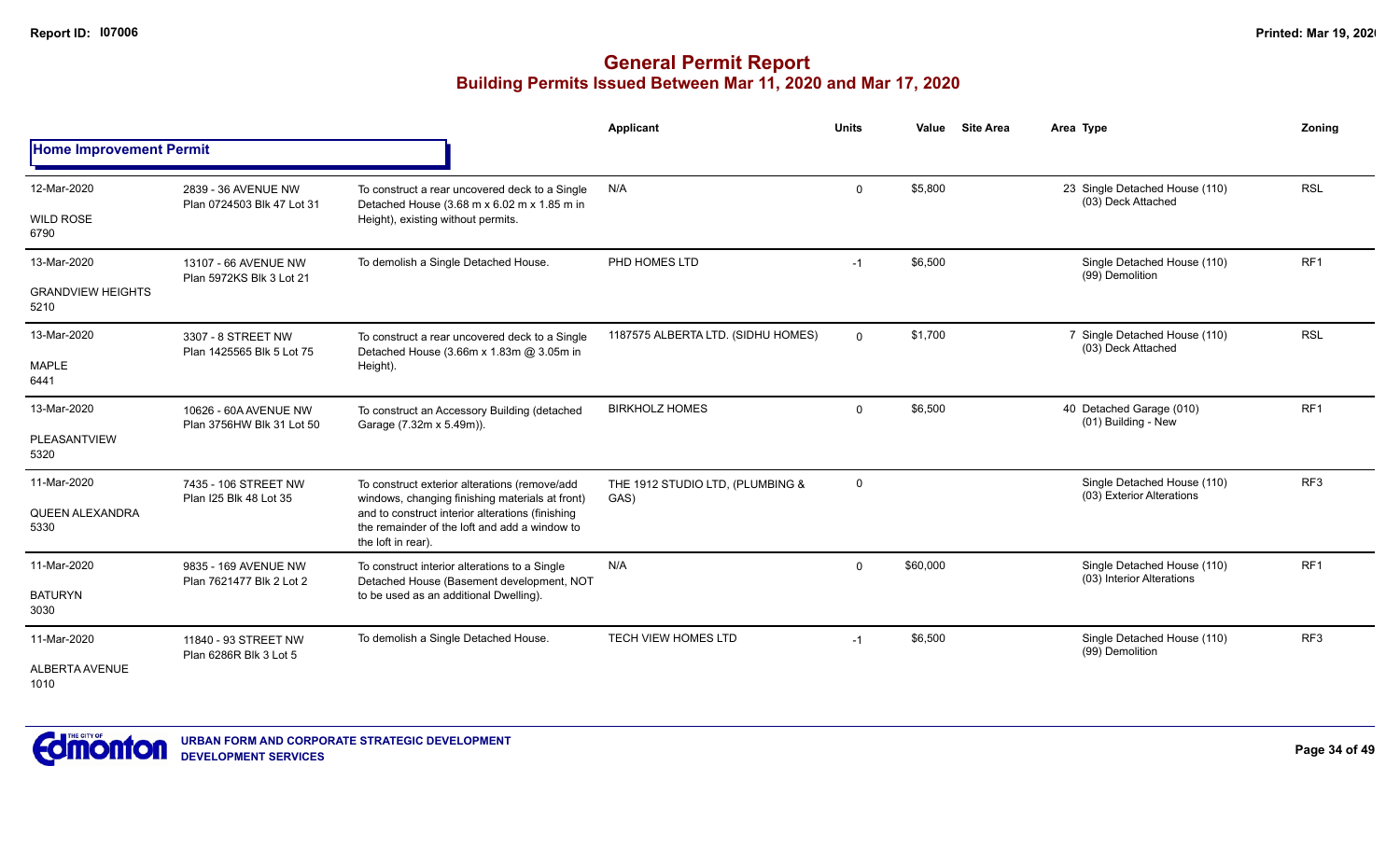# General Permit Report
## Building Permits Issued Between Mar 11, 2020 and Mar 17, 2020

| | | | Applicant | Units | Value | Site Area | Area Type | Zoning |
|---|---|---|---|---|---|---|---|---|
| **Home Improvement Permit** | | | | | | | | |
| 12-Mar-2020<br>WILD ROSE<br>6790 | 2839 - 36 AVENUE NW<br>Plan 0724503 Blk 47 Lot 31 | To construct a rear uncovered deck to a Single Detached House (3.68 m x 6.02 m x 1.85 m in Height), existing without permits. | N/A | 0 | $5,800 | | 23 Single Detached House (110)<br>(03) Deck Attached | RSL |
| 13-Mar-2020<br>GRANDVIEW HEIGHTS<br>5210 | 13107 - 66 AVENUE NW<br>Plan 5972KS Blk 3 Lot 21 | To demolish a Single Detached House. | PHD HOMES LTD | -1 | $6,500 | | Single Detached House (110)<br>(99) Demolition | RF1 |
| 13-Mar-2020<br>MAPLE<br>6441 | 3307 - 8 STREET NW<br>Plan 1425565 Blk 5 Lot 75 | To construct a rear uncovered deck to a Single Detached House (3.66m x 1.83m @ 3.05m in Height). | 1187575 ALBERTA LTD. (SIDHU HOMES) | 0 | $1,700 | | 7 Single Detached House (110)<br>(03) Deck Attached | RSL |
| 13-Mar-2020<br>PLEASANTVIEW<br>5320 | 10626 - 60A AVENUE NW<br>Plan 3756HW Blk 31 Lot 50 | To construct an Accessory Building (detached Garage (7.32m x 5.49m)). | BIRKHOLZ HOMES | 0 | $6,500 | | 40 Detached Garage (010)<br>(01) Building - New | RF1 |
| 11-Mar-2020<br>QUEEN ALEXANDRA<br>5330 | 7435 - 106 STREET NW<br>Plan I25 Blk 48 Lot 35 | To construct exterior alterations (remove/add windows, changing finishing materials at front) and to construct interior alterations (finishing the remainder of the loft and add a window to the loft in rear). | THE 1912 STUDIO LTD, (PLUMBING & GAS) | 0 | | | Single Detached House (110)<br>(03) Exterior Alterations | RF3 |
| 11-Mar-2020<br>BATURYN<br>3030 | 9835 - 169 AVENUE NW<br>Plan 7621477 Blk 2 Lot 2 | To construct interior alterations to a Single Detached House (Basement development, NOT to be used as an additional Dwelling). | N/A | 0 | $60,000 | | Single Detached House (110)<br>(03) Interior Alterations | RF1 |
| 11-Mar-2020<br>ALBERTA AVENUE<br>1010 | 11840 - 93 STREET NW<br>Plan 6286R Blk 3 Lot 5 | To demolish a Single Detached House. | TECH VIEW HOMES LTD | -1 | $6,500 | | Single Detached House (110)<br>(99) Demolition | RF3 |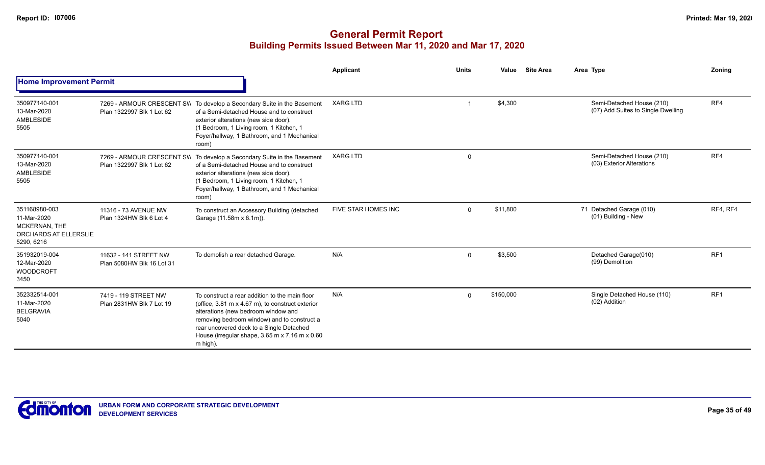# General Permit Report
## Building Permits Issued Between Mar 11, 2020 and Mar 17, 2020

### Home Improvement Permit

| | | | Applicant | Units | Value | Site Area | Area Type | Zoning |
|---|---|---|---|---|---|---|---|---|
| 350977140-001<br>13-Mar-2020<br>AMBLESIDE<br>5505 | 7269 - ARMOUR CRESCENT SW<br>Plan 1322997 Blk 1 Lot 62 | To develop a Secondary Suite in the Basement of a Semi-detached House and to construct exterior alterations (new side door). (1 Bedroom, 1 Living room, 1 Kitchen, 1 Foyer/hallway, 1 Bathroom, and 1 Mechanical room) | XARG LTD | 1 | $4,300 | | Semi-Detached House (210)<br>(07) Add Suites to Single Dwelling | RF4 |
| 350977140-001<br>13-Mar-2020<br>AMBLESIDE<br>5505 | 7269 - ARMOUR CRESCENT SW<br>Plan 1322997 Blk 1 Lot 62 | To develop a Secondary Suite in the Basement of a Semi-detached House and to construct exterior alterations (new side door). (1 Bedroom, 1 Living room, 1 Kitchen, 1 Foyer/hallway, 1 Bathroom, and 1 Mechanical room) | XARG LTD | 0 | | | Semi-Detached House (210)<br>(03) Exterior Alterations | RF4 |
| 351168980-003<br>11-Mar-2020<br>MCKERNAN, THE ORCHARDS AT ELLERSLIE<br>5290, 6216 | 11316 - 73 AVENUE NW<br>Plan 1324HW Blk 6 Lot 4 | To construct an Accessory Building (detached Garage (11.58m x 6.1m)). | FIVE STAR HOMES INC | 0 | $11,800 | 71 | Detached Garage (010)<br>(01) Building - New | RF4, RF4 |
| 351932019-004<br>12-Mar-2020<br>WOODCROFT<br>3450 | 11632 - 141 STREET NW<br>Plan 5080HW Blk 16 Lot 31 | To demolish a rear detached Garage. | N/A | 0 | $3,500 | | Detached Garage(010)<br>(99) Demolition | RF1 |
| 352332514-001<br>11-Mar-2020<br>BELGRAVIA<br>5040 | 7419 - 119 STREET NW<br>Plan 2831HW Blk 7 Lot 19 | To construct a rear addition to the main floor (office, 3.81 m x 4.67 m), to construct exterior alterations (new bedroom window and removing bedroom window) and to construct a rear uncovered deck to a Single Detached House (irregular shape, 3.65 m x 7.16 m x 0.60 m high). | N/A | 0 | $150,000 | | Single Detached House (110)<br>(02) Addition | RF1 |

URBAN FORM AND CORPORATE STRATEGIC DEVELOPMENT
DEVELOPMENT SERVICES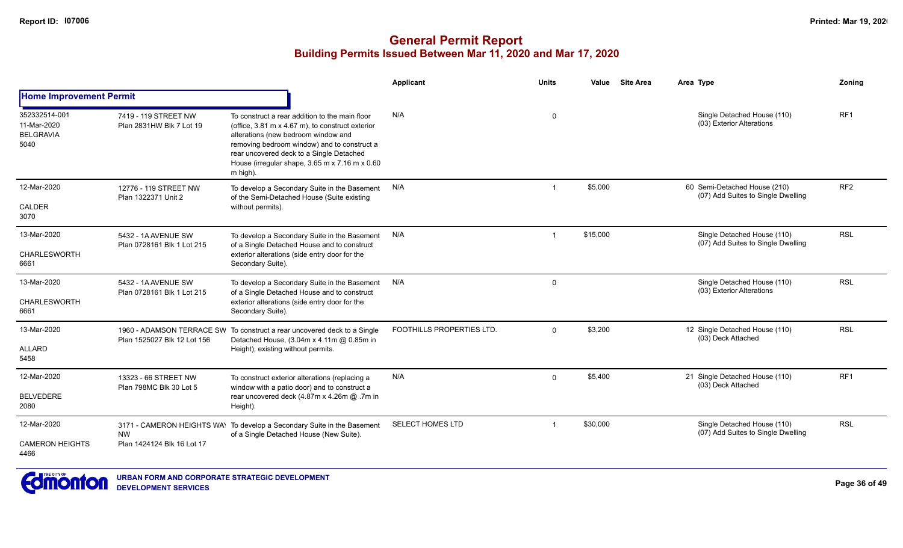# General Permit Report

## Building Permits Issued Between Mar 11, 2020 and Mar 17, 2020

| | | | Applicant | Units | Value | Site Area | Area | Type | Zoning |
|---|---|---|---|---|---|---|---|---|---|
| **Home Improvement Permit** | | | | | | | | | |
| 352332514-001<br>11-Mar-2020<br>BELGRAVIA<br>5040 | 7419 - 119 STREET NW<br>Plan 2831HW Blk 7 Lot 19 | To construct a rear addition to the main floor (office, 3.81 m x 4.67 m), to construct exterior alterations (new bedroom window and removing bedroom window) and to construct a rear uncovered deck to a Single Detached House (irregular shape, 3.65 m x 7.16 m x 0.60 m high). | N/A | 0 | | | | Single Detached House (110)<br>(03) Exterior Alterations | RF1 |
| 12-Mar-2020<br>CALDER<br>3070 | 12776 - 119 STREET NW<br>Plan 1322371 Unit 2 | To develop a Secondary Suite in the Basement of the Semi-Detached House (Suite existing without permits). | N/A | 1 | $5,000 | | 60 | Semi-Detached House (210)<br>(07) Add Suites to Single Dwelling | RF2 |
| 13-Mar-2020<br>CHARLESWORTH<br>6661 | 5432 - 1A AVENUE SW<br>Plan 0728161 Blk 1 Lot 215 | To develop a Secondary Suite in the Basement of a Single Detached House and to construct exterior alterations (side entry door for the Secondary Suite). | N/A | 1 | $15,000 | | | Single Detached House (110)<br>(07) Add Suites to Single Dwelling | RSL |
| 13-Mar-2020<br>CHARLESWORTH<br>6661 | 5432 - 1A AVENUE SW<br>Plan 0728161 Blk 1 Lot 215 | To develop a Secondary Suite in the Basement of a Single Detached House and to construct exterior alterations (side entry door for the Secondary Suite). | N/A | 0 | | | | Single Detached House (110)<br>(03) Exterior Alterations | RSL |
| 13-Mar-2020<br>ALLARD<br>5458 | 1960 - ADAMSON TERRACE SW<br>Plan 1525027 Blk 12 Lot 156 | To construct a rear uncovered deck to a Single Detached House, (3.04m x 4.11m @ 0.85m in Height), existing without permits. | FOOTHILLS PROPERTIES LTD. | 0 | $3,200 | | 12 | Single Detached House (110)<br>(03) Deck Attached | RSL |
| 12-Mar-2020<br>BELVEDERE<br>2080 | 13323 - 66 STREET NW<br>Plan 798MC Blk 30 Lot 5 | To construct exterior alterations (replacing a window with a patio door) and to construct a rear uncovered deck (4.87m x 4.26m @ .7m in Height). | N/A | 0 | $5,400 | | 21 | Single Detached House (110)<br>(03) Deck Attached | RF1 |
| 12-Mar-2020<br>CAMERON HEIGHTS<br>4466 | 3171 - CAMERON HEIGHTS WAY NW<br>Plan 1424124 Blk 16 Lot 17 | To develop a Secondary Suite in the Basement of a Single Detached House (New Suite). | SELECT HOMES LTD | 1 | $30,000 | | | Single Detached House (110)<br>(07) Add Suites to Single Dwelling | RSL |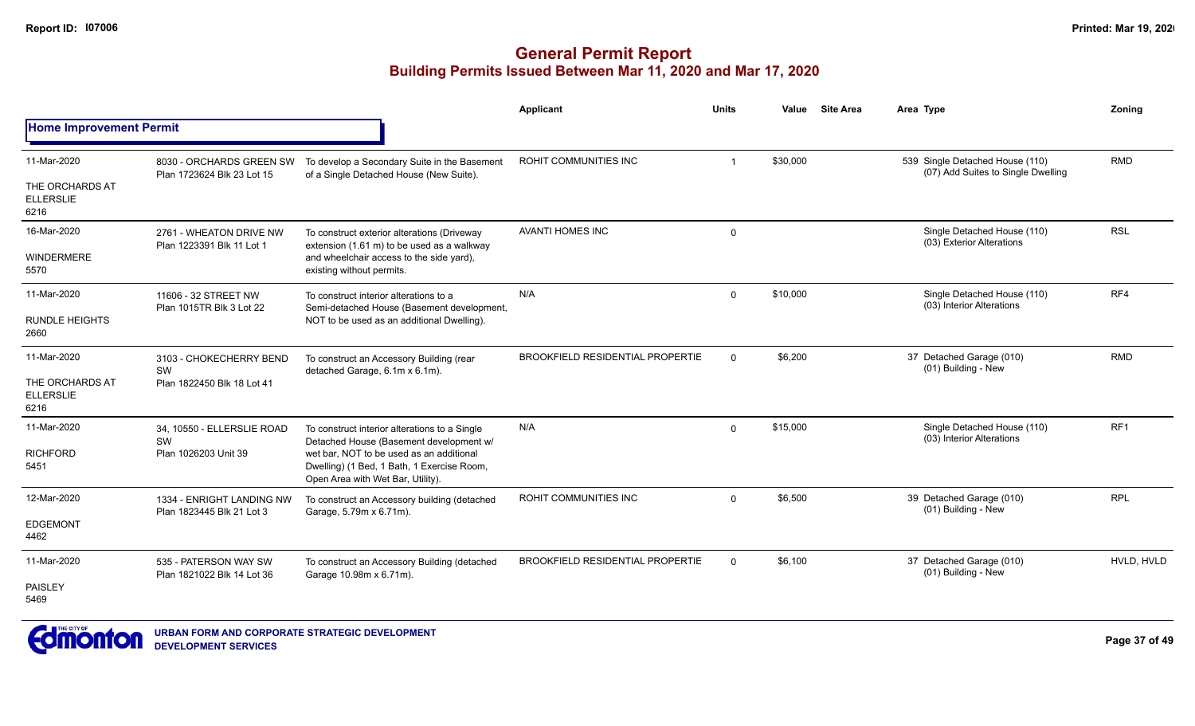# General Permit Report

## Building Permits Issued Between Mar 11, 2020 and Mar 17, 2020

### Home Improvement Permit

| Date / Neighbourhood | Address / Legal | Description | Applicant | Units | Value | Site Area | Area | Type | Zoning |
|---|---|---|---|---|---|---|---|---|---|
| 11-Mar-2020 THE ORCHARDS AT ELLERSLIE 6216 | 8030 - ORCHARDS GREEN SW Plan 1723624 Blk 23 Lot 15 | To develop a Secondary Suite in the Basement of a Single Detached House (New Suite). | ROHIT COMMUNITIES INC | 1 | $30,000 | | 539 | Single Detached House (110) (07) Add Suites to Single Dwelling | RMD |
| 16-Mar-2020 WINDERMERE 5570 | 2761 - WHEATON DRIVE NW Plan 1223391 Blk 11 Lot 1 | To construct exterior alterations (Driveway extension (1.61 m) to be used as a walkway and wheelchair access to the side yard), existing without permits. | AVANTI HOMES INC | 0 | | | | Single Detached House (110) (03) Exterior Alterations | RSL |
| 11-Mar-2020 RUNDLE HEIGHTS 2660 | 11606 - 32 STREET NW Plan 1015TR Blk 3 Lot 22 | To construct interior alterations to a Semi-detached House (Basement development, NOT to be used as an additional Dwelling). | N/A | 0 | $10,000 | | | Single Detached House (110) (03) Interior Alterations | RF4 |
| 11-Mar-2020 THE ORCHARDS AT ELLERSLIE 6216 | 3103 - CHOKECHERRY BEND SW Plan 1822450 Blk 18 Lot 41 | To construct an Accessory Building (rear detached Garage, 6.1m x 6.1m). | BROOKFIELD RESIDENTIAL PROPERTIE | 0 | $6,200 | | 37 | Detached Garage (010) (01) Building - New | RMD |
| 11-Mar-2020 RICHFORD 5451 | 34, 10550 - ELLERSLIE ROAD SW Plan 1026203 Unit 39 | To construct interior alterations to a Single Detached House (Basement development w/ wet bar, NOT to be used as an additional Dwelling) (1 Bed, 1 Bath, 1 Exercise Room, Open Area with Wet Bar, Utility). | N/A | 0 | $15,000 | | | Single Detached House (110) (03) Interior Alterations | RF1 |
| 12-Mar-2020 EDGEMONT 4462 | 1334 - ENRIGHT LANDING NW Plan 1823445 Blk 21 Lot 3 | To construct an Accessory building (detached Garage, 5.79m x 6.71m). | ROHIT COMMUNITIES INC | 0 | $6,500 | | 39 | Detached Garage (010) (01) Building - New | RPL |
| 11-Mar-2020 PAISLEY 5469 | 535 - PATERSON WAY SW Plan 1821022 Blk 14 Lot 36 | To construct an Accessory Building (detached Garage 10.98m x 6.71m). | BROOKFIELD RESIDENTIAL PROPERTIE | 0 | $6,100 | | 37 | Detached Garage (010) (01) Building - New | HVLD, HVLD |

URBAN FORM AND CORPORATE STRATEGIC DEVELOPMENT
DEVELOPMENT SERVICES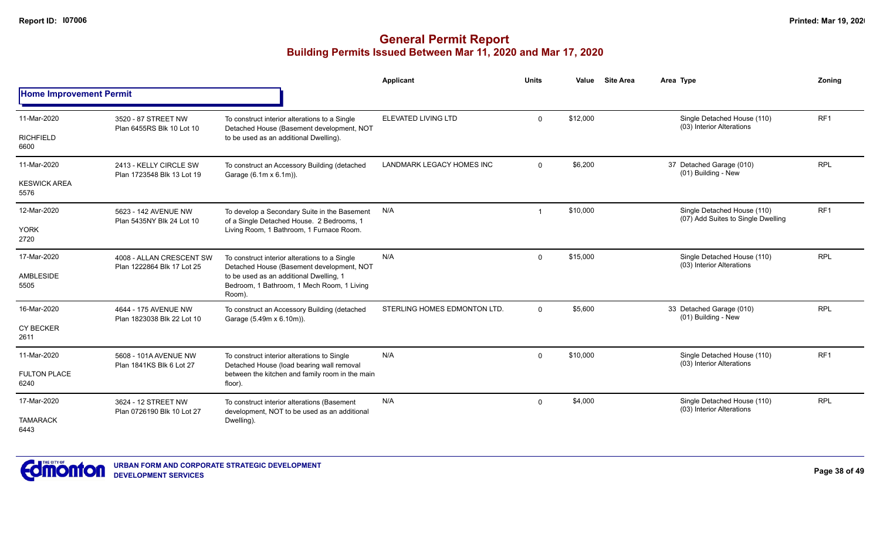# General Permit Report
## Building Permits Issued Between Mar 11, 2020 and Mar 17, 2020

| | | | Applicant | Units | Value | Site Area | Area Type | Zoning |
|---|---|---|---|---|---|---|---|---|
| **Home Improvement Permit** | | | | | | | | |
| 11-Mar-2020<br>RICHFIELD<br>6600 | 3520 - 87 STREET NW<br>Plan 6455RS Blk 10 Lot 10 | To construct interior alterations to a Single Detached House (Basement development, NOT to be used as an additional Dwelling). | ELEVATED LIVING LTD | 0 | $12,000 | | Single Detached House (110)<br>(03) Interior Alterations | RF1 |
| 11-Mar-2020<br>KESWICK AREA<br>5576 | 2413 - KELLY CIRCLE SW<br>Plan 1723548 Blk 13 Lot 19 | To construct an Accessory Building (detached Garage (6.1m x 6.1m)). | LANDMARK LEGACY HOMES INC | 0 | $6,200 | | 37 Detached Garage (010)<br>(01) Building - New | RPL |
| 12-Mar-2020<br>YORK<br>2720 | 5623 - 142 AVENUE NW<br>Plan 5435NY Blk 24 Lot 10 | To develop a Secondary Suite in the Basement of a Single Detached House. 2 Bedrooms, 1 Living Room, 1 Bathroom, 1 Furnace Room. | N/A | 1 | $10,000 | | Single Detached House (110)<br>(07) Add Suites to Single Dwelling | RF1 |
| 17-Mar-2020<br>AMBLESIDE<br>5505 | 4008 - ALLAN CRESCENT SW<br>Plan 1222864 Blk 17 Lot 25 | To construct interior alterations to a Single Detached House (Basement development, NOT to be used as an additional Dwelling, 1 Bedroom, 1 Bathroom, 1 Mech Room, 1 Living Room). | N/A | 0 | $15,000 | | Single Detached House (110)<br>(03) Interior Alterations | RPL |
| 16-Mar-2020<br>CY BECKER<br>2611 | 4644 - 175 AVENUE NW<br>Plan 1823038 Blk 22 Lot 10 | To construct an Accessory Building (detached Garage (5.49m x 6.10m)). | STERLING HOMES EDMONTON LTD. | 0 | $5,600 | | 33 Detached Garage (010)<br>(01) Building - New | RPL |
| 11-Mar-2020<br>FULTON PLACE<br>6240 | 5608 - 101A AVENUE NW<br>Plan 1841KS Blk 6 Lot 27 | To construct interior alterations to Single Detached House (load bearing wall removal between the kitchen and family room in the main floor). | N/A | 0 | $10,000 | | Single Detached House (110)<br>(03) Interior Alterations | RF1 |
| 17-Mar-2020<br>TAMARACK<br>6443 | 3624 - 12 STREET NW<br>Plan 0726190 Blk 10 Lot 27 | To construct interior alterations (Basement development, NOT to be used as an additional Dwelling). | N/A | 0 | $4,000 | | Single Detached House (110)<br>(03) Interior Alterations | RPL |

URBAN FORM AND CORPORATE STRATEGIC DEVELOPMENT
DEVELOPMENT SERVICES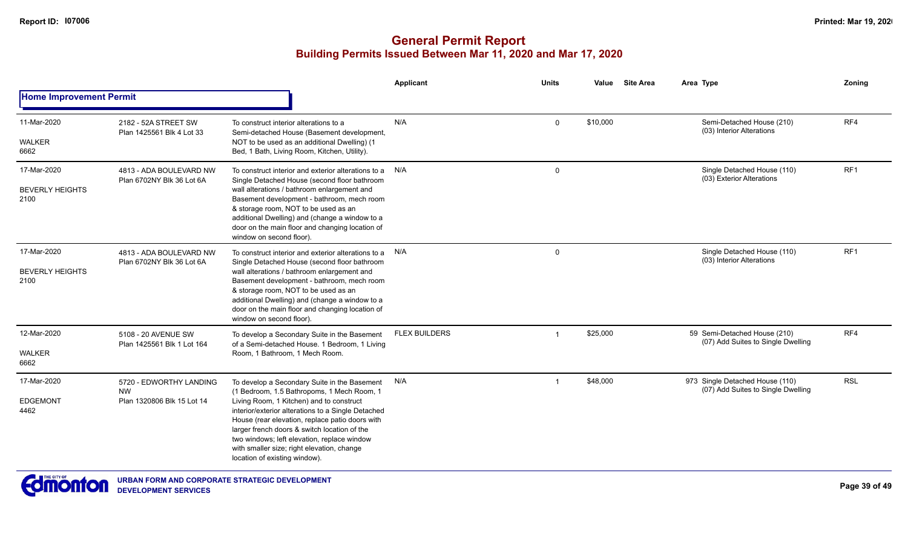# General Permit Report

## Building Permits Issued Between Mar 11, 2020 and Mar 17, 2020

### Home Improvement Permit

| Date / Neighbourhood | Address / Legal | Description | Applicant | Units | Value | Site Area | Area | Type | Zoning |
|---|---|---|---|---|---|---|---|---|---|
| 11-Mar-2020<br>WALKER<br>6662 | 2182 - 52A STREET SW<br>Plan 1425561 Blk 4 Lot 33 | To construct interior alterations to a Semi-detached House (Basement development, NOT to be used as an additional Dwelling) (1 Bed, 1 Bath, Living Room, Kitchen, Utility). | N/A | 0 | $10,000 | | | Semi-Detached House (210)<br>(03) Interior Alterations | RF4 |
| 17-Mar-2020<br>BEVERLY HEIGHTS<br>2100 | 4813 - ADA BOULEVARD NW<br>Plan 6702NY Blk 36 Lot 6A | To construct interior and exterior alterations to a Single Detached House (second floor bathroom wall alterations / bathroom enlargement and Basement development - bathroom, mech room & storage room, NOT to be used as an additional Dwelling) and (change a window to a door on the main floor and changing location of window on second floor). | N/A | 0 | | | | Single Detached House (110)<br>(03) Exterior Alterations | RF1 |
| 17-Mar-2020<br>BEVERLY HEIGHTS<br>2100 | 4813 - ADA BOULEVARD NW<br>Plan 6702NY Blk 36 Lot 6A | To construct interior and exterior alterations to a Single Detached House (second floor bathroom wall alterations / bathroom enlargement and Basement development - bathroom, mech room & storage room, NOT to be used as an additional Dwelling) and (change a window to a door on the main floor and changing location of window on second floor). | N/A | 0 | | | | Single Detached House (110)<br>(03) Interior Alterations | RF1 |
| 12-Mar-2020<br>WALKER<br>6662 | 5108 - 20 AVENUE SW<br>Plan 1425561 Blk 1 Lot 164 | To develop a Secondary Suite in the Basement of a Semi-detached House. 1 Bedroom, 1 Living Room, 1 Bathroom, 1 Mech Room. | FLEX BUILDERS | 1 | $25,000 | | 59 | Semi-Detached House (210)<br>(07) Add Suites to Single Dwelling | RF4 |
| 17-Mar-2020<br>EDGEMONT<br>4462 | 5720 - EDWORTHY LANDING NW<br>Plan 1320806 Blk 15 Lot 14 | To develop a Secondary Suite in the Basement (1 Bedroom, 1.5 Bathropoms, 1 Mech Room, 1 Living Room, 1 Kitchen) and to construct interior/exterior alterations to a Single Detached House (rear elevation, replace patio doors with larger french doors & switch location of the two windows; left elevation, replace window with smaller size; right elevation, change location of existing window). | N/A | 1 | $48,000 | | 973 | Single Detached House (110)<br>(07) Add Suites to Single Dwelling | RSL |

URBAN FORM AND CORPORATE STRATEGIC DEVELOPMENT
DEVELOPMENT SERVICES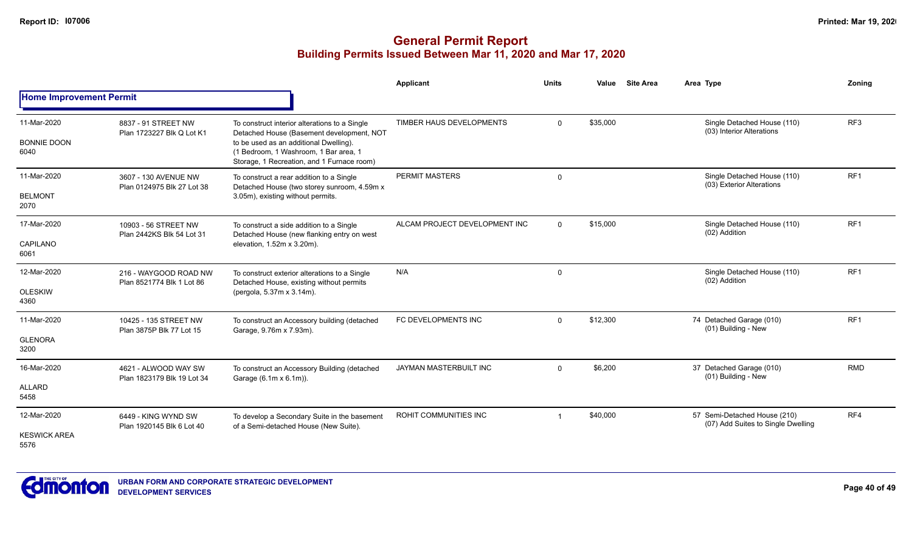# General Permit Report

## Building Permits Issued Between Mar 11, 2020 and Mar 17, 2020

### Home Improvement Permit

| Date / Neighbourhood | Address / Legal | Description | Applicant | Units | Value | Site Area | Area Type | Zoning |
|---|---|---|---|---|---|---|---|---|
| 11-Mar-2020 BONNIE DOON 6040 | 8837 - 91 STREET NW Plan 1723227 Blk Q Lot K1 | To construct interior alterations to a Single Detached House (Basement development, NOT to be used as an additional Dwelling). (1 Bedroom, 1 Washroom, 1 Bar area, 1 Storage, 1 Recreation, and 1 Furnace room) | TIMBER HAUS DEVELOPMENTS | 0 | $35,000 | | Single Detached House (110) (03) Interior Alterations | RF3 |
| 11-Mar-2020 BELMONT 2070 | 3607 - 130 AVENUE NW Plan 0124975 Blk 27 Lot 38 | To construct a rear addition to a Single Detached House (two storey sunroom, 4.59m x 3.05m), existing without permits. | PERMIT MASTERS | 0 | | | Single Detached House (110) (03) Exterior Alterations | RF1 |
| 17-Mar-2020 CAPILANO 6061 | 10903 - 56 STREET NW Plan 2442KS Blk 54 Lot 31 | To construct a side addition to a Single Detached House (new flanking entry on west elevation, 1.52m x 3.20m). | ALCAM PROJECT DEVELOPMENT INC | 0 | $15,000 | | Single Detached House (110) (02) Addition | RF1 |
| 12-Mar-2020 OLESKIW 4360 | 216 - WAYGOOD ROAD NW Plan 8521774 Blk 1 Lot 86 | To construct exterior alterations to a Single Detached House, existing without permits (pergola, 5.37m x 3.14m). | N/A | 0 | | | Single Detached House (110) (02) Addition | RF1 |
| 11-Mar-2020 GLENORA 3200 | 10425 - 135 STREET NW Plan 3875P Blk 77 Lot 15 | To construct an Accessory building (detached Garage, 9.76m x 7.93m). | FC DEVELOPMENTS INC | 0 | $12,300 | | 74 Detached Garage (010) (01) Building - New | RF1 |
| 16-Mar-2020 ALLARD 5458 | 4621 - ALWOOD WAY SW Plan 1823179 Blk 19 Lot 34 | To construct an Accessory Building (detached Garage (6.1m x 6.1m)). | JAYMAN MASTERBUILT INC | 0 | $6,200 | | 37 Detached Garage (010) (01) Building - New | RMD |
| 12-Mar-2020 KESWICK AREA 5576 | 6449 - KING WYND SW Plan 1920145 Blk 6 Lot 40 | To develop a Secondary Suite in the basement of a Semi-detached House (New Suite). | ROHIT COMMUNITIES INC | 1 | $40,000 | | 57 Semi-Detached House (210) (07) Add Suites to Single Dwelling | RF4 |

URBAN FORM AND CORPORATE STRATEGIC DEVELOPMENT
DEVELOPMENT SERVICES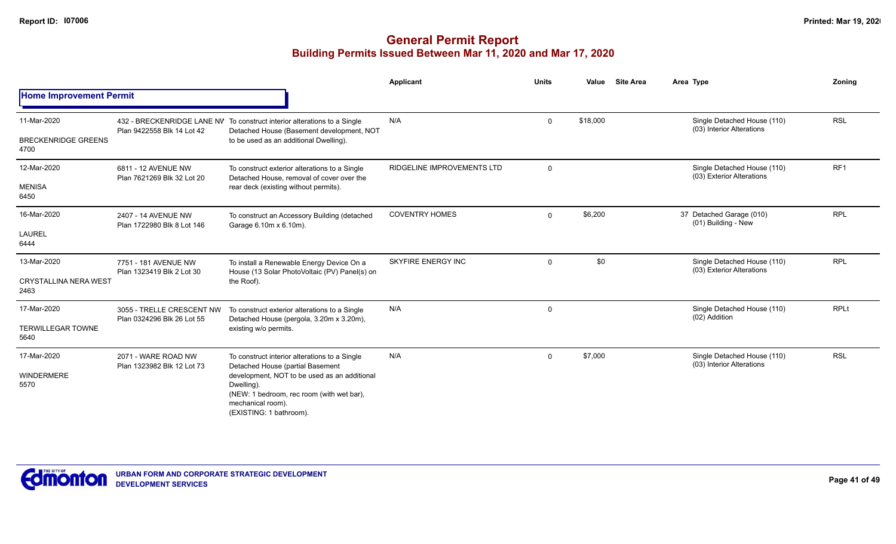# General Permit Report

## Building Permits Issued Between Mar 11, 2020 and Mar 17, 2020

**Home Improvement Permit**

| | | | Applicant | Units | Value | Site Area | Area Type | Zoning |
|---|---|---|---|---|---|---|---|---|
| 11-Mar-2020<br>BRECKENRIDGE GREENS<br>4700 | 432 - BRECKENRIDGE LANE NW<br>Plan 9422558 Blk 14 Lot 42 | To construct interior alterations to a Single Detached House (Basement development, NOT to be used as an additional Dwelling). | N/A | 0 | $18,000 | | Single Detached House (110)<br>(03) Interior Alterations | RSL |
| 12-Mar-2020<br>MENISA<br>6450 | 6811 - 12 AVENUE NW<br>Plan 7621269 Blk 32 Lot 20 | To construct exterior alterations to a Single Detached House, removal of cover over the rear deck (existing without permits). | RIDGELINE IMPROVEMENTS LTD | 0 | | | Single Detached House (110)<br>(03) Exterior Alterations | RF1 |
| 16-Mar-2020<br>LAUREL<br>6444 | 2407 - 14 AVENUE NW<br>Plan 1722980 Blk 8 Lot 146 | To construct an Accessory Building (detached Garage 6.10m x 6.10m). | COVENTRY HOMES | 0 | $6,200 | | 37 Detached Garage (010)<br>(01) Building - New | RPL |
| 13-Mar-2020<br>CRYSTALLINA NERA WEST<br>2463 | 7751 - 181 AVENUE NW<br>Plan 1323419 Blk 2 Lot 30 | To install a Renewable Energy Device On a House (13 Solar PhotoVoltaic (PV) Panel(s) on the Roof). | SKYFIRE ENERGY INC | 0 | $0 | | Single Detached House (110)<br>(03) Exterior Alterations | RPL |
| 17-Mar-2020<br>TERWILLEGAR TOWNE<br>5640 | 3055 - TRELLE CRESCENT NW<br>Plan 0324296 Blk 26 Lot 55 | To construct exterior alterations to a Single Detached House (pergola, 3.20m x 3.20m), existing w/o permits. | N/A | 0 | | | Single Detached House (110)<br>(02) Addition | RPLt |
| 17-Mar-2020<br>WINDERMERE<br>5570 | 2071 - WARE ROAD NW<br>Plan 1323982 Blk 12 Lot 73 | To construct interior alterations to a Single Detached House (partial Basement development, NOT to be used as an additional Dwelling).<br>(NEW: 1 bedroom, rec room (with wet bar), mechanical room).<br>(EXISTING: 1 bathroom). | N/A | 0 | $7,000 | | Single Detached House (110)<br>(03) Interior Alterations | RSL |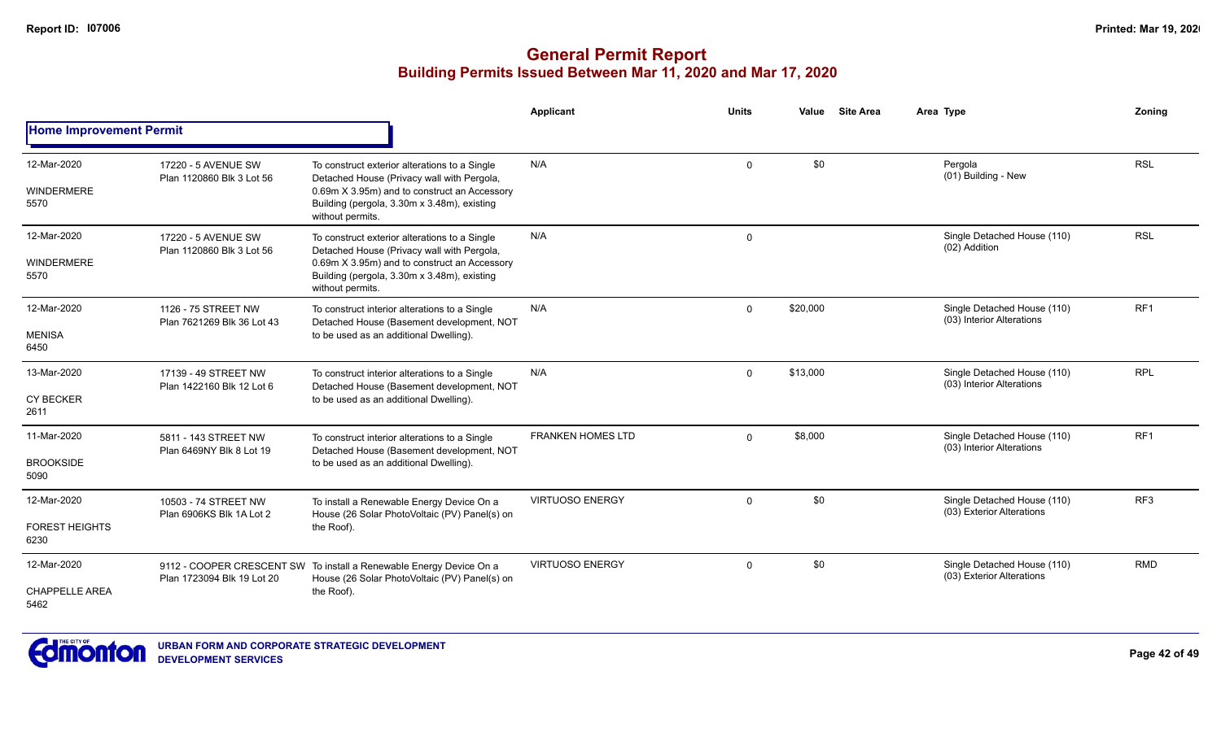# General Permit Report

## Building Permits Issued Between Mar 11, 2020 and Mar 17, 2020

| | | | Applicant | Units | Value | Site Area | Area Type | Zoning |
|---|---|---|---|---|---|---|---|---|
| **Home Improvement Permit** | | | | | | | | |
| 12-Mar-2020<br>WINDERMERE<br>5570 | 17220 - 5 AVENUE SW<br>Plan 1120860 Blk 3 Lot 56 | To construct exterior alterations to a Single Detached House (Privacy wall with Pergola, 0.69m X 3.95m) and to construct an Accessory Building (pergola, 3.30m x 3.48m), existing without permits. | N/A | 0 | $0 | | Pergola<br>(01) Building - New | RSL |
| 12-Mar-2020<br>WINDERMERE<br>5570 | 17220 - 5 AVENUE SW<br>Plan 1120860 Blk 3 Lot 56 | To construct exterior alterations to a Single Detached House (Privacy wall with Pergola, 0.69m X 3.95m) and to construct an Accessory Building (pergola, 3.30m x 3.48m), existing without permits. | N/A | 0 | | | Single Detached House (110)<br>(02) Addition | RSL |
| 12-Mar-2020<br>MENISA<br>6450 | 1126 - 75 STREET NW<br>Plan 7621269 Blk 36 Lot 43 | To construct interior alterations to a Single Detached House (Basement development, NOT to be used as an additional Dwelling). | N/A | 0 | $20,000 | | Single Detached House (110)<br>(03) Interior Alterations | RF1 |
| 13-Mar-2020<br>CY BECKER<br>2611 | 17139 - 49 STREET NW<br>Plan 1422160 Blk 12 Lot 6 | To construct interior alterations to a Single Detached House (Basement development, NOT to be used as an additional Dwelling). | N/A | 0 | $13,000 | | Single Detached House (110)<br>(03) Interior Alterations | RPL |
| 11-Mar-2020<br>BROOKSIDE<br>5090 | 5811 - 143 STREET NW<br>Plan 6469NY Blk 8 Lot 19 | To construct interior alterations to a Single Detached House (Basement development, NOT to be used as an additional Dwelling). | FRANKEN HOMES LTD | 0 | $8,000 | | Single Detached House (110)<br>(03) Interior Alterations | RF1 |
| 12-Mar-2020<br>FOREST HEIGHTS<br>6230 | 10503 - 74 STREET NW<br>Plan 6906KS Blk 1A Lot 2 | To install a Renewable Energy Device On a House (26 Solar PhotoVoltaic (PV) Panel(s) on the Roof). | VIRTUOSO ENERGY | 0 | $0 | | Single Detached House (110)<br>(03) Exterior Alterations | RF3 |
| 12-Mar-2020<br>CHAPPELLE AREA<br>5462 | 9112 - COOPER CRESCENT SW<br>Plan 1723094 Blk 19 Lot 20 | To install a Renewable Energy Device On a House (26 Solar PhotoVoltaic (PV) Panel(s) on the Roof). | VIRTUOSO ENERGY | 0 | $0 | | Single Detached House (110)<br>(03) Exterior Alterations | RMD |

URBAN FORM AND CORPORATE STRATEGIC DEVELOPMENT
DEVELOPMENT SERVICES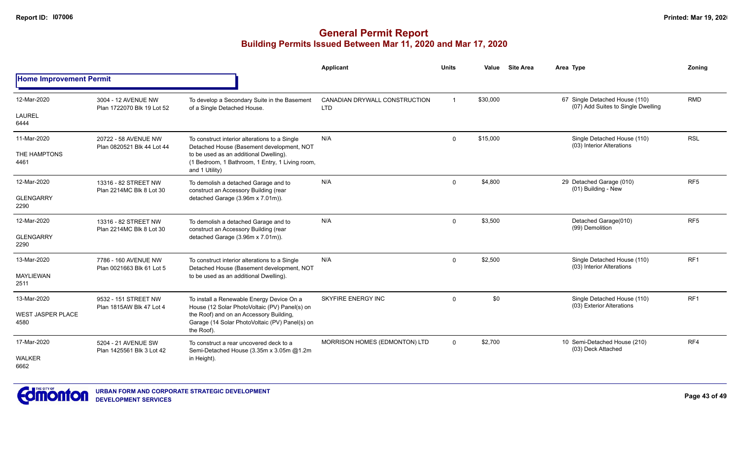# General Permit Report

## Building Permits Issued Between Mar 11, 2020 and Mar 17, 2020

### Home Improvement Permit

| Date / Neighbourhood | Address / Legal | Description | Applicant | Units | Value | Site Area | Area | Type | Zoning |
|---|---|---|---|---|---|---|---|---|---|
| 12-Mar-2020 LAUREL 6444 | 3004 - 12 AVENUE NW Plan 1722070 Blk 19 Lot 52 | To develop a Secondary Suite in the Basement of a Single Detached House. | CANADIAN DRYWALL CONSTRUCTION LTD | 1 | $30,000 | | 67 | Single Detached House (110) (07) Add Suites to Single Dwelling | RMD |
| 11-Mar-2020 THE HAMPTONS 4461 | 20722 - 58 AVENUE NW Plan 0820521 Blk 44 Lot 44 | To construct interior alterations to a Single Detached House (Basement development, NOT to be used as an additional Dwelling). (1 Bedroom, 1 Bathroom, 1 Entry, 1 Living room, and 1 Utility) | N/A | 0 | $15,000 | | | Single Detached House (110) (03) Interior Alterations | RSL |
| 12-Mar-2020 GLENGARRY 2290 | 13316 - 82 STREET NW Plan 2214MC Blk 8 Lot 30 | To demolish a detached Garage and to construct an Accessory Building (rear detached Garage (3.96m x 7.01m)). | N/A | 0 | $4,800 | | 29 | Detached Garage (010) (01) Building - New | RF5 |
| 12-Mar-2020 GLENGARRY 2290 | 13316 - 82 STREET NW Plan 2214MC Blk 8 Lot 30 | To demolish a detached Garage and to construct an Accessory Building (rear detached Garage (3.96m x 7.01m)). | N/A | 0 | $3,500 | | | Detached Garage(010) (99) Demolition | RF5 |
| 13-Mar-2020 MAYLIEWAN 2511 | 7786 - 160 AVENUE NW Plan 0021663 Blk 61 Lot 5 | To construct interior alterations to a Single Detached House (Basement development, NOT to be used as an additional Dwelling). | N/A | 0 | $2,500 | | | Single Detached House (110) (03) Interior Alterations | RF1 |
| 13-Mar-2020 WEST JASPER PLACE 4580 | 9532 - 151 STREET NW Plan 1815AW Blk 47 Lot 4 | To install a Renewable Energy Device On a House (12 Solar PhotoVoltaic (PV) Panel(s) on the Roof) and on an Accessory Building, Garage (14 Solar PhotoVoltaic (PV) Panel(s) on the Roof). | SKYFIRE ENERGY INC | 0 | $0 | | | Single Detached House (110) (03) Exterior Alterations | RF1 |
| 17-Mar-2020 WALKER 6662 | 5204 - 21 AVENUE SW Plan 1425561 Blk 3 Lot 42 | To construct a rear uncovered deck to a Semi-Detached House (3.35m x 3.05m @1.2m in Height). | MORRISON HOMES (EDMONTON) LTD | 0 | $2,700 | | 10 | Semi-Detached House (210) (03) Deck Attached | RF4 |

URBAN FORM AND CORPORATE STRATEGIC DEVELOPMENT
DEVELOPMENT SERVICES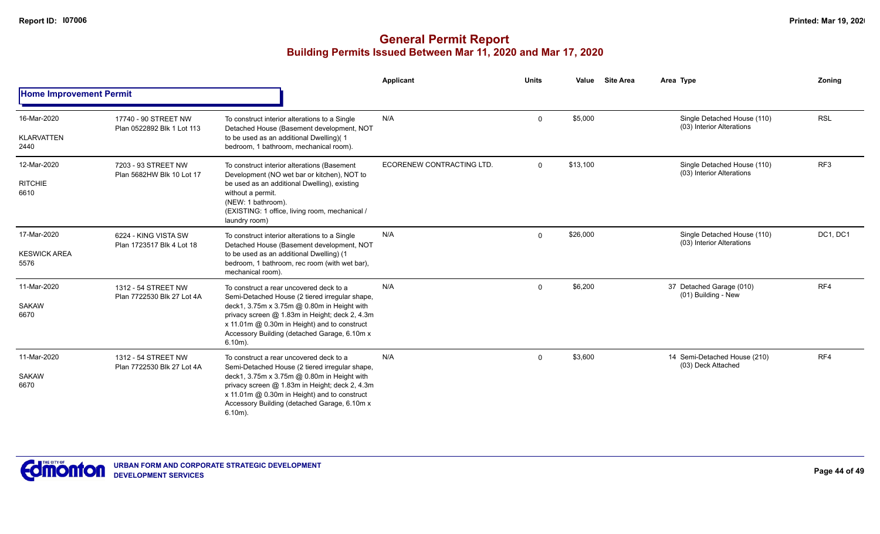# General Permit Report

## Building Permits Issued Between Mar 11, 2020 and Mar 17, 2020

### Home Improvement Permit

| Date / Neighbourhood | Address / Legal | Description | Applicant | Units | Value | Site Area | Area | Type | Zoning |
|---|---|---|---|---|---|---|---|---|---|
| 16-Mar-2020<br>KLARVATTEN<br>2440 | 17740 - 90 STREET NW<br>Plan 0522892 Blk 1 Lot 113 | To construct interior alterations to a Single Detached House (Basement development, NOT to be used as an additional Dwelling)( 1 bedroom, 1 bathroom, mechanical room). | N/A | 0 | $5,000 | | | Single Detached House (110)<br>(03) Interior Alterations | RSL |
| 12-Mar-2020<br>RITCHIE<br>6610 | 7203 - 93 STREET NW<br>Plan 5682HW Blk 10 Lot 17 | To construct interior alterations (Basement Development (NO wet bar or kitchen), NOT to be used as an additional Dwelling), existing without a permit.<br>(NEW: 1 bathroom).<br>(EXISTING: 1 office, living room, mechanical / laundry room) | ECORENEW CONTRACTING LTD. | 0 | $13,100 | | | Single Detached House (110)<br>(03) Interior Alterations | RF3 |
| 17-Mar-2020<br>KESWICK AREA<br>5576 | 6224 - KING VISTA SW<br>Plan 1723517 Blk 4 Lot 18 | To construct interior alterations to a Single Detached House (Basement development, NOT to be used as an additional Dwelling) (1 bedroom, 1 bathroom, rec room (with wet bar), mechanical room). | N/A | 0 | $26,000 | | | Single Detached House (110)<br>(03) Interior Alterations | DC1, DC1 |
| 11-Mar-2020<br>SAKAW<br>6670 | 1312 - 54 STREET NW<br>Plan 7722530 Blk 27 Lot 4A | To construct a rear uncovered deck to a Semi-Detached House (2 tiered irregular shape, deck1, 3.75m x 3.75m @ 0.80m in Height with privacy screen @ 1.83m in Height; deck 2, 4.3m x 11.01m @ 0.30m in Height) and to construct Accessory Building (detached Garage, 6.10m x 6.10m). | N/A | 0 | $6,200 | | 37 | Detached Garage (010)<br>(01) Building - New | RF4 |
| 11-Mar-2020<br>SAKAW<br>6670 | 1312 - 54 STREET NW<br>Plan 7722530 Blk 27 Lot 4A | To construct a rear uncovered deck to a Semi-Detached House (2 tiered irregular shape, deck1, 3.75m x 3.75m @ 0.80m in Height with privacy screen @ 1.83m in Height; deck 2, 4.3m x 11.01m @ 0.30m in Height) and to construct Accessory Building (detached Garage, 6.10m x 6.10m). | N/A | 0 | $3,600 | | 14 | Semi-Detached House (210)<br>(03) Deck Attached | RF4 |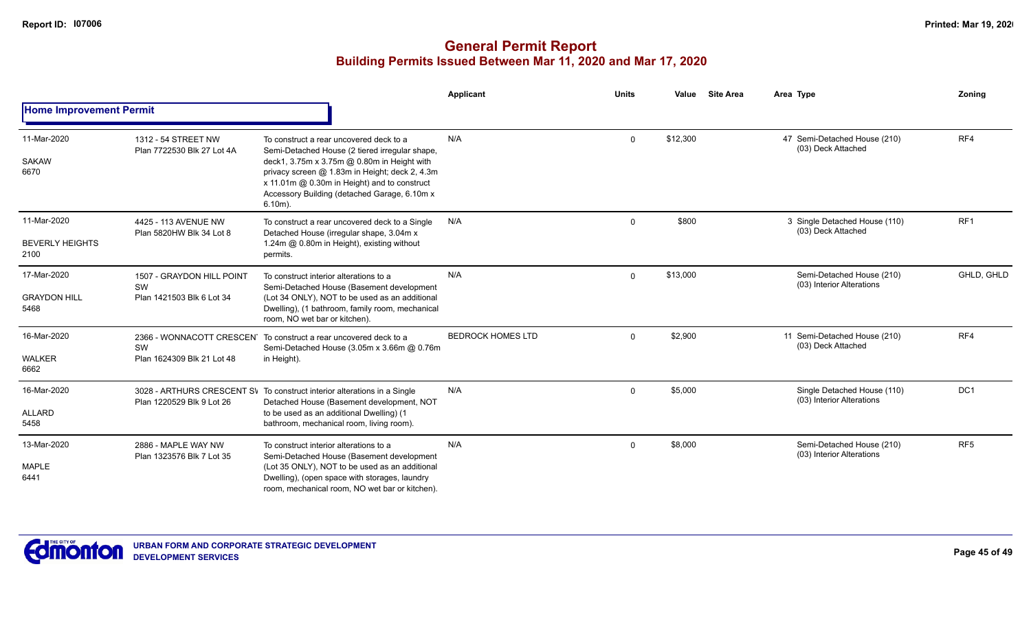# General Permit Report

## Building Permits Issued Between Mar 11, 2020 and Mar 17, 2020

### Home Improvement Permit

| Date / Neighbourhood | Address / Legal | Description | Applicant | Units | Value | Site Area | Area | Type | Zoning |
|---|---|---|---|---|---|---|---|---|---|
| 11-Mar-2020 SAKAW 6670 | 1312 - 54 STREET NW Plan 7722530 Blk 27 Lot 4A | To construct a rear uncovered deck to a Semi-Detached House (2 tiered irregular shape, deck1, 3.75m x 3.75m @ 0.80m in Height with privacy screen @ 1.83m in Height; deck 2, 4.3m x 11.01m @ 0.30m in Height) and to construct Accessory Building (detached Garage, 6.10m x 6.10m). | N/A | 0 | $12,300 | | 47 | Semi-Detached House (210) (03) Deck Attached | RF4 |
| 11-Mar-2020 BEVERLY HEIGHTS 2100 | 4425 - 113 AVENUE NW Plan 5820HW Blk 34 Lot 8 | To construct a rear uncovered deck to a Single Detached House (irregular shape, 3.04m x 1.24m @ 0.80m in Height), existing without permits. | N/A | 0 | $800 | | 3 | Single Detached House (110) (03) Deck Attached | RF1 |
| 17-Mar-2020 GRAYDON HILL 5468 | 1507 - GRAYDON HILL POINT SW Plan 1421503 Blk 6 Lot 34 | To construct interior alterations to a Semi-Detached House (Basement development (Lot 34 ONLY), NOT to be used as an additional Dwelling), (1 bathroom, family room, mechanical room, NO wet bar or kitchen). | N/A | 0 | $13,000 | | | Semi-Detached House (210) (03) Interior Alterations | GHLD, GHLD |
| 16-Mar-2020 WALKER 6662 | 2366 - WONNACOTT CRESCENT SW Plan 1624309 Blk 21 Lot 48 | To construct a rear uncovered deck to a Semi-Detached House (3.05m x 3.66m @ 0.76m in Height). | BEDROCK HOMES LTD | 0 | $2,900 | | 11 | Semi-Detached House (210) (03) Deck Attached | RF4 |
| 16-Mar-2020 ALLARD 5458 | 3028 - ARTHURS CRESCENT SW Plan 1220529 Blk 9 Lot 26 | To construct interior alterations in a Single Detached House (Basement development, NOT to be used as an additional Dwelling) (1 bathroom, mechanical room, living room). | N/A | 0 | $5,000 | | | Single Detached House (110) (03) Interior Alterations | DC1 |
| 13-Mar-2020 MAPLE 6441 | 2886 - MAPLE WAY NW Plan 1323576 Blk 7 Lot 35 | To construct interior alterations to a Semi-Detached House (Basement development (Lot 35 ONLY), NOT to be used as an additional Dwelling), (open space with storages, laundry room, mechanical room, NO wet bar or kitchen). | N/A | 0 | $8,000 | | | Semi-Detached House (210) (03) Interior Alterations | RF5 |

URBAN FORM AND CORPORATE STRATEGIC DEVELOPMENT
DEVELOPMENT SERVICES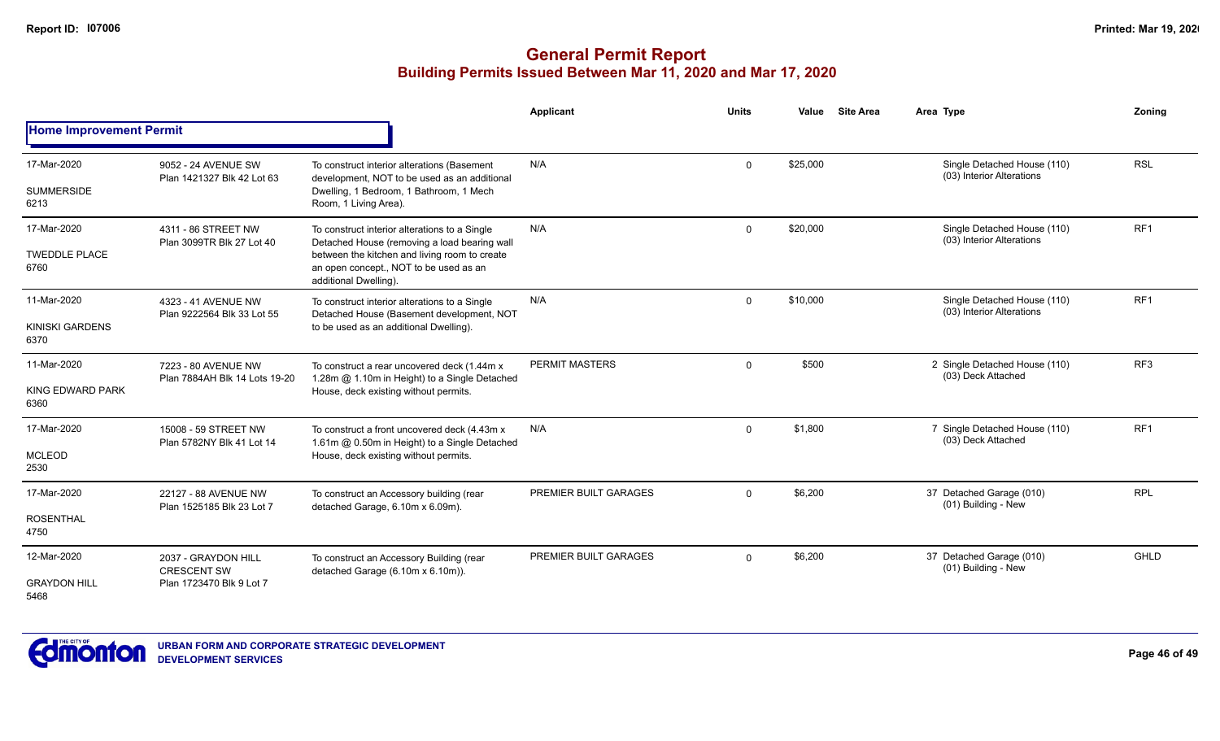# General Permit Report

## Building Permits Issued Between Mar 11, 2020 and Mar 17, 2020

### Home Improvement Permit

| Date / Neighbourhood | Address / Legal | Description | Applicant | Units | Value | Site Area | Area | Type | Zoning |
|---|---|---|---|---|---|---|---|---|---|
| 17-Mar-2020 SUMMERSIDE 6213 | 9052 - 24 AVENUE SW Plan 1421327 Blk 42 Lot 63 | To construct interior alterations (Basement development, NOT to be used as an additional Dwelling, 1 Bedroom, 1 Bathroom, 1 Mech Room, 1 Living Area). | N/A | 0 | $25,000 | | | Single Detached House (110) (03) Interior Alterations | RSL |
| 17-Mar-2020 TWEDDLE PLACE 6760 | 4311 - 86 STREET NW Plan 3099TR Blk 27 Lot 40 | To construct interior alterations to a Single Detached House (removing a load bearing wall between the kitchen and living room to create an open concept., NOT to be used as an additional Dwelling). | N/A | 0 | $20,000 | | | Single Detached House (110) (03) Interior Alterations | RF1 |
| 11-Mar-2020 KINISKI GARDENS 6370 | 4323 - 41 AVENUE NW Plan 9222564 Blk 33 Lot 55 | To construct interior alterations to a Single Detached House (Basement development, NOT to be used as an additional Dwelling). | N/A | 0 | $10,000 | | | Single Detached House (110) (03) Interior Alterations | RF1 |
| 11-Mar-2020 KING EDWARD PARK 6360 | 7223 - 80 AVENUE NW Plan 7884AH Blk 14 Lots 19-20 | To construct a rear uncovered deck (1.44m x 1.28m @ 1.10m in Height) to a Single Detached House, deck existing without permits. | PERMIT MASTERS | 0 | $500 | | 2 | Single Detached House (110) (03) Deck Attached | RF3 |
| 17-Mar-2020 MCLEOD 2530 | 15008 - 59 STREET NW Plan 5782NY Blk 41 Lot 14 | To construct a front uncovered deck (4.43m x 1.61m @ 0.50m in Height) to a Single Detached House, deck existing without permits. | N/A | 0 | $1,800 | | 7 | Single Detached House (110) (03) Deck Attached | RF1 |
| 17-Mar-2020 ROSENTHAL 4750 | 22127 - 88 AVENUE NW Plan 1525185 Blk 23 Lot 7 | To construct an Accessory building (rear detached Garage, 6.10m x 6.09m). | PREMIER BUILT GARAGES | 0 | $6,200 | | 37 | Detached Garage (010) (01) Building - New | RPL |
| 12-Mar-2020 GRAYDON HILL 5468 | 2037 - GRAYDON HILL CRESCENT SW Plan 1723470 Blk 9 Lot 7 | To construct an Accessory Building (rear detached Garage (6.10m x 6.10m)). | PREMIER BUILT GARAGES | 0 | $6,200 | | 37 | Detached Garage (010) (01) Building - New | GHLD |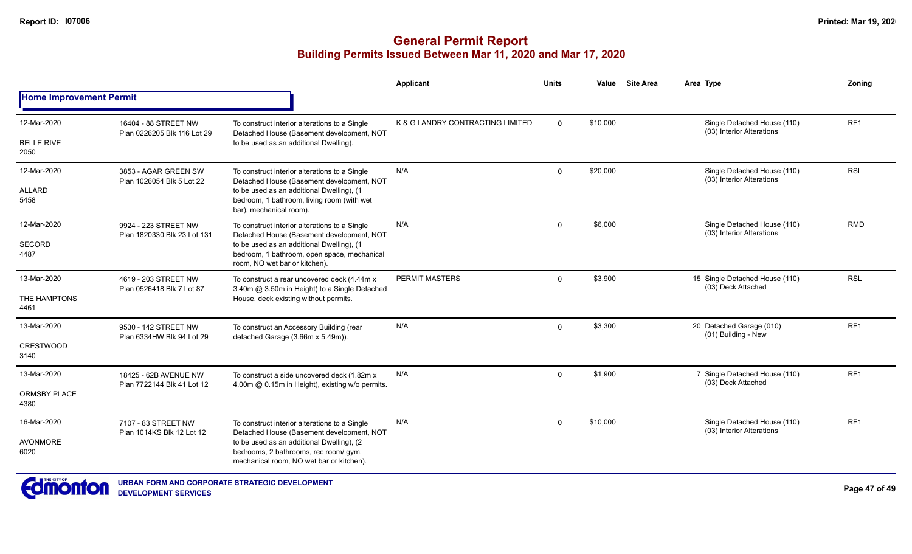# General Permit Report

## Building Permits Issued Between Mar 11, 2020 and Mar 17, 2020

### Home Improvement Permit

| Date / Neighbourhood | Address / Legal | Description | Applicant | Units | Value | Site Area | Area Type | Zoning |
|---|---|---|---|---|---|---|---|---|
| 12-Mar-2020<br>BELLE RIVE<br>2050 | 16404 - 88 STREET NW<br>Plan 0226205 Blk 116 Lot 29 | To construct interior alterations to a Single Detached House (Basement development, NOT to be used as an additional Dwelling). | K & G LANDRY CONTRACTING LIMITED | 0 | $10,000 | | Single Detached House (110)<br>(03) Interior Alterations | RF1 |
| 12-Mar-2020<br>ALLARD<br>5458 | 3853 - AGAR GREEN SW<br>Plan 1026054 Blk 5 Lot 22 | To construct interior alterations to a Single Detached House (Basement development, NOT to be used as an additional Dwelling), (1 bedroom, 1 bathroom, living room (with wet bar), mechanical room). | N/A | 0 | $20,000 | | Single Detached House (110)<br>(03) Interior Alterations | RSL |
| 12-Mar-2020<br>SECORD<br>4487 | 9924 - 223 STREET NW<br>Plan 1820330 Blk 23 Lot 131 | To construct interior alterations to a Single Detached House (Basement development, NOT to be used as an additional Dwelling), (1 bedroom, 1 bathroom, open space, mechanical room, NO wet bar or kitchen). | N/A | 0 | $6,000 | | Single Detached House (110)<br>(03) Interior Alterations | RMD |
| 13-Mar-2020<br>THE HAMPTONS<br>4461 | 4619 - 203 STREET NW<br>Plan 0526418 Blk 7 Lot 87 | To construct a rear uncovered deck (4.44m x 3.40m @ 3.50m in Height) to a Single Detached House, deck existing without permits. | PERMIT MASTERS | 0 | $3,900 | 15 | Single Detached House (110)<br>(03) Deck Attached | RSL |
| 13-Mar-2020<br>CRESTWOOD<br>3140 | 9530 - 142 STREET NW<br>Plan 6334HW Blk 94 Lot 29 | To construct an Accessory Building (rear detached Garage (3.66m x 5.49m)). | N/A | 0 | $3,300 | 20 | Detached Garage (010)<br>(01) Building - New | RF1 |
| 13-Mar-2020<br>ORMSBY PLACE<br>4380 | 18425 - 62B AVENUE NW<br>Plan 7722144 Blk 41 Lot 12 | To construct a side uncovered deck (1.82m x 4.00m @ 0.15m in Height), existing w/o permits. | N/A | 0 | $1,900 | 7 | Single Detached House (110)<br>(03) Deck Attached | RF1 |
| 16-Mar-2020<br>AVONMORE<br>6020 | 7107 - 83 STREET NW<br>Plan 1014KS Blk 12 Lot 12 | To construct interior alterations to a Single Detached House (Basement development, NOT to be used as an additional Dwelling), (2 bedrooms, 2 bathrooms, rec room/ gym, mechanical room, NO wet bar or kitchen). | N/A | 0 | $10,000 | | Single Detached House (110)<br>(03) Interior Alterations | RF1 |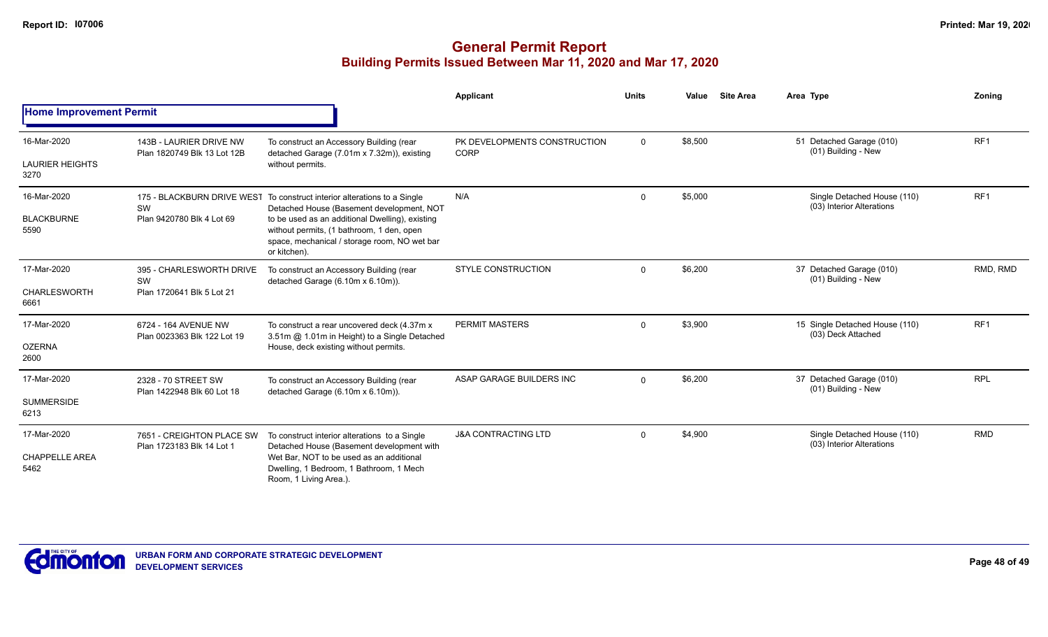## General Permit Report
### Building Permits Issued Between Mar 11, 2020 and Mar 17, 2020

**Home Improvement Permit**

| Date / Neighbourhood | Address / Legal | Description | Applicant | Units | Value | Site Area | Area | Type | Zoning |
|---|---|---|---|---|---|---|---|---|---|
| 16-Mar-2020 LAURIER HEIGHTS 3270 | 143B - LAURIER DRIVE NW Plan 1820749 Blk 13 Lot 12B | To construct an Accessory Building (rear detached Garage (7.01m x 7.32m)), existing without permits. | PK DEVELOPMENTS CONSTRUCTION CORP | 0 | $8,500 | | 51 | Detached Garage (010) (01) Building - New | RF1 |
| 16-Mar-2020 BLACKBURNE 5590 | 175 - BLACKBURN DRIVE WEST SW Plan 9420780 Blk 4 Lot 69 | To construct interior alterations to a Single Detached House (Basement development, NOT to be used as an additional Dwelling), existing without permits, (1 bathroom, 1 den, open space, mechanical / storage room, NO wet bar or kitchen). | N/A | 0 | $5,000 | | | Single Detached House (110) (03) Interior Alterations | RF1 |
| 17-Mar-2020 CHARLESWORTH 6661 | 395 - CHARLESWORTH DRIVE SW Plan 1720641 Blk 5 Lot 21 | To construct an Accessory Building (rear detached Garage (6.10m x 6.10m)). | STYLE CONSTRUCTION | 0 | $6,200 | | 37 | Detached Garage (010) (01) Building - New | RMD, RMD |
| 17-Mar-2020 OZERNA 2600 | 6724 - 164 AVENUE NW Plan 0023363 Blk 122 Lot 19 | To construct a rear uncovered deck (4.37m x 3.51m @ 1.01m in Height) to a Single Detached House, deck existing without permits. | PERMIT MASTERS | 0 | $3,900 | | 15 | Single Detached House (110) (03) Deck Attached | RF1 |
| 17-Mar-2020 SUMMERSIDE 6213 | 2328 - 70 STREET SW Plan 1422948 Blk 60 Lot 18 | To construct an Accessory Building (rear detached Garage (6.10m x 6.10m)). | ASAP GARAGE BUILDERS INC | 0 | $6,200 | | 37 | Detached Garage (010) (01) Building - New | RPL |
| 17-Mar-2020 CHAPPELLE AREA 5462 | 7651 - CREIGHTON PLACE SW Plan 1723183 Blk 14 Lot 1 | To construct interior alterations to a Single Detached House (Basement development with Wet Bar, NOT to be used as an additional Dwelling, 1 Bedroom, 1 Bathroom, 1 Mech Room, 1 Living Area.). | J&A CONTRACTING LTD | 0 | $4,900 | | | Single Detached House (110) (03) Interior Alterations | RMD |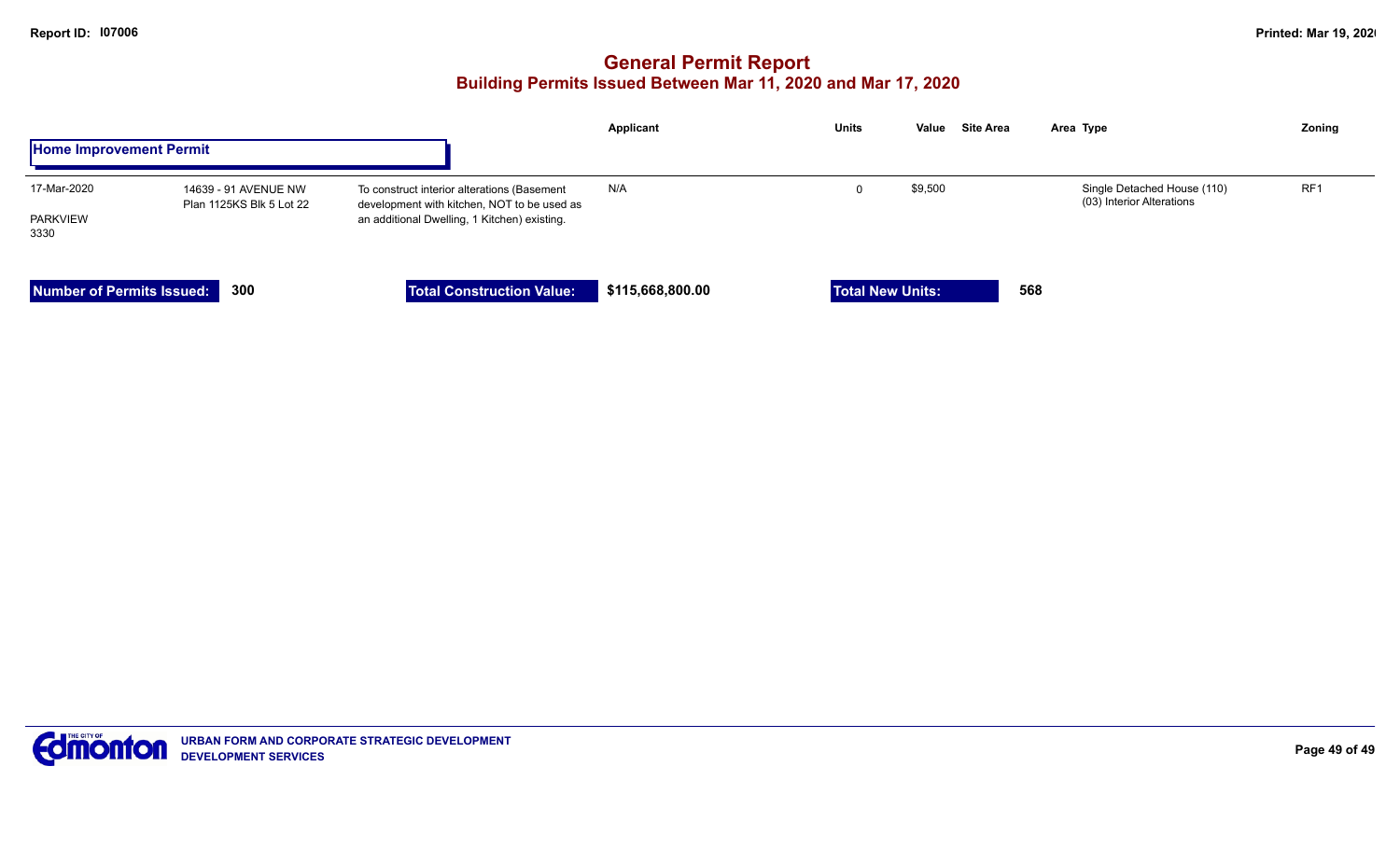# General Permit Report

## Building Permits Issued Between Mar 11, 2020 and Mar 17, 2020

### Home Improvement Permit

| | | | Applicant | Units | Value | Site Area | Area Type | Zoning |
|---|---|---|---|---|---|---|---|---|
| 17-Mar-2020<br>PARKVIEW<br>3330 | 14639 - 91 AVENUE NW<br>Plan 1125KS Blk 5 Lot 22 | To construct interior alterations (Basement development with kitchen, NOT to be used as an additional Dwelling, 1 Kitchen) existing. | N/A | 0 | $9,500 | | Single Detached House (110)<br>(03) Interior Alterations | RF1 |

**Number of Permits Issued:** 300

**Total Construction Value:** $115,668,800.00

**Total New Units:** 568

URBAN FORM AND CORPORATE STRATEGIC DEVELOPMENT
DEVELOPMENT SERVICES